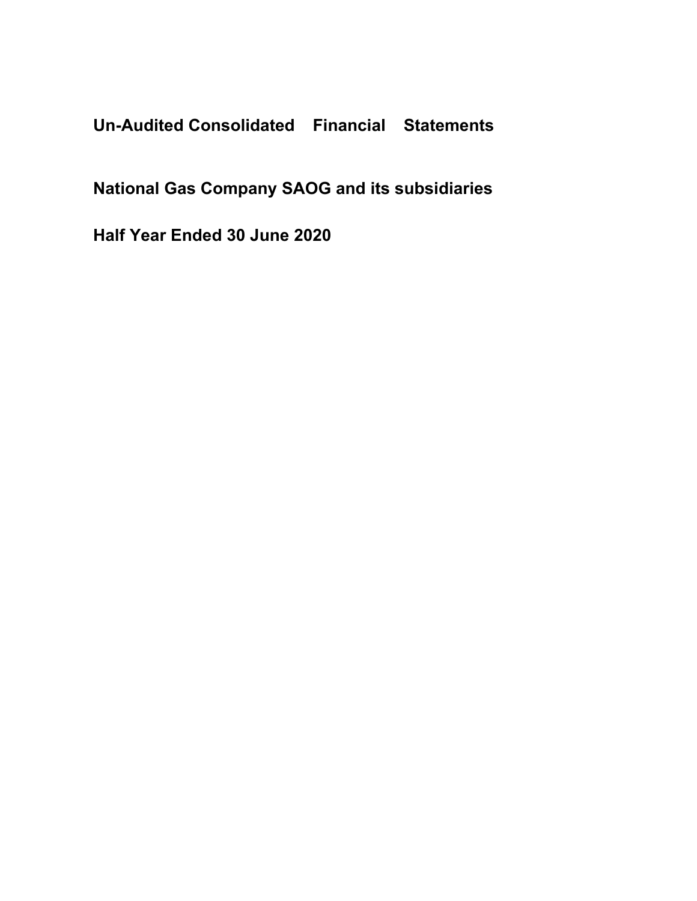# Un-Audited Consolidated Financial Statements

# National Gas Company SAOG and its subsidiaries

# Half Year Ended 30 June 2020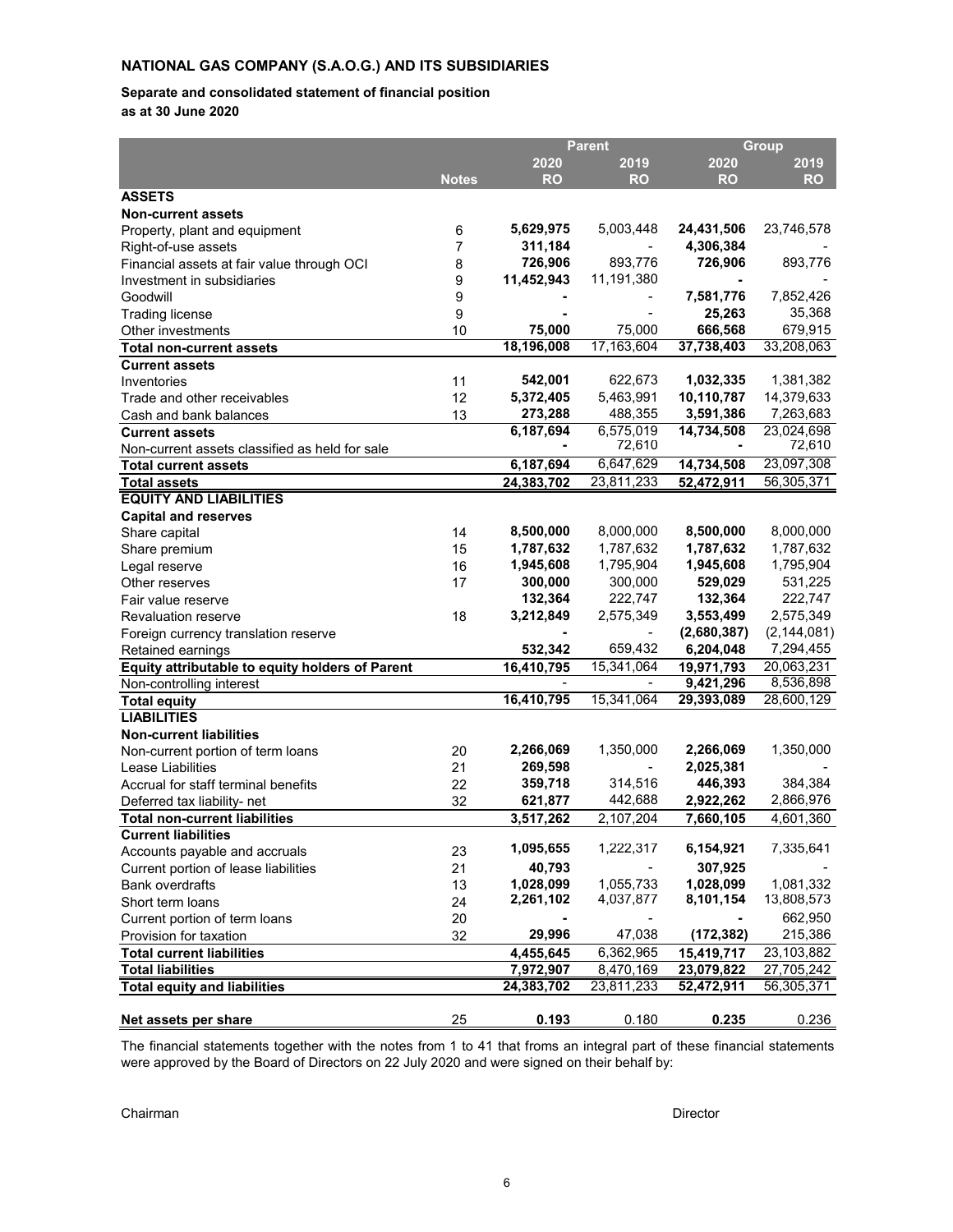**NATIONAL GAS COMPANY (S.A.O.G.) AND ITS SUBSIDIARIES**

**Separate and consolidated statement of financial position**
**as at 30 June 2020**

| | | Parent | | Group | |
|---|---|---|---|---|---|
| | | 2020 | 2019 | 2020 | 2019 |
| | Notes | RO | RO | RO | RO |
| **ASSETS** | | | | | |
| **Non-current assets** | | | | | |
| Property, plant and equipment | 6 | **5,629,975** | 5,003,448 | **24,431,506** | 23,746,578 |
| Right-of-use assets | 7 | **311,184** | - | **4,306,384** | - |
| Financial assets at fair value through OCI | 8 | **726,906** | 893,776 | **726,906** | 893,776 |
| Investment in subsidiaries | 9 | **11,452,943** | 11,191,380 | **-** | - |
| Goodwill | 9 | **-** | - | **7,581,776** | 7,852,426 |
| Trading license | 9 | **-** | - | **25,263** | 35,368 |
| Other investments | 10 | **75,000** | 75,000 | **666,568** | 679,915 |
| **Total non-current assets** | | **18,196,008** | 17,163,604 | **37,738,403** | 33,208,063 |
| **Current assets** | | | | | |
| Inventories | 11 | **542,001** | 622,673 | **1,032,335** | 1,381,382 |
| Trade and other receivables | 12 | **5,372,405** | 5,463,991 | **10,110,787** | 14,379,633 |
| Cash and bank balances | 13 | **273,288** | 488,355 | **3,591,386** | 7,263,683 |
| **Current assets** | | **6,187,694** | 6,575,019 | **14,734,508** | 23,024,698 |
| Non-current assets classified as held for sale | | **-** | 72,610 | **-** | 72,610 |
| **Total current assets** | | **6,187,694** | 6,647,629 | **14,734,508** | 23,097,308 |
| **Total assets** | | **24,383,702** | 23,811,233 | **52,472,911** | 56,305,371 |
| **EQUITY AND LIABILITIES** | | | | | |
| **Capital and reserves** | | | | | |
| Share capital | 14 | **8,500,000** | 8,000,000 | **8,500,000** | 8,000,000 |
| Share premium | 15 | **1,787,632** | 1,787,632 | **1,787,632** | 1,787,632 |
| Legal reserve | 16 | **1,945,608** | 1,795,904 | **1,945,608** | 1,795,904 |
| Other reserves | 17 | **300,000** | 300,000 | **529,029** | 531,225 |
| Fair value reserve | | **132,364** | 222,747 | **132,364** | 222,747 |
| Revaluation reserve | 18 | **3,212,849** | 2,575,349 | **3,553,499** | 2,575,349 |
| Foreign currency translation reserve | | **-** | - | **(2,680,387)** | (2,144,081) |
| Retained earnings | | **532,342** | 659,432 | **6,204,048** | 7,294,455 |
| **Equity attributable to equity holders of Parent** | | **16,410,795** | 15,341,064 | **19,971,793** | 20,063,231 |
| Non-controlling interest | | - | - | **9,421,296** | 8,536,898 |
| **Total equity** | | **16,410,795** | 15,341,064 | **29,393,089** | 28,600,129 |
| **LIABILITIES** | | | | | |
| **Non-current liabilities** | | | | | |
| Non-current portion of term loans | 20 | **2,266,069** | 1,350,000 | **2,266,069** | 1,350,000 |
| Lease Liabilities | 21 | **269,598** | - | **2,025,381** | - |
| Accrual for staff terminal benefits | 22 | **359,718** | 314,516 | **446,393** | 384,384 |
| Deferred tax liability- net | 32 | **621,877** | 442,688 | **2,922,262** | 2,866,976 |
| **Total non-current liabilities** | | **3,517,262** | 2,107,204 | **7,660,105** | 4,601,360 |
| **Current liabilities** | | | | | |
| Accounts payable and accruals | 23 | **1,095,655** | 1,222,317 | **6,154,921** | 7,335,641 |
| Current portion of lease liabilities | 21 | **40,793** | - | **307,925** | - |
| Bank overdrafts | 13 | **1,028,099** | 1,055,733 | **1,028,099** | 1,081,332 |
| Short term loans | 24 | **2,261,102** | 4,037,877 | **8,101,154** | 13,808,573 |
| Current portion of term loans | 20 | **-** | - | **-** | 662,950 |
| Provision for taxation | 32 | **29,996** | 47,038 | **(172,382)** | 215,386 |
| **Total current liabilities** | | **4,455,645** | 6,362,965 | **15,419,717** | 23,103,882 |
| **Total liabilities** | | **7,972,907** | 8,470,169 | **23,079,822** | 27,705,242 |
| **Total equity and liabilities** | | **24,383,702** | 23,811,233 | **52,472,911** | 56,305,371 |
| | | | | | |
| **Net assets per share** | 25 | **0.193** | 0.180 | **0.235** | 0.236 |

The financial statements together with the notes from 1 to 41 that froms an integral part of these financial statements were approved by the Board of Directors on 22 July 2020 and were signed on their behalf by:

Chairman Director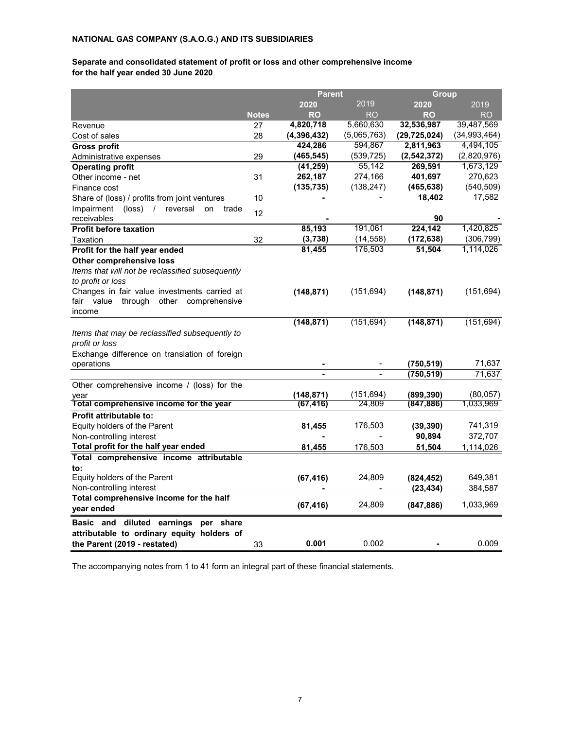**NATIONAL GAS COMPANY (S.A.O.G.) AND ITS SUBSIDIARIES**

**Separate and consolidated statement of profit or loss and other comprehensive income for the half year ended 30 June 2020**

| | | Parent | | Group | |
|---|---|---|---|---|---|
| | | **2020** | 2019 | **2020** | 2019 |
| | **Notes** | **RO** | RO | **RO** | RO |
| Revenue | 27 | **4,820,718** | 5,660,630 | **32,536,987** | 39,487,569 |
| Cost of sales | 28 | **(4,396,432)** | (5,065,763) | **(29,725,024)** | (34,993,464) |
| **Gross profit** | | **424,286** | 594,867 | **2,811,963** | 4,494,105 |
| Administrative expenses | 29 | **(465,545)** | (539,725) | **(2,542,372)** | (2,820,976) |
| **Operating profit** | | **(41,259)** | 55,142 | **269,591** | 1,673,129 |
| Other income - net | 31 | **262,187** | 274,166 | **401,697** | 270,623 |
| Finance cost | | **(135,735)** | (138,247) | **(465,638)** | (540,509) |
| Share of (loss) / profits from joint ventures | 10 | **-** | - | **18,402** | 17,582 |
| Impairment (loss) / reversal on trade receivables | 12 | **-** | | **90** | - |
| **Profit before taxation** | | **85,193** | 191,061 | **224,142** | 1,420,825 |
| Taxation | 32 | **(3,738)** | (14,558) | **(172,638)** | (306,799) |
| **Profit for the half year ended** | | **81,455** | 176,503 | **51,504** | 1,114,026 |
| **Other comprehensive loss** | | | | | |
| *Items that will not be reclassified subsequently to profit or loss* | | | | | |
| Changes in fair value investments carried at fair value through other comprehensive income | | **(148,871)** | (151,694) | **(148,871)** | (151,694) |
| | | **(148,871)** | (151,694) | **(148,871)** | (151,694) |
| *Items that may be reclassified subsequently to profit or loss* | | | | | |
| Exchange difference on translation of foreign operations | | **-** | - | **(750,519)** | 71,637 |
| | | **-** | - | **(750,519)** | 71,637 |
| Other comprehensive income / (loss) for the year | | **(148,871)** | (151,694) | **(899,390)** | (80,057) |
| **Total comprehensive income for the year** | | **(67,416)** | 24,809 | **(847,886)** | 1,033,969 |
| **Profit attributable to:** | | | | | |
| Equity holders of the Parent | | **81,455** | 176,503 | **(39,390)** | 741,319 |
| Non-controlling interest | | **-** | - | **90,894** | 372,707 |
| **Total profit for the half year ended** | | **81,455** | 176,503 | **51,504** | 1,114,026 |
| **Total comprehensive income attributable to:** | | | | | |
| Equity holders of the Parent | | **(67,416)** | 24,809 | **(824,452)** | 649,381 |
| Non-controlling interest | | **-** | - | **(23,434)** | 384,587 |
| **Total comprehensive income for the half year ended** | | **(67,416)** | 24,809 | **(847,886)** | 1,033,969 |
| **Basic and diluted earnings per share attributable to ordinary equity holders of the Parent (2019 - restated)** | 33 | **0.001** | 0.002 | **-** | 0.009 |

The accompanying notes from 1 to 41 form an integral part of these financial statements.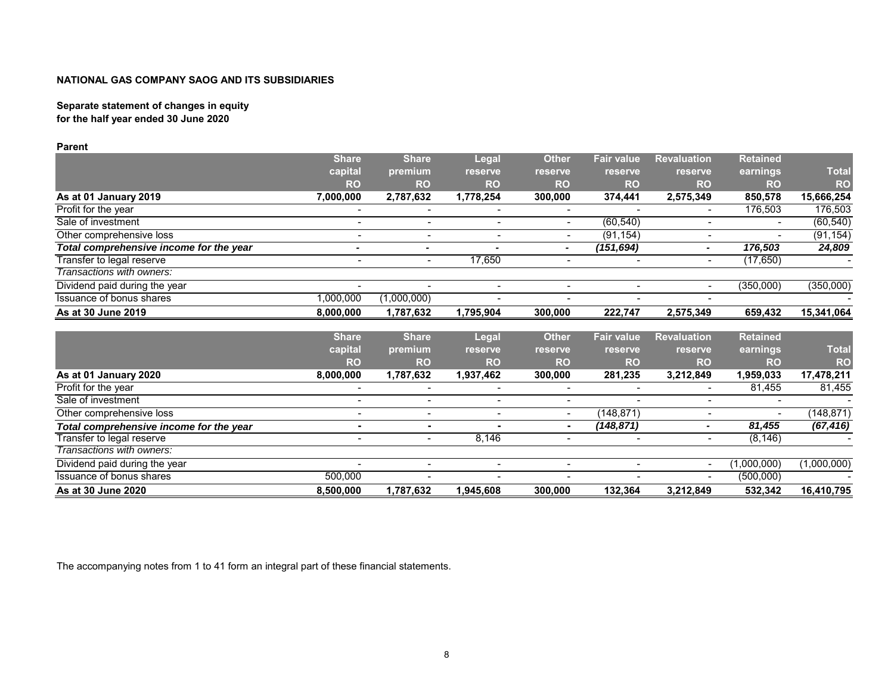**NATIONAL GAS COMPANY SAOG AND ITS SUBSIDIARIES**

**Separate statement of changes in equity**
**for the half year ended 30 June 2020**

**Parent**

| | Share capital RO | Share premium RO | Legal reserve RO | Other reserve RO | Fair value reserve RO | Revaluation reserve RO | Retained earnings RO | Total RO |
|---|---|---|---|---|---|---|---|---|
| **As at 01 January 2019** | **7,000,000** | **2,787,632** | **1,778,254** | **300,000** | **374,441** | **2,575,349** | **850,578** | **15,666,254** |
| Profit for the year | - | - | - | - | - | - | 176,503 | 176,503 |
| Sale of investment | - | - | - | - | (60,540) | - | - | (60,540) |
| Other comprehensive loss | - | - | - | - | (91,154) | - | - | (91,154) |
| ***Total comprehensive income for the year*** | - | - | - | - | ***(151,694)*** | - | ***176,503*** | ***24,809*** |
| Transfer to legal reserve | - | - | 17,650 | - | - | - | (17,650) | - |
| *Transactions with owners:* | | | | | | | | |
| Dividend paid during the year | - | - | - | - | - | - | (350,000) | (350,000) |
| Issuance of bonus shares | 1,000,000 | (1,000,000) | - | - | - | - | | - |
| **As at 30 June 2019** | **8,000,000** | **1,787,632** | **1,795,904** | **300,000** | **222,747** | **2,575,349** | **659,432** | **15,341,064** |

| | Share capital RO | Share premium RO | Legal reserve RO | Other reserve RO | Fair value reserve RO | Revaluation reserve RO | Retained earnings RO | Total RO |
|---|---|---|---|---|---|---|---|---|
| **As at 01 January 2020** | **8,000,000** | **1,787,632** | **1,937,462** | **300,000** | **281,235** | **3,212,849** | **1,959,033** | **17,478,211** |
| Profit for the year | - | - | - | - | - | - | 81,455 | 81,455 |
| Sale of investment | - | - | - | - | - | - | - | - |
| Other comprehensive loss | - | - | - | - | (148,871) | - | - | (148,871) |
| ***Total comprehensive income for the year*** | - | - | - | - | ***(148,871)*** | - | ***81,455*** | ***(67,416)*** |
| Transfer to legal reserve | - | - | 8,146 | - | - | - | (8,146) | - |
| *Transactions with owners:* | | | | | | | | |
| Dividend paid during the year | - | - | - | - | - | - | (1,000,000) | (1,000,000) |
| Issuance of bonus shares | 500,000 | - | - | - | - | - | (500,000) | - |
| **As at 30 June 2020** | **8,500,000** | **1,787,632** | **1,945,608** | **300,000** | **132,364** | **3,212,849** | **532,342** | **16,410,795** |

The accompanying notes from 1 to 41 form an integral part of these financial statements.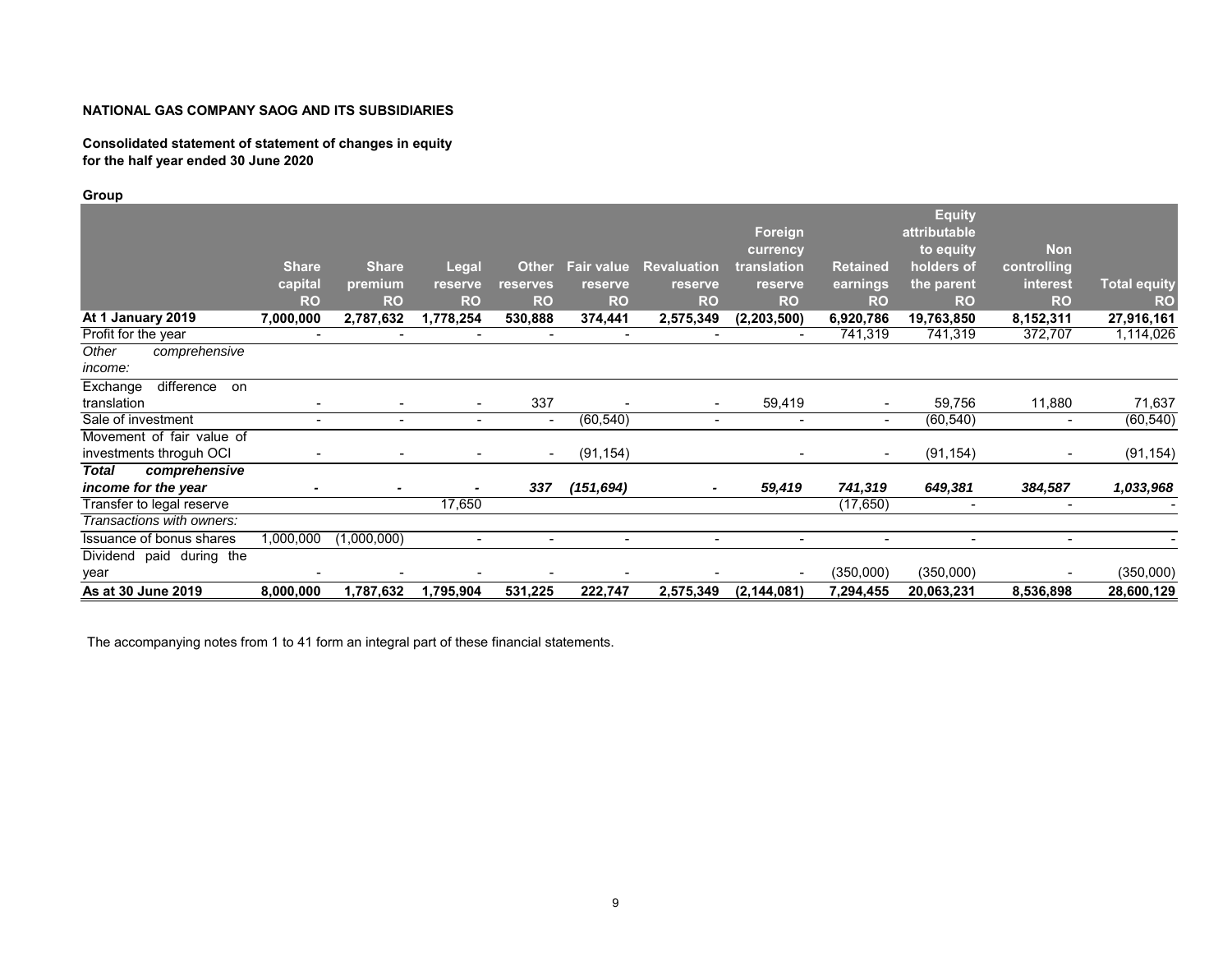**NATIONAL GAS COMPANY SAOG AND ITS SUBSIDIARIES**

**Consolidated statement of statement of changes in equity**
**for the half year ended 30 June 2020**

**Group**

| | Share capital RO | Share premium RO | Legal reserve RO | Other reserves RO | Fair value reserve RO | Revaluation reserve RO | Foreign currency translation reserve RO | Retained earnings RO | Equity attributable to equity holders of the parent RO | Non controlling interest RO | Total equity RO |
|---|---|---|---|---|---|---|---|---|---|---|---|
| **At 1 January 2019** | **7,000,000** | **2,787,632** | **1,778,254** | **530,888** | **374,441** | **2,575,349** | **(2,203,500)** | **6,920,786** | **19,763,850** | **8,152,311** | **27,916,161** |
| Profit for the year | - | - | - | - | - | - | - | 741,319 | 741,319 | 372,707 | 1,114,026 |
| *Other comprehensive income:* | | | | | | | | | | | |
| Exchange difference on translation | - | - | - | 337 | - | - | 59,419 | - | 59,756 | 11,880 | 71,637 |
| Sale of investment | - | - | - | - | (60,540) | - | - | - | (60,540) | - | (60,540) |
| Movement of fair value of investments throguh OCI | - | - | - | - | (91,154) | | - | - | (91,154) | - | (91,154) |
| ***Total comprehensive income for the year*** | - | - | - | *337* | *(151,694)* | - | *59,419* | *741,319* | *649,381* | *384,587* | *1,033,968* |
| Transfer to legal reserve | | | 17,650 | | | | | (17,650) | - | - | - |
| *Transactions with owners:* | | | | | | | | | | | |
| Issuance of bonus shares | 1,000,000 | (1,000,000) | - | - | - | - | - | - | - | - | - |
| Dividend paid during the year | - | - | - | - | - | - | - | (350,000) | (350,000) | - | (350,000) |
| **As at 30 June 2019** | **8,000,000** | **1,787,632** | **1,795,904** | **531,225** | **222,747** | **2,575,349** | **(2,144,081)** | **7,294,455** | **20,063,231** | **8,536,898** | **28,600,129** |

The accompanying notes from 1 to 41 form an integral part of these financial statements.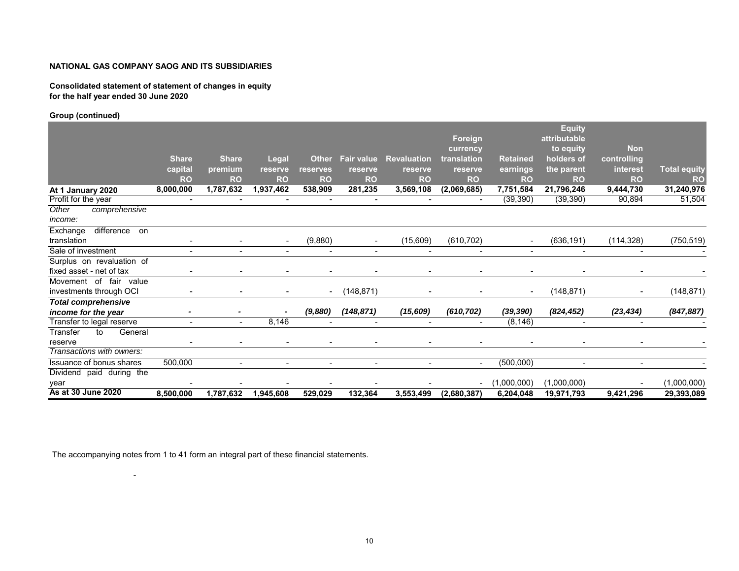**NATIONAL GAS COMPANY SAOG AND ITS SUBSIDIARIES**

**Consolidated statement of statement of changes in equity for the half year ended 30 June 2020**

**Group (continued)**

| | Share capital RO | Share premium RO | Legal reserve RO | Other reserves RO | Fair value reserve RO | Revaluation reserve RO | Foreign currency translation reserve RO | Retained earnings RO | Equity attributable to equity holders of the parent RO | Non controlling interest RO | Total equity RO |
|---|---|---|---|---|---|---|---|---|---|---|---|
| **At 1 January 2020** | **8,000,000** | **1,787,632** | **1,937,462** | **538,909** | **281,235** | **3,569,108** | **(2,069,685)** | **7,751,584** | **21,796,246** | **9,444,730** | **31,240,976** |
| Profit for the year | - | - | - | - | - | - | - | (39,390) | (39,390) | 90,894 | 51,504 |
| *Other comprehensive income:* | | | | | | | | | | | |
| Exchange difference on translation | - | - | - | (9,880) | - | (15,609) | (610,702) | - | (636,191) | (114,328) | (750,519) |
| Sale of investment | - | - | - | - | - | - | - | - | - | - | - |
| Surplus on revaluation of fixed asset - net of tax | - | - | - | - | - | - | - | - | - | - | - |
| Movement of fair value investments through OCI | - | - | - | - | (148,871) | - | - | - | (148,871) | - | (148,871) |
| ***Total comprehensive income for the year*** | - | - | - | *(9,880)* | *(148,871)* | *(15,609)* | *(610,702)* | *(39,390)* | *(824,452)* | *(23,434)* | *(847,887)* |
| Transfer to legal reserve | - | - | 8,146 | - | - | - | - | (8,146) | - | - | - |
| Transfer to General reserve | - | - | - | - | - | - | - | - | - | - | - |
| *Transactions with owners:* | | | | | | | | | | | |
| Issuance of bonus shares | 500,000 | - | - | - | - | - | - | (500,000) | - | - | - |
| Dividend paid during the year | - | - | - | - | - | - | - | (1,000,000) | (1,000,000) | - | (1,000,000) |
| **As at 30 June 2020** | **8,500,000** | **1,787,632** | **1,945,608** | **529,029** | **132,364** | **3,553,499** | **(2,680,387)** | **6,204,048** | **19,971,793** | **9,421,296** | **29,393,089** |

The accompanying notes from 1 to 41 form an integral part of these financial statements.

-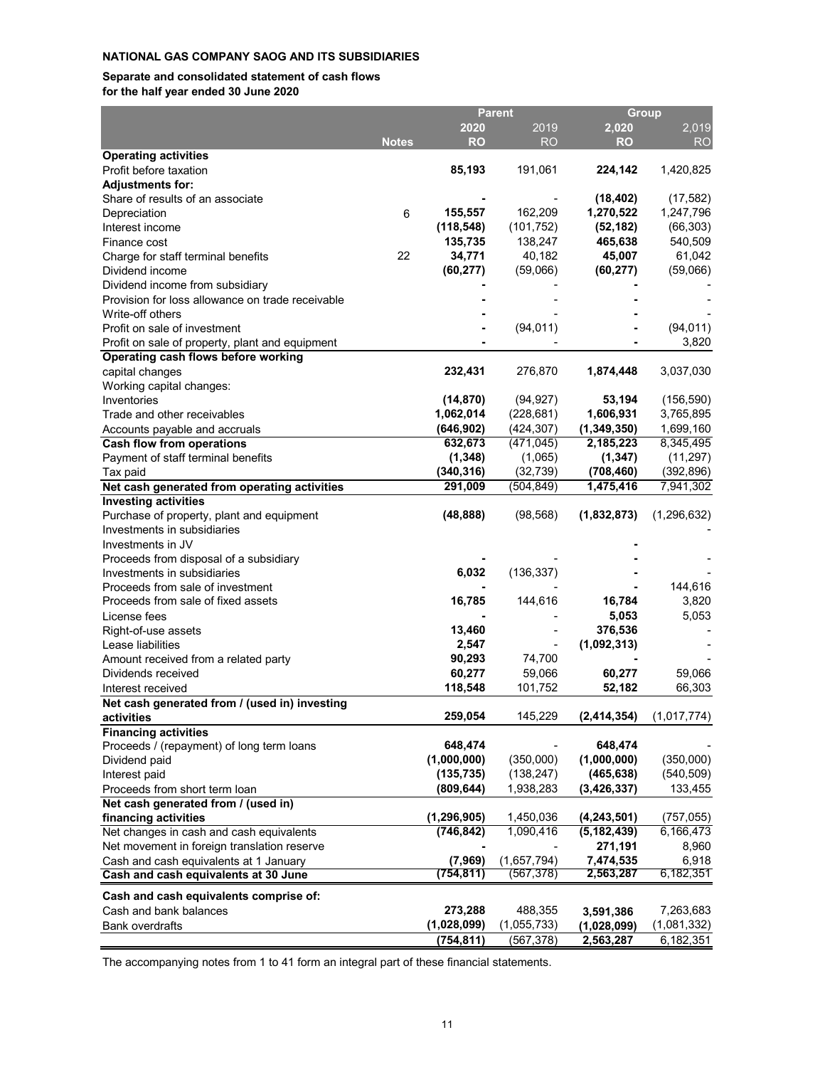**NATIONAL GAS COMPANY SAOG AND ITS SUBSIDIARIES**

**Separate and consolidated statement of cash flows**
**for the half year ended 30 June 2020**

| | | Parent | | Group | |
|---|---|---|---|---|---|
| | | **2020** | 2019 | **2,020** | 2,019 |
| | **Notes** | **RO** | RO | **RO** | RO |
| **Operating activities** | | | | | |
| Profit before taxation | | **85,193** | 191,061 | **224,142** | 1,420,825 |
| **Adjustments for:** | | | | | |
| Share of results of an associate | | **-** | - | **(18,402)** | (17,582) |
| Depreciation | 6 | **155,557** | 162,209 | **1,270,522** | 1,247,796 |
| Interest income | | **(118,548)** | (101,752) | **(52,182)** | (66,303) |
| Finance cost | | **135,735** | 138,247 | **465,638** | 540,509 |
| Charge for staff terminal benefits | 22 | **34,771** | 40,182 | **45,007** | 61,042 |
| Dividend income | | **(60,277)** | (59,066) | **(60,277)** | (59,066) |
| Dividend income from subsidiary | | **-** | - | **-** | - |
| Provision for loss allowance on trade receivable | | **-** | - | **-** | - |
| Write-off others | | **-** | - | **-** | - |
| Profit on sale of investment | | **-** | (94,011) | **-** | (94,011) |
| Profit on sale of property, plant and equipment | | **-** | - | **-** | 3,820 |
| **Operating cash flows before working capital changes** | | **232,431** | 276,870 | **1,874,448** | 3,037,030 |
| Working capital changes: | | | | | |
| Inventories | | **(14,870)** | (94,927) | **53,194** | (156,590) |
| Trade and other receivables | | **1,062,014** | (228,681) | **1,606,931** | 3,765,895 |
| Accounts payable and accruals | | **(646,902)** | (424,307) | **(1,349,350)** | 1,699,160 |
| **Cash flow from operations** | | **632,673** | (471,045) | **2,185,223** | 8,345,495 |
| Payment of staff terminal benefits | | **(1,348)** | (1,065) | **(1,347)** | (11,297) |
| Tax paid | | **(340,316)** | (32,739) | **(708,460)** | (392,896) |
| **Net cash generated from operating activities** | | **291,009** | (504,849) | **1,475,416** | 7,941,302 |
| **Investing activities** | | | | | |
| Purchase of property, plant and equipment | | **(48,888)** | (98,568) | **(1,832,873)** | (1,296,632) |
| Investments in subsidiaries | | | | | - |
| Investments in JV | | | | **-** | |
| Proceeds from disposal of a subsidiary | | **-** | - | **-** | - |
| Investments in subsidiaries | | **6,032** | (136,337) | **-** | - |
| Proceeds from sale of investment | | **-** | - | **-** | 144,616 |
| Proceeds from sale of fixed assets | | **16,785** | 144,616 | **16,784** | 3,820 |
| License fees | | **-** | - | **5,053** | 5,053 |
| Right-of-use assets | | **13,460** | - | **376,536** | - |
| Lease liabilities | | **2,547** | - | **(1,092,313)** | - |
| Amount received from a related party | | **90,293** | 74,700 | **-** | - |
| Dividends received | | **60,277** | 59,066 | **60,277** | 59,066 |
| Interest received | | **118,548** | 101,752 | **52,182** | 66,303 |
| **Net cash generated from / (used in) investing activities** | | **259,054** | 145,229 | **(2,414,354)** | (1,017,774) |
| **Financing activities** | | | | | |
| Proceeds / (repayment) of long term loans | | **648,474** | - | **648,474** | - |
| Dividend paid | | **(1,000,000)** | (350,000) | **(1,000,000)** | (350,000) |
| Interest paid | | **(135,735)** | (138,247) | **(465,638)** | (540,509) |
| Proceeds from short term loan | | **(809,644)** | 1,938,283 | **(3,426,337)** | 133,455 |
| **Net cash generated from / (used in) financing activities** | | **(1,296,905)** | 1,450,036 | **(4,243,501)** | (757,055) |
| Net changes in cash and cash equivalents | | **(746,842)** | 1,090,416 | **(5,182,439)** | 6,166,473 |
| Net movement in foreign translation reserve | | **-** | - | **271,191** | 8,960 |
| Cash and cash equivalents at 1 January | | **(7,969)** | (1,657,794) | **7,474,535** | 6,918 |
| **Cash and cash equivalents at 30 June** | | **(754,811)** | (567,378) | **2,563,287** | 6,182,351 |
| **Cash and cash equivalents comprise of:** | | | | | |
| Cash and bank balances | | **273,288** | 488,355 | **3,591,386** | 7,263,683 |
| Bank overdrafts | | **(1,028,099)** | (1,055,733) | **(1,028,099)** | (1,081,332) |
| | | **(754,811)** | (567,378) | **2,563,287** | 6,182,351 |

The accompanying notes from 1 to 41 form an integral part of these financial statements.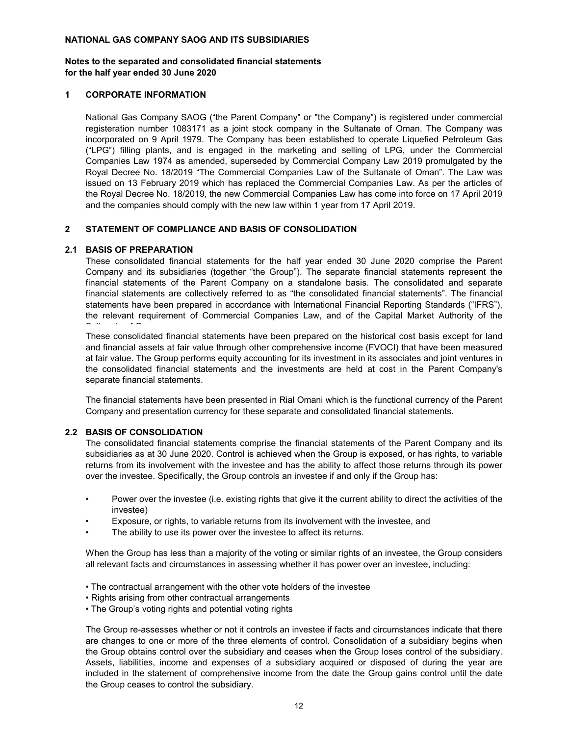**NATIONAL GAS COMPANY SAOG AND ITS SUBSIDIARIES**

**Notes to the separated and consolidated financial statements for the half year ended 30 June 2020**

## 1 CORPORATE INFORMATION

National Gas Company SAOG ("the Parent Company" or "the Company") is registered under commercial registeration number 1083171 as a joint stock company in the Sultanate of Oman. The Company was incorporated on 9 April 1979. The Company has been established to operate Liquefied Petroleum Gas ("LPG") filling plants, and is engaged in the marketing and selling of LPG, under the Commercial Companies Law 1974 as amended, superseded by Commercial Company Law 2019 promulgated by the Royal Decree No. 18/2019 "The Commercial Companies Law of the Sultanate of Oman". The Law was issued on 13 February 2019 which has replaced the Commercial Companies Law. As per the articles of the Royal Decree No. 18/2019, the new Commercial Companies Law has come into force on 17 April 2019 and the companies should comply with the new law within 1 year from 17 April 2019.

## 2 STATEMENT OF COMPLIANCE AND BASIS OF CONSOLIDATION

### 2.1 BASIS OF PREPARATION

These consolidated financial statements for the half year ended 30 June 2020 comprise the Parent Company and its subsidiaries (together "the Group"). The separate financial statements represent the financial statements of the Parent Company on a standalone basis. The consolidated and separate financial statements are collectively referred to as "the consolidated financial statements". The financial statements have been prepared in accordance with International Financial Reporting Standards ("IFRS"), the relevant requirement of Commercial Companies Law, and of the Capital Market Authority of the Sultanate of Oman.

These consolidated financial statements have been prepared on the historical cost basis except for land and financial assets at fair value through other comprehensive income (FVOCI) that have been measured at fair value. The Group performs equity accounting for its investment in its associates and joint ventures in the consolidated financial statements and the investments are held at cost in the Parent Company's separate financial statements.

The financial statements have been presented in Rial Omani which is the functional currency of the Parent Company and presentation currency for these separate and consolidated financial statements.

### 2.2 BASIS OF CONSOLIDATION

The consolidated financial statements comprise the financial statements of the Parent Company and its subsidiaries as at 30 June 2020. Control is achieved when the Group is exposed, or has rights, to variable returns from its involvement with the investee and has the ability to affect those returns through its power over the investee. Specifically, the Group controls an investee if and only if the Group has:

- Power over the investee (i.e. existing rights that give it the current ability to direct the activities of the investee)
- Exposure, or rights, to variable returns from its involvement with the investee, and
- The ability to use its power over the investee to affect its returns.

When the Group has less than a majority of the voting or similar rights of an investee, the Group considers all relevant facts and circumstances in assessing whether it has power over an investee, including:

- The contractual arrangement with the other vote holders of the investee
- Rights arising from other contractual arrangements
- The Group's voting rights and potential voting rights

The Group re-assesses whether or not it controls an investee if facts and circumstances indicate that there are changes to one or more of the three elements of control. Consolidation of a subsidiary begins when the Group obtains control over the subsidiary and ceases when the Group loses control of the subsidiary. Assets, liabilities, income and expenses of a subsidiary acquired or disposed of during the year are included in the statement of comprehensive income from the date the Group gains control until the date the Group ceases to control the subsidiary.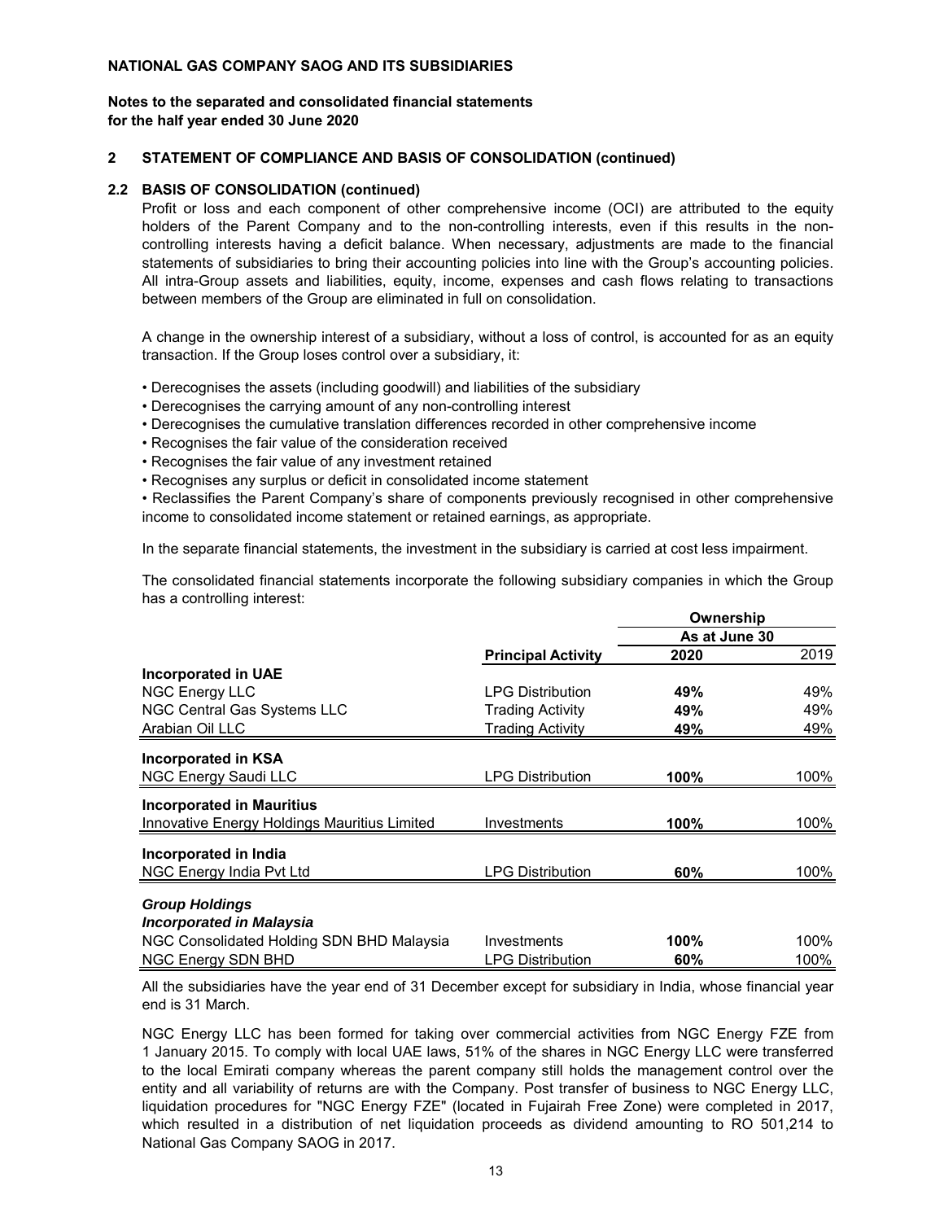**NATIONAL GAS COMPANY SAOG AND ITS SUBSIDIARIES**

**Notes to the separated and consolidated financial statements for the half year ended 30 June 2020**

## 2 STATEMENT OF COMPLIANCE AND BASIS OF CONSOLIDATION (continued)

### 2.2 BASIS OF CONSOLIDATION (continued)

Profit or loss and each component of other comprehensive income (OCI) are attributed to the equity holders of the Parent Company and to the non-controlling interests, even if this results in the non-controlling interests having a deficit balance. When necessary, adjustments are made to the financial statements of subsidiaries to bring their accounting policies into line with the Group's accounting policies. All intra-Group assets and liabilities, equity, income, expenses and cash flows relating to transactions between members of the Group are eliminated in full on consolidation.

A change in the ownership interest of a subsidiary, without a loss of control, is accounted for as an equity transaction. If the Group loses control over a subsidiary, it:

- Derecognises the assets (including goodwill) and liabilities of the subsidiary
- Derecognises the carrying amount of any non-controlling interest
- Derecognises the cumulative translation differences recorded in other comprehensive income
- Recognises the fair value of the consideration received
- Recognises the fair value of any investment retained
- Recognises any surplus or deficit in consolidated income statement
- Reclassifies the Parent Company's share of components previously recognised in other comprehensive income to consolidated income statement or retained earnings, as appropriate.

In the separate financial statements, the investment in the subsidiary is carried at cost less impairment.

The consolidated financial statements incorporate the following subsidiary companies in which the Group has a controlling interest:

| | | Ownership | |
|---|---|---|---|
| | | As at June 30 | |
| | **Principal Activity** | **2020** | 2019 |
| **Incorporated in UAE** | | | |
| NGC Energy LLC | LPG Distribution | **49%** | 49% |
| NGC Central Gas Systems LLC | Trading Activity | **49%** | 49% |
| Arabian Oil LLC | Trading Activity | **49%** | 49% |
| **Incorporated in KSA** | | | |
| NGC Energy Saudi LLC | LPG Distribution | **100%** | 100% |
| **Incorporated in Mauritius** | | | |
| Innovative Energy Holdings Mauritius Limited | Investments | **100%** | 100% |
| **Incorporated in India** | | | |
| NGC Energy India Pvt Ltd | LPG Distribution | **60%** | 100% |
| ***Group Holdings*** | | | |
| ***Incorporated in Malaysia*** | | | |
| NGC Consolidated Holding SDN BHD Malaysia | Investments | **100%** | 100% |
| NGC Energy SDN BHD | LPG Distribution | **60%** | 100% |

All the subsidiaries have the year end of 31 December except for subsidiary in India, whose financial year end is 31 March.

NGC Energy LLC has been formed for taking over commercial activities from NGC Energy FZE from 1 January 2015. To comply with local UAE laws, 51% of the shares in NGC Energy LLC were transferred to the local Emirati company whereas the parent company still holds the management control over the entity and all variability of returns are with the Company. Post transfer of business to NGC Energy LLC, liquidation procedures for "NGC Energy FZE" (located in Fujairah Free Zone) were completed in 2017, which resulted in a distribution of net liquidation proceeds as dividend amounting to RO 501,214 to National Gas Company SAOG in 2017.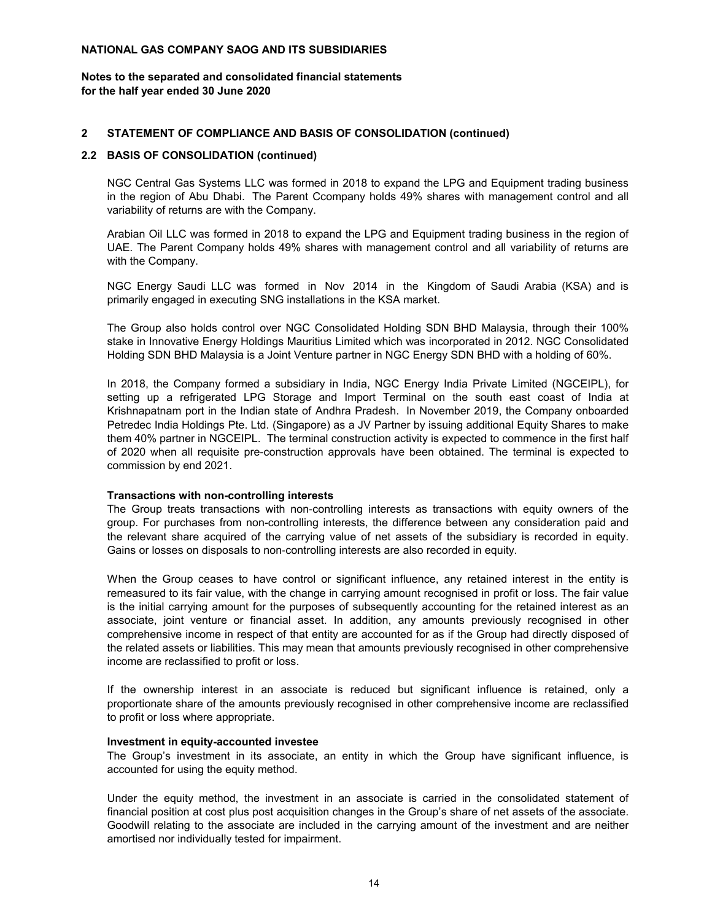## 2 STATEMENT OF COMPLIANCE AND BASIS OF CONSOLIDATION (continued)

### 2.2 BASIS OF CONSOLIDATION (continued)

NGC Central Gas Systems LLC was formed in 2018 to expand the LPG and Equipment trading business in the region of Abu Dhabi. The Parent Ccompany holds 49% shares with management control and all variability of returns are with the Company.

Arabian Oil LLC was formed in 2018 to expand the LPG and Equipment trading business in the region of UAE. The Parent Company holds 49% shares with management control and all variability of returns are with the Company.

NGC Energy Saudi LLC was formed in Nov 2014 in the Kingdom of Saudi Arabia (KSA) and is primarily engaged in executing SNG installations in the KSA market.

The Group also holds control over NGC Consolidated Holding SDN BHD Malaysia, through their 100% stake in Innovative Energy Holdings Mauritius Limited which was incorporated in 2012. NGC Consolidated Holding SDN BHD Malaysia is a Joint Venture partner in NGC Energy SDN BHD with a holding of 60%.

In 2018, the Company formed a subsidiary in India, NGC Energy India Private Limited (NGCEIPL), for setting up a refrigerated LPG Storage and Import Terminal on the south east coast of India at Krishnapatnam port in the Indian state of Andhra Pradesh. In November 2019, the Company onboarded Petredec India Holdings Pte. Ltd. (Singapore) as a JV Partner by issuing additional Equity Shares to make them 40% partner in NGCEIPL. The terminal construction activity is expected to commence in the first half of 2020 when all requisite pre-construction approvals have been obtained. The terminal is expected to commission by end 2021.

**Transactions with non-controlling interests**

The Group treats transactions with non-controlling interests as transactions with equity owners of the group. For purchases from non-controlling interests, the difference between any consideration paid and the relevant share acquired of the carrying value of net assets of the subsidiary is recorded in equity. Gains or losses on disposals to non-controlling interests are also recorded in equity.

When the Group ceases to have control or significant influence, any retained interest in the entity is remeasured to its fair value, with the change in carrying amount recognised in profit or loss. The fair value is the initial carrying amount for the purposes of subsequently accounting for the retained interest as an associate, joint venture or financial asset. In addition, any amounts previously recognised in other comprehensive income in respect of that entity are accounted for as if the Group had directly disposed of the related assets or liabilities. This may mean that amounts previously recognised in other comprehensive income are reclassified to profit or loss.

If the ownership interest in an associate is reduced but significant influence is retained, only a proportionate share of the amounts previously recognised in other comprehensive income are reclassified to profit or loss where appropriate.

**Investment in equity-accounted investee**

The Group's investment in its associate, an entity in which the Group have significant influence, is accounted for using the equity method.

Under the equity method, the investment in an associate is carried in the consolidated statement of financial position at cost plus post acquisition changes in the Group's share of net assets of the associate. Goodwill relating to the associate are included in the carrying amount of the investment and are neither amortised nor individually tested for impairment.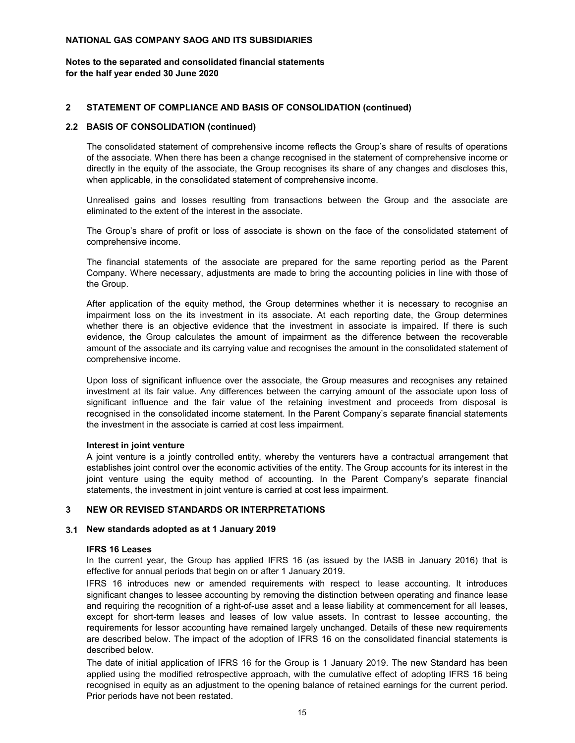## 2 STATEMENT OF COMPLIANCE AND BASIS OF CONSOLIDATION (continued)

### 2.2 BASIS OF CONSOLIDATION (continued)

The consolidated statement of comprehensive income reflects the Group's share of results of operations of the associate. When there has been a change recognised in the statement of comprehensive income or directly in the equity of the associate, the Group recognises its share of any changes and discloses this, when applicable, in the consolidated statement of comprehensive income.

Unrealised gains and losses resulting from transactions between the Group and the associate are eliminated to the extent of the interest in the associate.

The Group's share of profit or loss of associate is shown on the face of the consolidated statement of comprehensive income.

The financial statements of the associate are prepared for the same reporting period as the Parent Company. Where necessary, adjustments are made to bring the accounting policies in line with those of the Group.

After application of the equity method, the Group determines whether it is necessary to recognise an impairment loss on the its investment in its associate. At each reporting date, the Group determines whether there is an objective evidence that the investment in associate is impaired. If there is such evidence, the Group calculates the amount of impairment as the difference between the recoverable amount of the associate and its carrying value and recognises the amount in the consolidated statement of comprehensive income.

Upon loss of significant influence over the associate, the Group measures and recognises any retained investment at its fair value. Any differences between the carrying amount of the associate upon loss of significant influence and the fair value of the retaining investment and proceeds from disposal is recognised in the consolidated income statement. In the Parent Company's separate financial statements the investment in the associate is carried at cost less impairment.

**Interest in joint venture**

A joint venture is a jointly controlled entity, whereby the venturers have a contractual arrangement that establishes joint control over the economic activities of the entity. The Group accounts for its interest in the joint venture using the equity method of accounting. In the Parent Company's separate financial statements, the investment in joint venture is carried at cost less impairment.

## 3 NEW OR REVISED STANDARDS OR INTERPRETATIONS

### 3.1 New standards adopted as at 1 January 2019

**IFRS 16 Leases**

In the current year, the Group has applied IFRS 16 (as issued by the IASB in January 2016) that is effective for annual periods that begin on or after 1 January 2019.

IFRS 16 introduces new or amended requirements with respect to lease accounting. It introduces significant changes to lessee accounting by removing the distinction between operating and finance lease and requiring the recognition of a right-of-use asset and a lease liability at commencement for all leases, except for short-term leases and leases of low value assets. In contrast to lessee accounting, the requirements for lessor accounting have remained largely unchanged. Details of these new requirements are described below. The impact of the adoption of IFRS 16 on the consolidated financial statements is described below.

The date of initial application of IFRS 16 for the Group is 1 January 2019. The new Standard has been applied using the modified retrospective approach, with the cumulative effect of adopting IFRS 16 being recognised in equity as an adjustment to the opening balance of retained earnings for the current period. Prior periods have not been restated.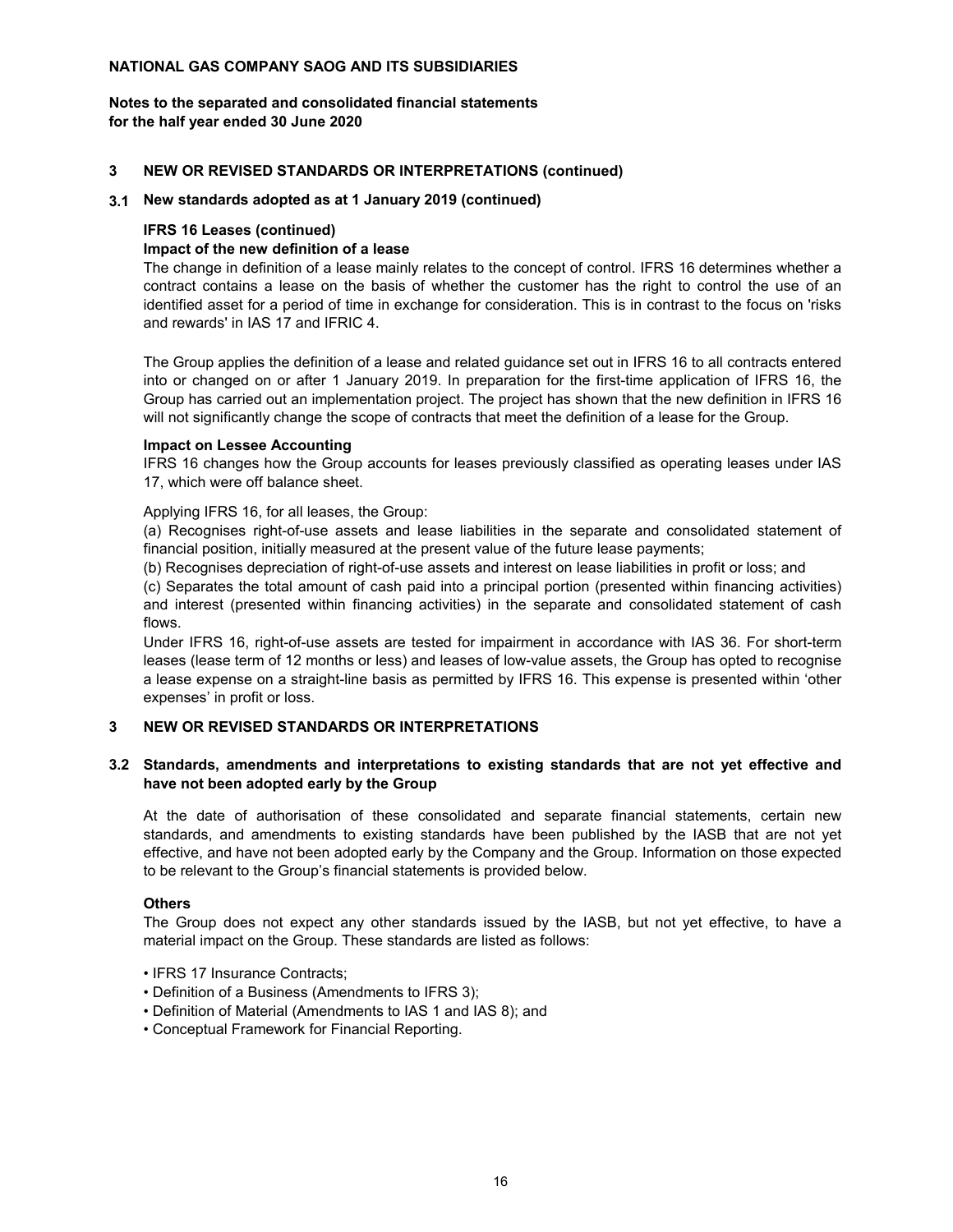**NATIONAL GAS COMPANY SAOG AND ITS SUBSIDIARIES**

**Notes to the separated and consolidated financial statements for the half year ended 30 June 2020**

## 3 NEW OR REVISED STANDARDS OR INTERPRETATIONS (continued)

### 3.1 New standards adopted as at 1 January 2019 (continued)

**IFRS 16 Leases (continued)**

**Impact of the new definition of a lease**

The change in definition of a lease mainly relates to the concept of control. IFRS 16 determines whether a contract contains a lease on the basis of whether the customer has the right to control the use of an identified asset for a period of time in exchange for consideration. This is in contrast to the focus on 'risks and rewards' in IAS 17 and IFRIC 4.

The Group applies the definition of a lease and related guidance set out in IFRS 16 to all contracts entered into or changed on or after 1 January 2019. In preparation for the first-time application of IFRS 16, the Group has carried out an implementation project. The project has shown that the new definition in IFRS 16 will not significantly change the scope of contracts that meet the definition of a lease for the Group.

**Impact on Lessee Accounting**

IFRS 16 changes how the Group accounts for leases previously classified as operating leases under IAS 17, which were off balance sheet.

Applying IFRS 16, for all leases, the Group:

(a) Recognises right-of-use assets and lease liabilities in the separate and consolidated statement of financial position, initially measured at the present value of the future lease payments;

(b) Recognises depreciation of right-of-use assets and interest on lease liabilities in profit or loss; and

(c) Separates the total amount of cash paid into a principal portion (presented within financing activities) and interest (presented within financing activities) in the separate and consolidated statement of cash flows.

Under IFRS 16, right-of-use assets are tested for impairment in accordance with IAS 36. For short-term leases (lease term of 12 months or less) and leases of low-value assets, the Group has opted to recognise a lease expense on a straight-line basis as permitted by IFRS 16. This expense is presented within 'other expenses' in profit or loss.

## 3 NEW OR REVISED STANDARDS OR INTERPRETATIONS

### 3.2 Standards, amendments and interpretations to existing standards that are not yet effective and have not been adopted early by the Group

At the date of authorisation of these consolidated and separate financial statements, certain new standards, and amendments to existing standards have been published by the IASB that are not yet effective, and have not been adopted early by the Company and the Group. Information on those expected to be relevant to the Group's financial statements is provided below.

**Others**

The Group does not expect any other standards issued by the IASB, but not yet effective, to have a material impact on the Group. These standards are listed as follows:

- IFRS 17 Insurance Contracts;
- Definition of a Business (Amendments to IFRS 3);
- Definition of Material (Amendments to IAS 1 and IAS 8); and
- Conceptual Framework for Financial Reporting.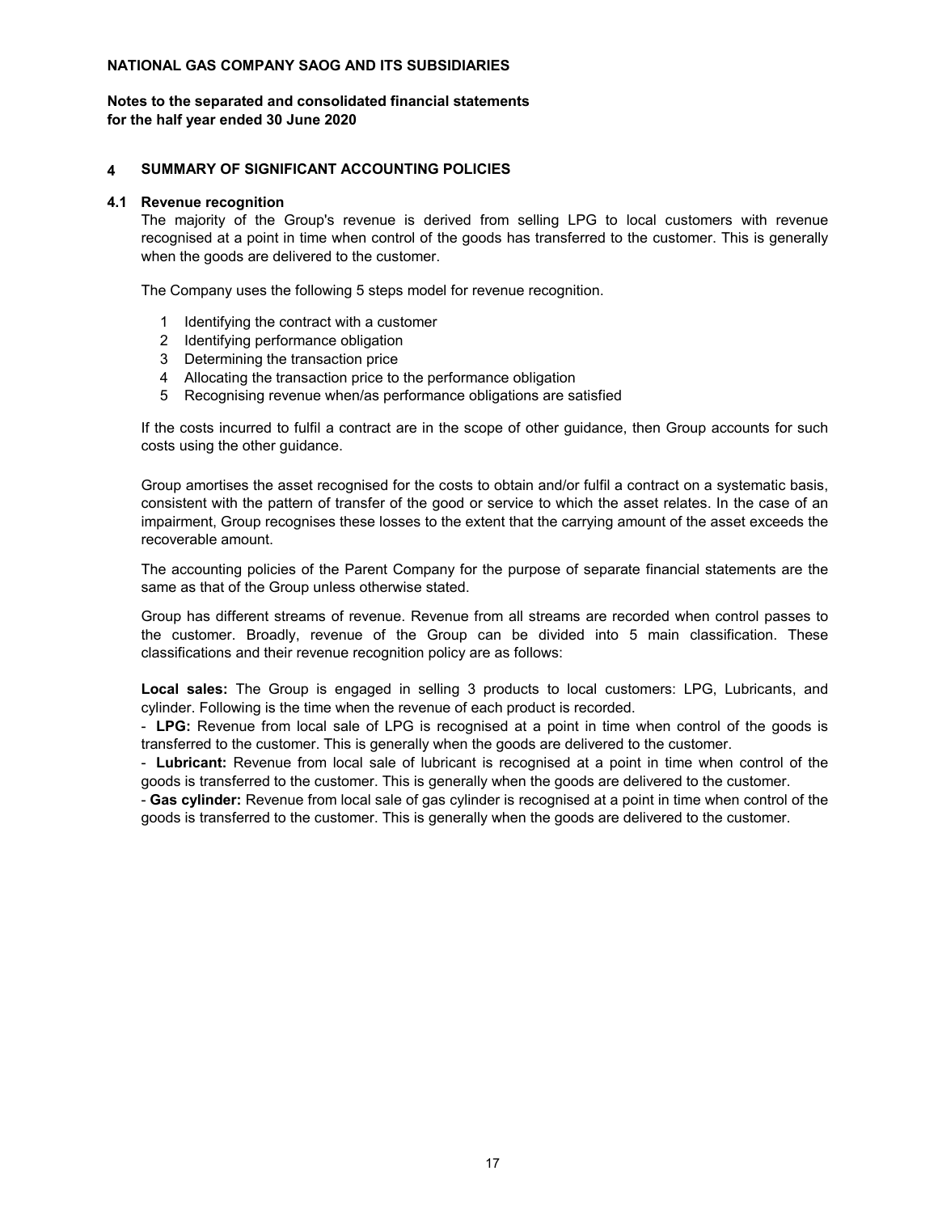## 4 SUMMARY OF SIGNIFICANT ACCOUNTING POLICIES

### 4.1 Revenue recognition

The majority of the Group's revenue is derived from selling LPG to local customers with revenue recognised at a point in time when control of the goods has transferred to the customer. This is generally when the goods are delivered to the customer.

The Company uses the following 5 steps model for revenue recognition.

1. Identifying the contract with a customer
2. Identifying performance obligation
3. Determining the transaction price
4. Allocating the transaction price to the performance obligation
5. Recognising revenue when/as performance obligations are satisfied

If the costs incurred to fulfil a contract are in the scope of other guidance, then Group accounts for such costs using the other guidance.

Group amortises the asset recognised for the costs to obtain and/or fulfil a contract on a systematic basis, consistent with the pattern of transfer of the good or service to which the asset relates. In the case of an impairment, Group recognises these losses to the extent that the carrying amount of the asset exceeds the recoverable amount.

The accounting policies of the Parent Company for the purpose of separate financial statements are the same as that of the Group unless otherwise stated.

Group has different streams of revenue. Revenue from all streams are recorded when control passes to the customer. Broadly, revenue of the Group can be divided into 5 main classification. These classifications and their revenue recognition policy are as follows:

**Local sales:** The Group is engaged in selling 3 products to local customers: LPG, Lubricants, and cylinder. Following is the time when the revenue of each product is recorded.

- **LPG:** Revenue from local sale of LPG is recognised at a point in time when control of the goods is transferred to the customer. This is generally when the goods are delivered to the customer.
- **Lubricant:** Revenue from local sale of lubricant is recognised at a point in time when control of the goods is transferred to the customer. This is generally when the goods are delivered to the customer.
- **Gas cylinder:** Revenue from local sale of gas cylinder is recognised at a point in time when control of the goods is transferred to the customer. This is generally when the goods are delivered to the customer.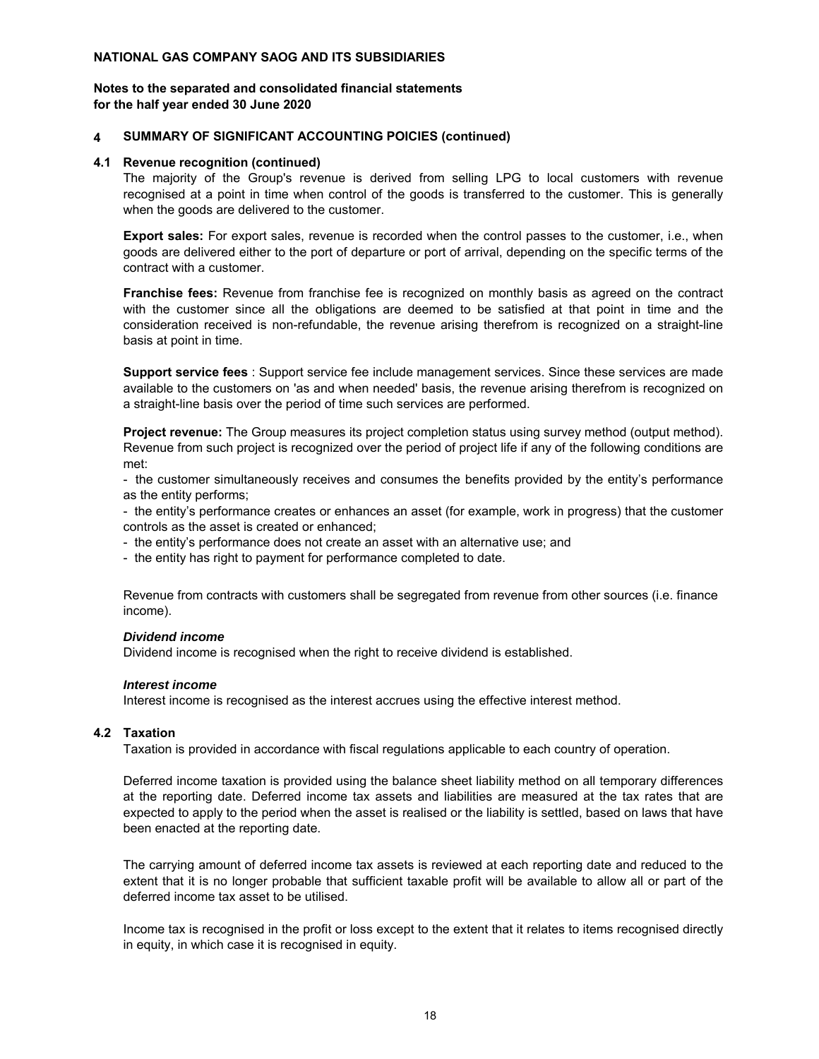**NATIONAL GAS COMPANY SAOG AND ITS SUBSIDIARIES**

**Notes to the separated and consolidated financial statements for the half year ended 30 June 2020**

## 4 SUMMARY OF SIGNIFICANT ACCOUNTING POICIES (continued)

### 4.1 Revenue recognition (continued)

The majority of the Group's revenue is derived from selling LPG to local customers with revenue recognised at a point in time when control of the goods is transferred to the customer. This is generally when the goods are delivered to the customer.

**Export sales:** For export sales, revenue is recorded when the control passes to the customer, i.e., when goods are delivered either to the port of departure or port of arrival, depending on the specific terms of the contract with a customer.

**Franchise fees:** Revenue from franchise fee is recognized on monthly basis as agreed on the contract with the customer since all the obligations are deemed to be satisfied at that point in time and the consideration received is non-refundable, the revenue arising therefrom is recognized on a straight-line basis at point in time.

**Support service fees** : Support service fee include management services. Since these services are made available to the customers on 'as and when needed' basis, the revenue arising therefrom is recognized on a straight-line basis over the period of time such services are performed.

**Project revenue:** The Group measures its project completion status using survey method (output method). Revenue from such project is recognized over the period of project life if any of the following conditions are met:

- the customer simultaneously receives and consumes the benefits provided by the entity's performance as the entity performs;
- the entity's performance creates or enhances an asset (for example, work in progress) that the customer controls as the asset is created or enhanced;
- the entity's performance does not create an asset with an alternative use; and
- the entity has right to payment for performance completed to date.

Revenue from contracts with customers shall be segregated from revenue from other sources (i.e. finance income).

***Dividend income***

Dividend income is recognised when the right to receive dividend is established.

***Interest income***

Interest income is recognised as the interest accrues using the effective interest method.

### 4.2 Taxation

Taxation is provided in accordance with fiscal regulations applicable to each country of operation.

Deferred income taxation is provided using the balance sheet liability method on all temporary differences at the reporting date. Deferred income tax assets and liabilities are measured at the tax rates that are expected to apply to the period when the asset is realised or the liability is settled, based on laws that have been enacted at the reporting date.

The carrying amount of deferred income tax assets is reviewed at each reporting date and reduced to the extent that it is no longer probable that sufficient taxable profit will be available to allow all or part of the deferred income tax asset to be utilised.

Income tax is recognised in the profit or loss except to the extent that it relates to items recognised directly in equity, in which case it is recognised in equity.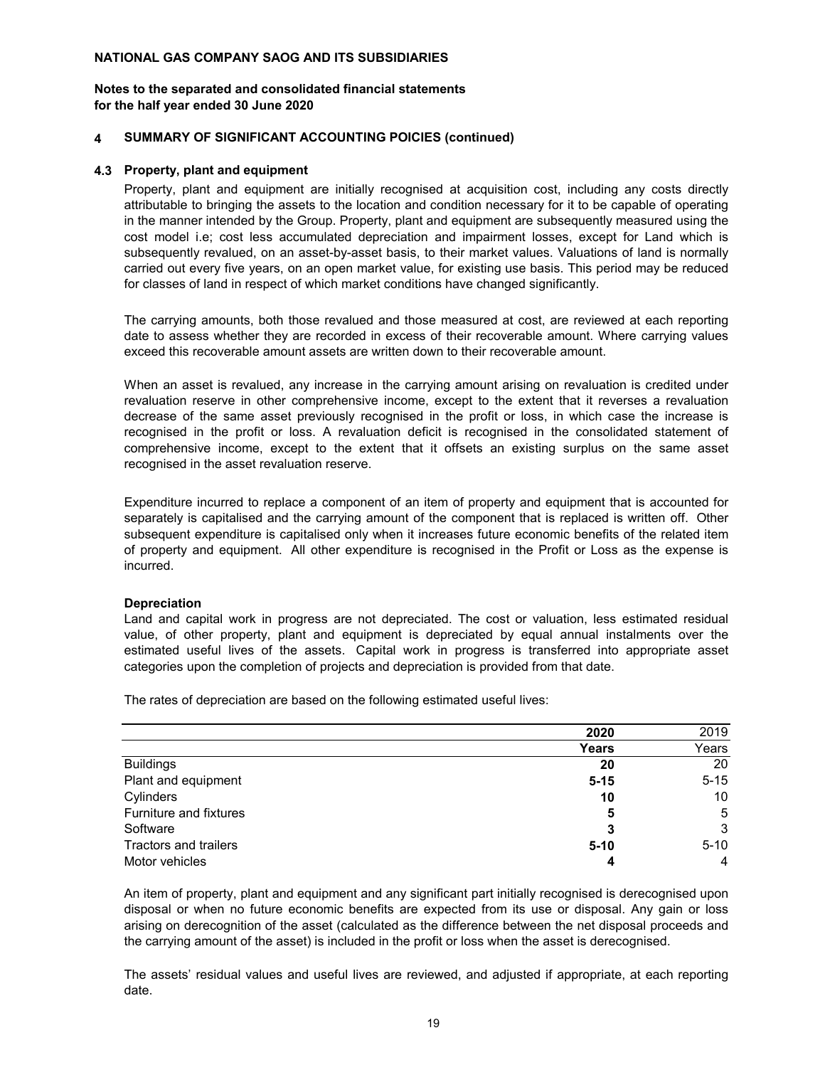**NATIONAL GAS COMPANY SAOG AND ITS SUBSIDIARIES**

**Notes to the separated and consolidated financial statements**
**for the half year ended 30 June 2020**

## 4 SUMMARY OF SIGNIFICANT ACCOUNTING POICIES (continued)

### 4.3 Property, plant and equipment

Property, plant and equipment are initially recognised at acquisition cost, including any costs directly attributable to bringing the assets to the location and condition necessary for it to be capable of operating in the manner intended by the Group. Property, plant and equipment are subsequently measured using the cost model i.e; cost less accumulated depreciation and impairment losses, except for Land which is subsequently revalued, on an asset-by-asset basis, to their market values. Valuations of land is normally carried out every five years, on an open market value, for existing use basis. This period may be reduced for classes of land in respect of which market conditions have changed significantly.

The carrying amounts, both those revalued and those measured at cost, are reviewed at each reporting date to assess whether they are recorded in excess of their recoverable amount. Where carrying values exceed this recoverable amount assets are written down to their recoverable amount.

When an asset is revalued, any increase in the carrying amount arising on revaluation is credited under revaluation reserve in other comprehensive income, except to the extent that it reverses a revaluation decrease of the same asset previously recognised in the profit or loss, in which case the increase is recognised in the profit or loss. A revaluation deficit is recognised in the consolidated statement of comprehensive income, except to the extent that it offsets an existing surplus on the same asset recognised in the asset revaluation reserve.

Expenditure incurred to replace a component of an item of property and equipment that is accounted for separately is capitalised and the carrying amount of the component that is replaced is written off. Other subsequent expenditure is capitalised only when it increases future economic benefits of the related item of property and equipment. All other expenditure is recognised in the Profit or Loss as the expense is incurred.

**Depreciation**

Land and capital work in progress are not depreciated. The cost or valuation, less estimated residual value, of other property, plant and equipment is depreciated by equal annual instalments over the estimated useful lives of the assets. Capital work in progress is transferred into appropriate asset categories upon the completion of projects and depreciation is provided from that date.

The rates of depreciation are based on the following estimated useful lives:

| | **2020** | 2019 |
|---|---|---|
| | **Years** | Years |
| Buildings | **20** | 20 |
| Plant and equipment | **5-15** | 5-15 |
| Cylinders | **10** | 10 |
| Furniture and fixtures | **5** | 5 |
| Software | **3** | 3 |
| Tractors and trailers | **5-10** | 5-10 |
| Motor vehicles | **4** | 4 |

An item of property, plant and equipment and any significant part initially recognised is derecognised upon disposal or when no future economic benefits are expected from its use or disposal. Any gain or loss arising on derecognition of the asset (calculated as the difference between the net disposal proceeds and the carrying amount of the asset) is included in the profit or loss when the asset is derecognised.

The assets' residual values and useful lives are reviewed, and adjusted if appropriate, at each reporting date.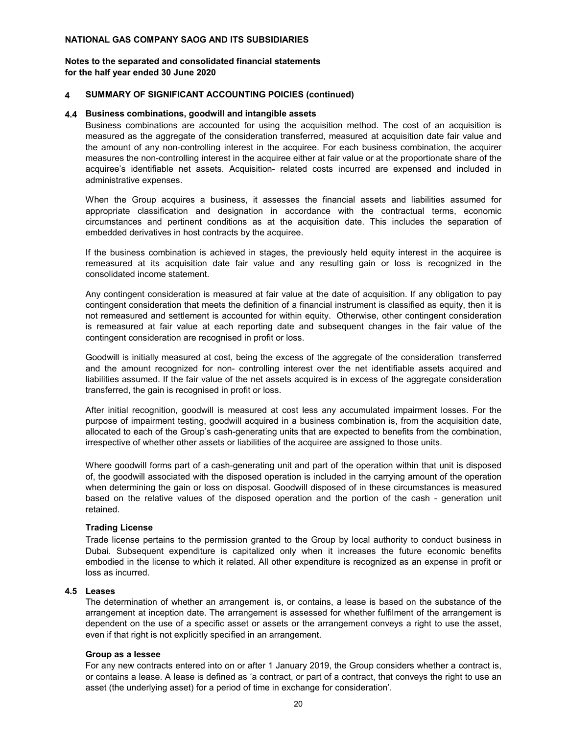**NATIONAL GAS COMPANY SAOG AND ITS SUBSIDIARIES**

**Notes to the separated and consolidated financial statements for the half year ended 30 June 2020**

## 4 SUMMARY OF SIGNIFICANT ACCOUNTING POICIES (continued)

### 4.4 Business combinations, goodwill and intangible assets

Business combinations are accounted for using the acquisition method. The cost of an acquisition is measured as the aggregate of the consideration transferred, measured at acquisition date fair value and the amount of any non-controlling interest in the acquiree. For each business combination, the acquirer measures the non-controlling interest in the acquiree either at fair value or at the proportionate share of the acquiree's identifiable net assets. Acquisition- related costs incurred are expensed and included in administrative expenses.

When the Group acquires a business, it assesses the financial assets and liabilities assumed for appropriate classification and designation in accordance with the contractual terms, economic circumstances and pertinent conditions as at the acquisition date. This includes the separation of embedded derivatives in host contracts by the acquiree.

If the business combination is achieved in stages, the previously held equity interest in the acquiree is remeasured at its acquisition date fair value and any resulting gain or loss is recognized in the consolidated income statement.

Any contingent consideration is measured at fair value at the date of acquisition. If any obligation to pay contingent consideration that meets the definition of a financial instrument is classified as equity, then it is not remeasured and settlement is accounted for within equity. Otherwise, other contingent consideration is remeasured at fair value at each reporting date and subsequent changes in the fair value of the contingent consideration are recognised in profit or loss.

Goodwill is initially measured at cost, being the excess of the aggregate of the consideration transferred and the amount recognized for non- controlling interest over the net identifiable assets acquired and liabilities assumed. If the fair value of the net assets acquired is in excess of the aggregate consideration transferred, the gain is recognised in profit or loss.

After initial recognition, goodwill is measured at cost less any accumulated impairment losses. For the purpose of impairment testing, goodwill acquired in a business combination is, from the acquisition date, allocated to each of the Group's cash-generating units that are expected to benefits from the combination, irrespective of whether other assets or liabilities of the acquiree are assigned to those units.

Where goodwill forms part of a cash-generating unit and part of the operation within that unit is disposed of, the goodwill associated with the disposed operation is included in the carrying amount of the operation when determining the gain or loss on disposal. Goodwill disposed of in these circumstances is measured based on the relative values of the disposed operation and the portion of the cash - generation unit retained.

**Trading License**

Trade license pertains to the permission granted to the Group by local authority to conduct business in Dubai. Subsequent expenditure is capitalized only when it increases the future economic benefits embodied in the license to which it related. All other expenditure is recognized as an expense in profit or loss as incurred.

### 4.5 Leases

The determination of whether an arrangement is, or contains, a lease is based on the substance of the arrangement at inception date. The arrangement is assessed for whether fulfilment of the arrangement is dependent on the use of a specific asset or assets or the arrangement conveys a right to use the asset, even if that right is not explicitly specified in an arrangement.

**Group as a lessee**

For any new contracts entered into on or after 1 January 2019, the Group considers whether a contract is, or contains a lease. A lease is defined as 'a contract, or part of a contract, that conveys the right to use an asset (the underlying asset) for a period of time in exchange for consideration'.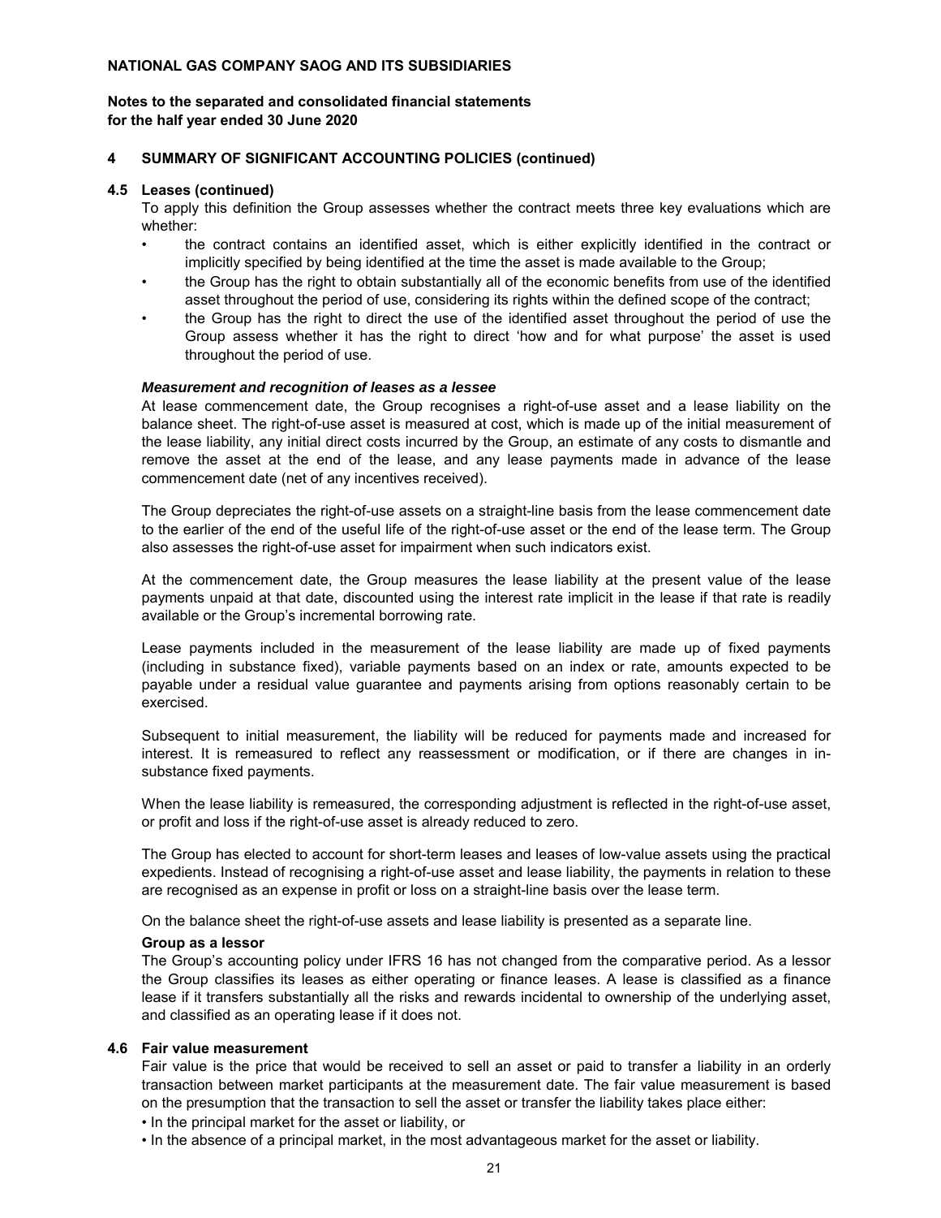## 4 SUMMARY OF SIGNIFICANT ACCOUNTING POLICIES (continued)

### 4.5 Leases (continued)

To apply this definition the Group assesses whether the contract meets three key evaluations which are whether:

- the contract contains an identified asset, which is either explicitly identified in the contract or implicitly specified by being identified at the time the asset is made available to the Group;
- the Group has the right to obtain substantially all of the economic benefits from use of the identified asset throughout the period of use, considering its rights within the defined scope of the contract;
- the Group has the right to direct the use of the identified asset throughout the period of use the Group assess whether it has the right to direct 'how and for what purpose' the asset is used throughout the period of use.

***Measurement and recognition of leases as a lessee***

At lease commencement date, the Group recognises a right-of-use asset and a lease liability on the balance sheet. The right-of-use asset is measured at cost, which is made up of the initial measurement of the lease liability, any initial direct costs incurred by the Group, an estimate of any costs to dismantle and remove the asset at the end of the lease, and any lease payments made in advance of the lease commencement date (net of any incentives received).

The Group depreciates the right-of-use assets on a straight-line basis from the lease commencement date to the earlier of the end of the useful life of the right-of-use asset or the end of the lease term. The Group also assesses the right-of-use asset for impairment when such indicators exist.

At the commencement date, the Group measures the lease liability at the present value of the lease payments unpaid at that date, discounted using the interest rate implicit in the lease if that rate is readily available or the Group's incremental borrowing rate.

Lease payments included in the measurement of the lease liability are made up of fixed payments (including in substance fixed), variable payments based on an index or rate, amounts expected to be payable under a residual value guarantee and payments arising from options reasonably certain to be exercised.

Subsequent to initial measurement, the liability will be reduced for payments made and increased for interest. It is remeasured to reflect any reassessment or modification, or if there are changes in in-substance fixed payments.

When the lease liability is remeasured, the corresponding adjustment is reflected in the right-of-use asset, or profit and loss if the right-of-use asset is already reduced to zero.

The Group has elected to account for short-term leases and leases of low-value assets using the practical expedients. Instead of recognising a right-of-use asset and lease liability, the payments in relation to these are recognised as an expense in profit or loss on a straight-line basis over the lease term.

On the balance sheet the right-of-use assets and lease liability is presented as a separate line.

**Group as a lessor**

The Group's accounting policy under IFRS 16 has not changed from the comparative period. As a lessor the Group classifies its leases as either operating or finance leases. A lease is classified as a finance lease if it transfers substantially all the risks and rewards incidental to ownership of the underlying asset, and classified as an operating lease if it does not.

### 4.6 Fair value measurement

Fair value is the price that would be received to sell an asset or paid to transfer a liability in an orderly transaction between market participants at the measurement date. The fair value measurement is based on the presumption that the transaction to sell the asset or transfer the liability takes place either:

- In the principal market for the asset or liability, or
- In the absence of a principal market, in the most advantageous market for the asset or liability.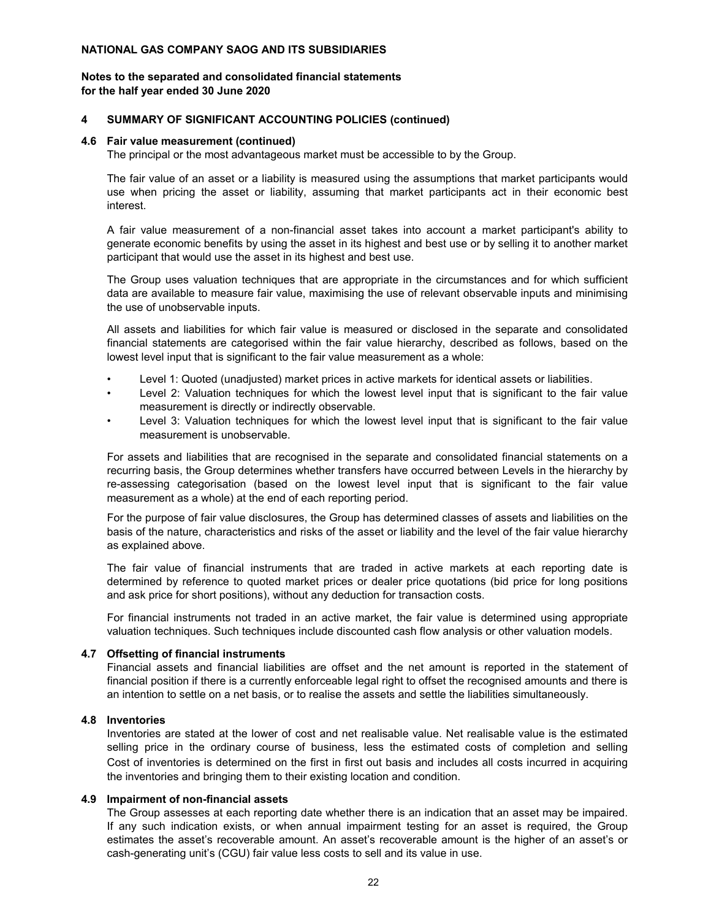**NATIONAL GAS COMPANY SAOG AND ITS SUBSIDIARIES**

**Notes to the separated and consolidated financial statements for the half year ended 30 June 2020**

## 4 SUMMARY OF SIGNIFICANT ACCOUNTING POLICIES (continued)

### 4.6 Fair value measurement (continued)

The principal or the most advantageous market must be accessible to by the Group.

The fair value of an asset or a liability is measured using the assumptions that market participants would use when pricing the asset or liability, assuming that market participants act in their economic best interest.

A fair value measurement of a non-financial asset takes into account a market participant's ability to generate economic benefits by using the asset in its highest and best use or by selling it to another market participant that would use the asset in its highest and best use.

The Group uses valuation techniques that are appropriate in the circumstances and for which sufficient data are available to measure fair value, maximising the use of relevant observable inputs and minimising the use of unobservable inputs.

All assets and liabilities for which fair value is measured or disclosed in the separate and consolidated financial statements are categorised within the fair value hierarchy, described as follows, based on the lowest level input that is significant to the fair value measurement as a whole:

- Level 1: Quoted (unadjusted) market prices in active markets for identical assets or liabilities.
- Level 2: Valuation techniques for which the lowest level input that is significant to the fair value measurement is directly or indirectly observable.
- Level 3: Valuation techniques for which the lowest level input that is significant to the fair value measurement is unobservable.

For assets and liabilities that are recognised in the separate and consolidated financial statements on a recurring basis, the Group determines whether transfers have occurred between Levels in the hierarchy by re-assessing categorisation (based on the lowest level input that is significant to the fair value measurement as a whole) at the end of each reporting period.

For the purpose of fair value disclosures, the Group has determined classes of assets and liabilities on the basis of the nature, characteristics and risks of the asset or liability and the level of the fair value hierarchy as explained above.

The fair value of financial instruments that are traded in active markets at each reporting date is determined by reference to quoted market prices or dealer price quotations (bid price for long positions and ask price for short positions), without any deduction for transaction costs.

For financial instruments not traded in an active market, the fair value is determined using appropriate valuation techniques. Such techniques include discounted cash flow analysis or other valuation models.

### 4.7 Offsetting of financial instruments

Financial assets and financial liabilities are offset and the net amount is reported in the statement of financial position if there is a currently enforceable legal right to offset the recognised amounts and there is an intention to settle on a net basis, or to realise the assets and settle the liabilities simultaneously.

### 4.8 Inventories

Inventories are stated at the lower of cost and net realisable value. Net realisable value is the estimated selling price in the ordinary course of business, less the estimated costs of completion and selling Cost of inventories is determined on the first in first out basis and includes all costs incurred in acquiring the inventories and bringing them to their existing location and condition.

### 4.9 Impairment of non-financial assets

The Group assesses at each reporting date whether there is an indication that an asset may be impaired. If any such indication exists, or when annual impairment testing for an asset is required, the Group estimates the asset's recoverable amount. An asset's recoverable amount is the higher of an asset's or cash-generating unit's (CGU) fair value less costs to sell and its value in use.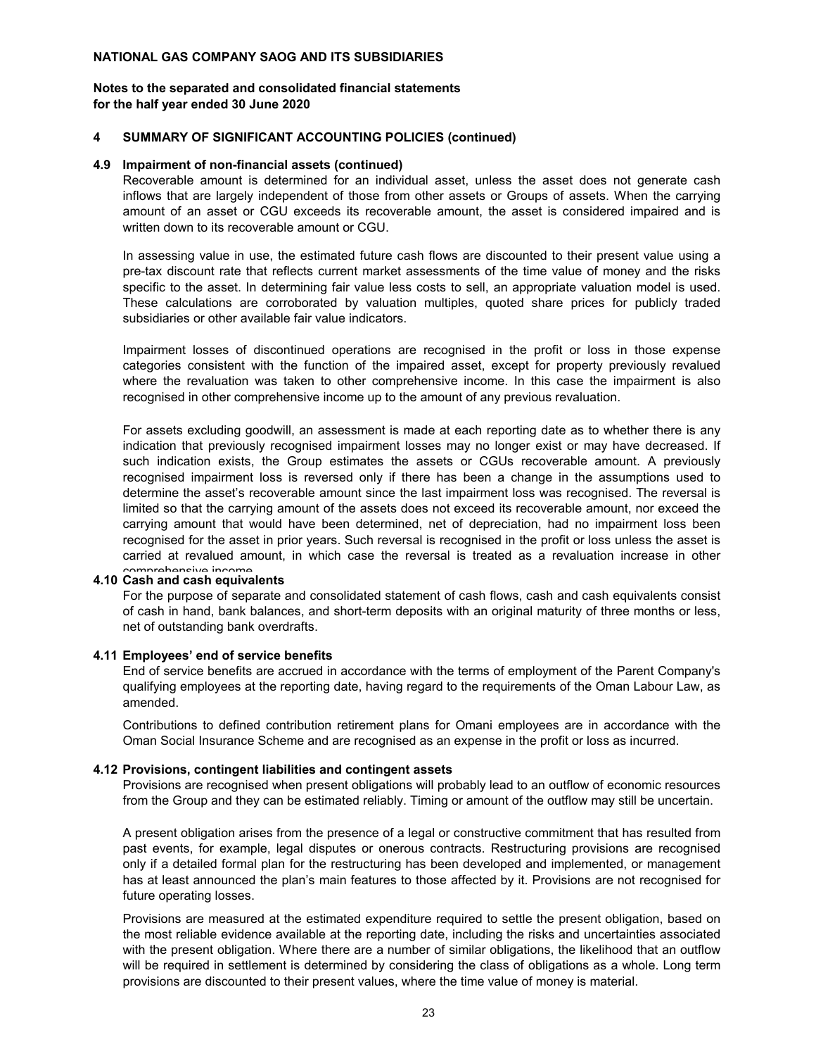# NATIONAL GAS COMPANY SAOG AND ITS SUBSIDIARIES

**Notes to the separated and consolidated financial statements for the half year ended 30 June 2020**

## 4 SUMMARY OF SIGNIFICANT ACCOUNTING POLICIES (continued)

### 4.9 Impairment of non-financial assets (continued)

Recoverable amount is determined for an individual asset, unless the asset does not generate cash inflows that are largely independent of those from other assets or Groups of assets. When the carrying amount of an asset or CGU exceeds its recoverable amount, the asset is considered impaired and is written down to its recoverable amount or CGU.

In assessing value in use, the estimated future cash flows are discounted to their present value using a pre-tax discount rate that reflects current market assessments of the time value of money and the risks specific to the asset. In determining fair value less costs to sell, an appropriate valuation model is used. These calculations are corroborated by valuation multiples, quoted share prices for publicly traded subsidiaries or other available fair value indicators.

Impairment losses of discontinued operations are recognised in the profit or loss in those expense categories consistent with the function of the impaired asset, except for property previously revalued where the revaluation was taken to other comprehensive income. In this case the impairment is also recognised in other comprehensive income up to the amount of any previous revaluation.

For assets excluding goodwill, an assessment is made at each reporting date as to whether there is any indication that previously recognised impairment losses may no longer exist or may have decreased. If such indication exists, the Group estimates the assets or CGUs recoverable amount. A previously recognised impairment loss is reversed only if there has been a change in the assumptions used to determine the asset's recoverable amount since the last impairment loss was recognised. The reversal is limited so that the carrying amount of the assets does not exceed its recoverable amount, nor exceed the carrying amount that would have been determined, net of depreciation, had no impairment loss been recognised for the asset in prior years. Such reversal is recognised in the profit or loss unless the asset is carried at revalued amount, in which case the reversal is treated as a revaluation increase in other comprehensive income.

### 4.10 Cash and cash equivalents

For the purpose of separate and consolidated statement of cash flows, cash and cash equivalents consist of cash in hand, bank balances, and short-term deposits with an original maturity of three months or less, net of outstanding bank overdrafts.

### 4.11 Employees' end of service benefits

End of service benefits are accrued in accordance with the terms of employment of the Parent Company's qualifying employees at the reporting date, having regard to the requirements of the Oman Labour Law, as amended.

Contributions to defined contribution retirement plans for Omani employees are in accordance with the Oman Social Insurance Scheme and are recognised as an expense in the profit or loss as incurred.

### 4.12 Provisions, contingent liabilities and contingent assets

Provisions are recognised when present obligations will probably lead to an outflow of economic resources from the Group and they can be estimated reliably. Timing or amount of the outflow may still be uncertain.

A present obligation arises from the presence of a legal or constructive commitment that has resulted from past events, for example, legal disputes or onerous contracts. Restructuring provisions are recognised only if a detailed formal plan for the restructuring has been developed and implemented, or management has at least announced the plan's main features to those affected by it. Provisions are not recognised for future operating losses.

Provisions are measured at the estimated expenditure required to settle the present obligation, based on the most reliable evidence available at the reporting date, including the risks and uncertainties associated with the present obligation. Where there are a number of similar obligations, the likelihood that an outflow will be required in settlement is determined by considering the class of obligations as a whole. Long term provisions are discounted to their present values, where the time value of money is material.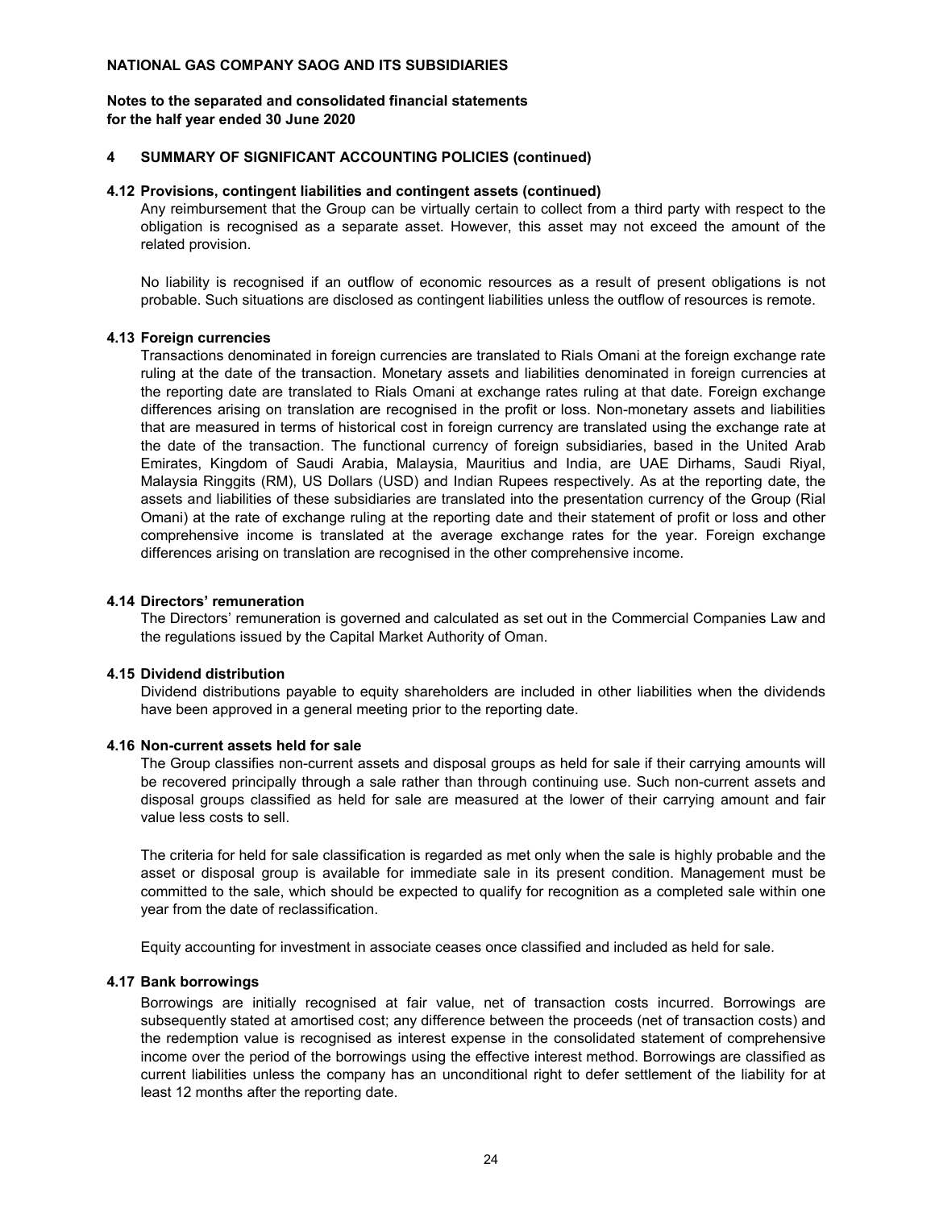### 4 SUMMARY OF SIGNIFICANT ACCOUNTING POLICIES (continued)

#### 4.12 Provisions, contingent liabilities and contingent assets (continued)

Any reimbursement that the Group can be virtually certain to collect from a third party with respect to the obligation is recognised as a separate asset. However, this asset may not exceed the amount of the related provision.

No liability is recognised if an outflow of economic resources as a result of present obligations is not probable. Such situations are disclosed as contingent liabilities unless the outflow of resources is remote.

#### 4.13 Foreign currencies

Transactions denominated in foreign currencies are translated to Rials Omani at the foreign exchange rate ruling at the date of the transaction. Monetary assets and liabilities denominated in foreign currencies at the reporting date are translated to Rials Omani at exchange rates ruling at that date. Foreign exchange differences arising on translation are recognised in the profit or loss. Non-monetary assets and liabilities that are measured in terms of historical cost in foreign currency are translated using the exchange rate at the date of the transaction. The functional currency of foreign subsidiaries, based in the United Arab Emirates, Kingdom of Saudi Arabia, Malaysia, Mauritius and India, are UAE Dirhams, Saudi Riyal, Malaysia Ringgits (RM), US Dollars (USD) and Indian Rupees respectively. As at the reporting date, the assets and liabilities of these subsidiaries are translated into the presentation currency of the Group (Rial Omani) at the rate of exchange ruling at the reporting date and their statement of profit or loss and other comprehensive income is translated at the average exchange rates for the year. Foreign exchange differences arising on translation are recognised in the other comprehensive income.

#### 4.14 Directors' remuneration

The Directors' remuneration is governed and calculated as set out in the Commercial Companies Law and the regulations issued by the Capital Market Authority of Oman.

#### 4.15 Dividend distribution

Dividend distributions payable to equity shareholders are included in other liabilities when the dividends have been approved in a general meeting prior to the reporting date.

#### 4.16 Non-current assets held for sale

The Group classifies non-current assets and disposal groups as held for sale if their carrying amounts will be recovered principally through a sale rather than through continuing use. Such non-current assets and disposal groups classified as held for sale are measured at the lower of their carrying amount and fair value less costs to sell.

The criteria for held for sale classification is regarded as met only when the sale is highly probable and the asset or disposal group is available for immediate sale in its present condition. Management must be committed to the sale, which should be expected to qualify for recognition as a completed sale within one year from the date of reclassification.

Equity accounting for investment in associate ceases once classified and included as held for sale.

#### 4.17 Bank borrowings

Borrowings are initially recognised at fair value, net of transaction costs incurred. Borrowings are subsequently stated at amortised cost; any difference between the proceeds (net of transaction costs) and the redemption value is recognised as interest expense in the consolidated statement of comprehensive income over the period of the borrowings using the effective interest method. Borrowings are classified as current liabilities unless the company has an unconditional right to defer settlement of the liability for at least 12 months after the reporting date.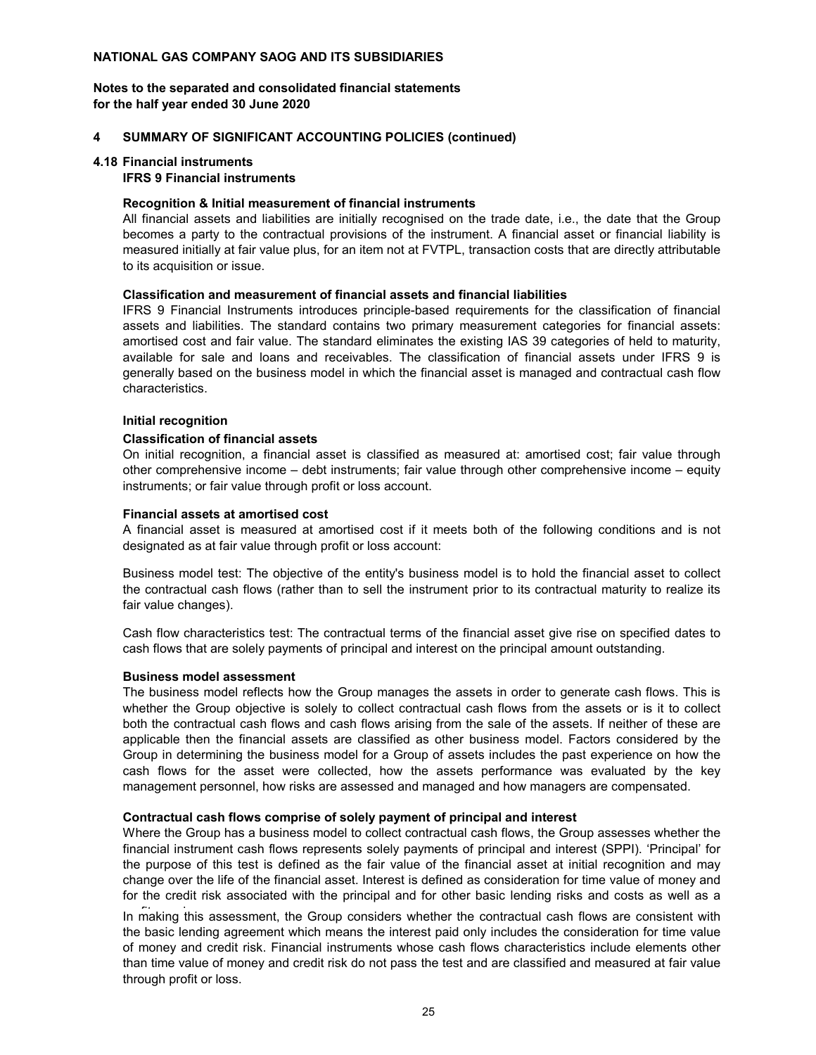**NATIONAL GAS COMPANY SAOG AND ITS SUBSIDIARIES**

**Notes to the separated and consolidated financial statements for the half year ended 30 June 2020**

## 4 SUMMARY OF SIGNIFICANT ACCOUNTING POLICIES (continued)

### 4.18 Financial instruments

**IFRS 9 Financial instruments**

**Recognition & Initial measurement of financial instruments**

All financial assets and liabilities are initially recognised on the trade date, i.e., the date that the Group becomes a party to the contractual provisions of the instrument. A financial asset or financial liability is measured initially at fair value plus, for an item not at FVTPL, transaction costs that are directly attributable to its acquisition or issue.

**Classification and measurement of financial assets and financial liabilities**

IFRS 9 Financial Instruments introduces principle-based requirements for the classification of financial assets and liabilities. The standard contains two primary measurement categories for financial assets: amortised cost and fair value. The standard eliminates the existing IAS 39 categories of held to maturity, available for sale and loans and receivables. The classification of financial assets under IFRS 9 is generally based on the business model in which the financial asset is managed and contractual cash flow characteristics.

**Initial recognition**

**Classification of financial assets**

On initial recognition, a financial asset is classified as measured at: amortised cost; fair value through other comprehensive income – debt instruments; fair value through other comprehensive income – equity instruments; or fair value through profit or loss account.

**Financial assets at amortised cost**

A financial asset is measured at amortised cost if it meets both of the following conditions and is not designated as at fair value through profit or loss account:

Business model test: The objective of the entity's business model is to hold the financial asset to collect the contractual cash flows (rather than to sell the instrument prior to its contractual maturity to realize its fair value changes).

Cash flow characteristics test: The contractual terms of the financial asset give rise on specified dates to cash flows that are solely payments of principal and interest on the principal amount outstanding.

**Business model assessment**

The business model reflects how the Group manages the assets in order to generate cash flows. This is whether the Group objective is solely to collect contractual cash flows from the assets or is it to collect both the contractual cash flows and cash flows arising from the sale of the assets. If neither of these are applicable then the financial assets are classified as other business model. Factors considered by the Group in determining the business model for a Group of assets includes the past experience on how the cash flows for the asset were collected, how the assets performance was evaluated by the key management personnel, how risks are assessed and managed and how managers are compensated.

**Contractual cash flows comprise of solely payment of principal and interest**

Where the Group has a business model to collect contractual cash flows, the Group assesses whether the financial instrument cash flows represents solely payments of principal and interest (SPPI). 'Principal' for the purpose of this test is defined as the fair value of the financial asset at initial recognition and may change over the life of the financial asset. Interest is defined as consideration for time value of money and for the credit risk associated with the principal and for other basic lending risks and costs as well as a profit margin.

In making this assessment, the Group considers whether the contractual cash flows are consistent with the basic lending agreement which means the interest paid only includes the consideration for time value of money and credit risk. Financial instruments whose cash flows characteristics include elements other than time value of money and credit risk do not pass the test and are classified and measured at fair value through profit or loss.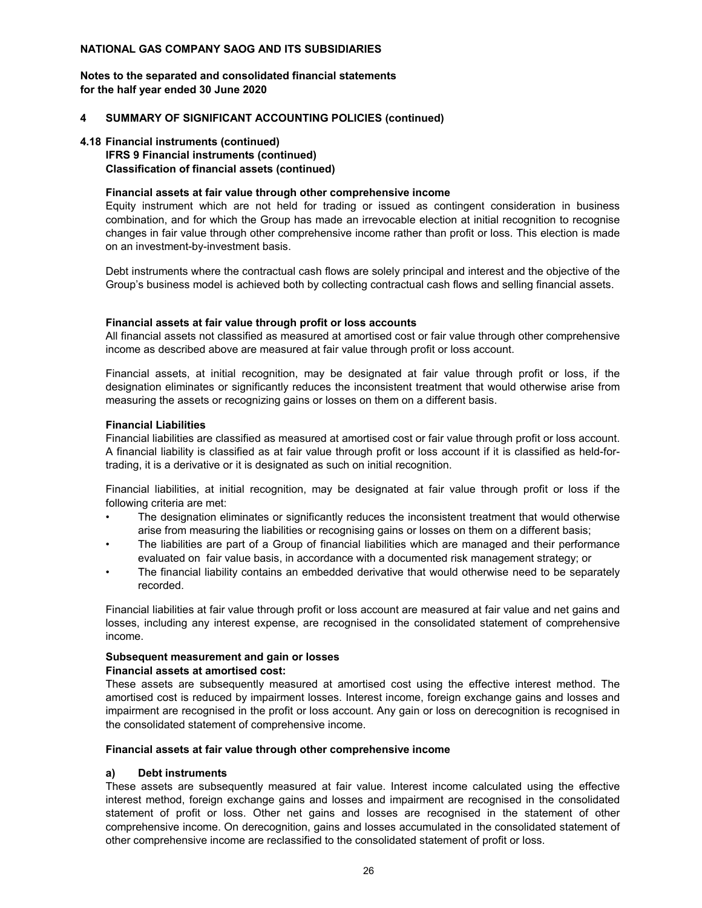**NATIONAL GAS COMPANY SAOG AND ITS SUBSIDIARIES**

**Notes to the separated and consolidated financial statements for the half year ended 30 June 2020**

## 4 SUMMARY OF SIGNIFICANT ACCOUNTING POLICIES (continued)

### 4.18 Financial instruments (continued)

**IFRS 9 Financial instruments (continued)**

**Classification of financial assets (continued)**

**Financial assets at fair value through other comprehensive income**

Equity instrument which are not held for trading or issued as contingent consideration in business combination, and for which the Group has made an irrevocable election at initial recognition to recognise changes in fair value through other comprehensive income rather than profit or loss. This election is made on an investment-by-investment basis.

Debt instruments where the contractual cash flows are solely principal and interest and the objective of the Group's business model is achieved both by collecting contractual cash flows and selling financial assets.

**Financial assets at fair value through profit or loss accounts**

All financial assets not classified as measured at amortised cost or fair value through other comprehensive income as described above are measured at fair value through profit or loss account.

Financial assets, at initial recognition, may be designated at fair value through profit or loss, if the designation eliminates or significantly reduces the inconsistent treatment that would otherwise arise from measuring the assets or recognizing gains or losses on them on a different basis.

**Financial Liabilities**

Financial liabilities are classified as measured at amortised cost or fair value through profit or loss account. A financial liability is classified as at fair value through profit or loss account if it is classified as held-for-trading, it is a derivative or it is designated as such on initial recognition.

Financial liabilities, at initial recognition, may be designated at fair value through profit or loss if the following criteria are met:

- The designation eliminates or significantly reduces the inconsistent treatment that would otherwise arise from measuring the liabilities or recognising gains or losses on them on a different basis;
- The liabilities are part of a Group of financial liabilities which are managed and their performance evaluated on fair value basis, in accordance with a documented risk management strategy; or
- The financial liability contains an embedded derivative that would otherwise need to be separately recorded.

Financial liabilities at fair value through profit or loss account are measured at fair value and net gains and losses, including any interest expense, are recognised in the consolidated statement of comprehensive income.

**Subsequent measurement and gain or losses**

**Financial assets at amortised cost:**

These assets are subsequently measured at amortised cost using the effective interest method. The amortised cost is reduced by impairment losses. Interest income, foreign exchange gains and losses and impairment are recognised in the profit or loss account. Any gain or loss on derecognition is recognised in the consolidated statement of comprehensive income.

**Financial assets at fair value through other comprehensive income**

**a) Debt instruments**

These assets are subsequently measured at fair value. Interest income calculated using the effective interest method, foreign exchange gains and losses and impairment are recognised in the consolidated statement of profit or loss. Other net gains and losses are recognised in the statement of other comprehensive income. On derecognition, gains and losses accumulated in the consolidated statement of other comprehensive income are reclassified to the consolidated statement of profit or loss.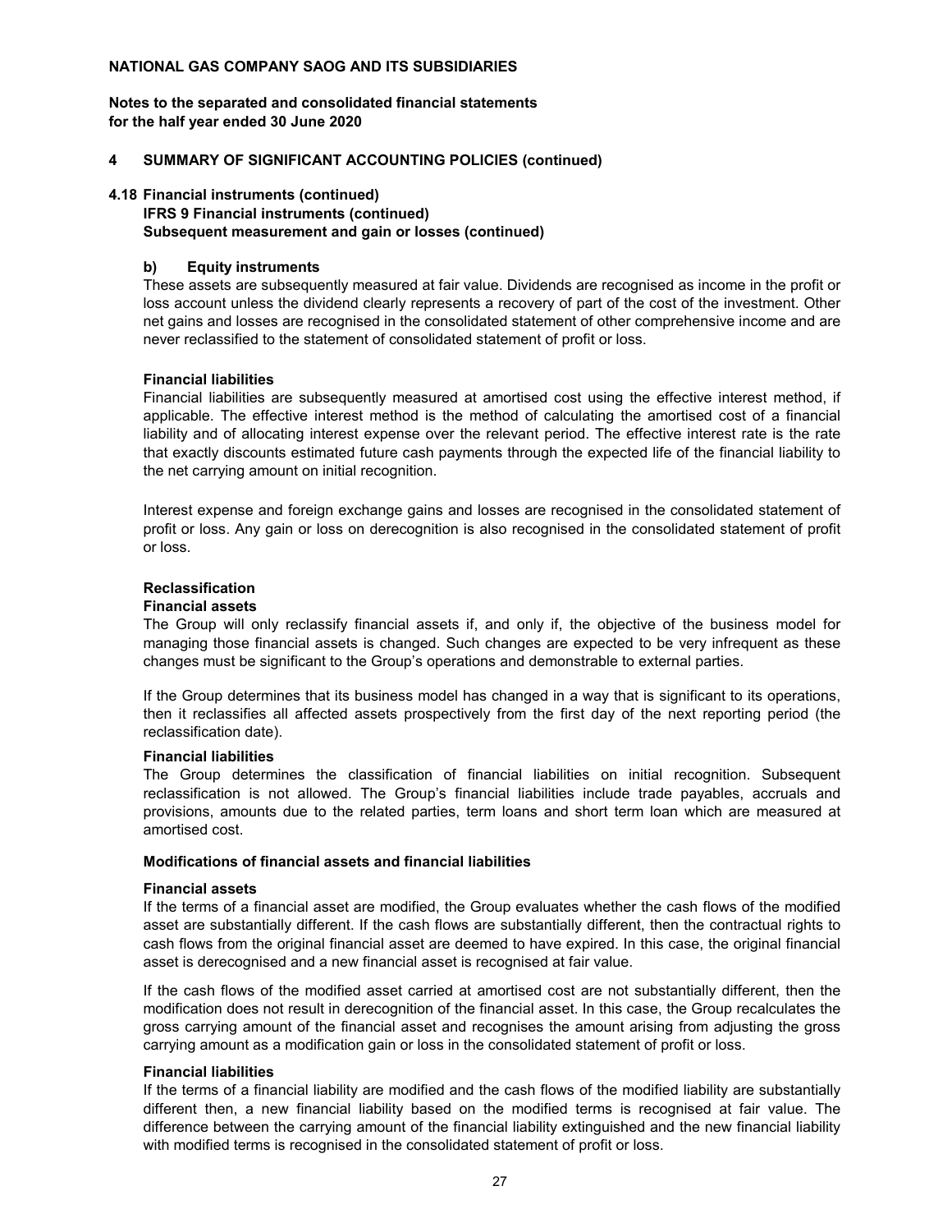**NATIONAL GAS COMPANY SAOG AND ITS SUBSIDIARIES**

**Notes to the separated and consolidated financial statements for the half year ended 30 June 2020**

## 4 SUMMARY OF SIGNIFICANT ACCOUNTING POLICIES (continued)

### 4.18 Financial instruments (continued)

**IFRS 9 Financial instruments (continued)**

**Subsequent measurement and gain or losses (continued)**

**b) Equity instruments**

These assets are subsequently measured at fair value. Dividends are recognised as income in the profit or loss account unless the dividend clearly represents a recovery of part of the cost of the investment. Other net gains and losses are recognised in the consolidated statement of other comprehensive income and are never reclassified to the statement of consolidated statement of profit or loss.

**Financial liabilities**

Financial liabilities are subsequently measured at amortised cost using the effective interest method, if applicable. The effective interest method is the method of calculating the amortised cost of a financial liability and of allocating interest expense over the relevant period. The effective interest rate is the rate that exactly discounts estimated future cash payments through the expected life of the financial liability to the net carrying amount on initial recognition.

Interest expense and foreign exchange gains and losses are recognised in the consolidated statement of profit or loss. Any gain or loss on derecognition is also recognised in the consolidated statement of profit or loss.

**Reclassification**

**Financial assets**

The Group will only reclassify financial assets if, and only if, the objective of the business model for managing those financial assets is changed. Such changes are expected to be very infrequent as these changes must be significant to the Group's operations and demonstrable to external parties.

If the Group determines that its business model has changed in a way that is significant to its operations, then it reclassifies all affected assets prospectively from the first day of the next reporting period (the reclassification date).

**Financial liabilities**

The Group determines the classification of financial liabilities on initial recognition. Subsequent reclassification is not allowed. The Group's financial liabilities include trade payables, accruals and provisions, amounts due to the related parties, term loans and short term loan which are measured at amortised cost.

**Modifications of financial assets and financial liabilities**

**Financial assets**

If the terms of a financial asset are modified, the Group evaluates whether the cash flows of the modified asset are substantially different. If the cash flows are substantially different, then the contractual rights to cash flows from the original financial asset are deemed to have expired. In this case, the original financial asset is derecognised and a new financial asset is recognised at fair value.

If the cash flows of the modified asset carried at amortised cost are not substantially different, then the modification does not result in derecognition of the financial asset. In this case, the Group recalculates the gross carrying amount of the financial asset and recognises the amount arising from adjusting the gross carrying amount as a modification gain or loss in the consolidated statement of profit or loss.

**Financial liabilities**

If the terms of a financial liability are modified and the cash flows of the modified liability are substantially different then, a new financial liability based on the modified terms is recognised at fair value. The difference between the carrying amount of the financial liability extinguished and the new financial liability with modified terms is recognised in the consolidated statement of profit or loss.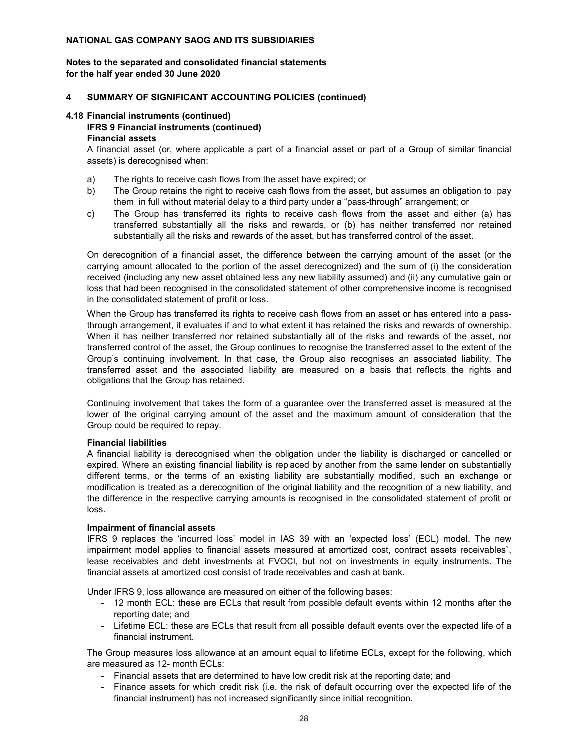## 4 SUMMARY OF SIGNIFICANT ACCOUNTING POLICIES (continued)

### 4.18 Financial instruments (continued)

**IFRS 9 Financial instruments (continued)**

**Financial assets**

A financial asset (or, where applicable a part of a financial asset or part of a Group of similar financial assets) is derecognised when:

a) The rights to receive cash flows from the asset have expired; or
b) The Group retains the right to receive cash flows from the asset, but assumes an obligation to pay them in full without material delay to a third party under a "pass-through" arrangement; or
c) The Group has transferred its rights to receive cash flows from the asset and either (a) has transferred substantially all the risks and rewards, or (b) has neither transferred nor retained substantially all the risks and rewards of the asset, but has transferred control of the asset.

On derecognition of a financial asset, the difference between the carrying amount of the asset (or the carrying amount allocated to the portion of the asset derecognized) and the sum of (i) the consideration received (including any new asset obtained less any new liability assumed) and (ii) any cumulative gain or loss that had been recognised in the consolidated statement of other comprehensive income is recognised in the consolidated statement of profit or loss.

When the Group has transferred its rights to receive cash flows from an asset or has entered into a pass-through arrangement, it evaluates if and to what extent it has retained the risks and rewards of ownership. When it has neither transferred nor retained substantially all of the risks and rewards of the asset, nor transferred control of the asset, the Group continues to recognise the transferred asset to the extent of the Group's continuing involvement. In that case, the Group also recognises an associated liability. The transferred asset and the associated liability are measured on a basis that reflects the rights and obligations that the Group has retained.

Continuing involvement that takes the form of a guarantee over the transferred asset is measured at the lower of the original carrying amount of the asset and the maximum amount of consideration that the Group could be required to repay.

**Financial liabilities**

A financial liability is derecognised when the obligation under the liability is discharged or cancelled or expired. Where an existing financial liability is replaced by another from the same lender on substantially different terms, or the terms of an existing liability are substantially modified, such an exchange or modification is treated as a derecognition of the original liability and the recognition of a new liability, and the difference in the respective carrying amounts is recognised in the consolidated statement of profit or loss.

**Impairment of financial assets**

IFRS 9 replaces the 'incurred loss' model in IAS 39 with an 'expected loss' (ECL) model. The new impairment model applies to financial assets measured at amortized cost, contract assets receivables`, lease receivables and debt investments at FVOCI, but not on investments in equity instruments. The financial assets at amortized cost consist of trade receivables and cash at bank.

Under IFRS 9, loss allowance are measured on either of the following bases:

- 12 month ECL: these are ECLs that result from possible default events within 12 months after the reporting date; and
- Lifetime ECL: these are ECLs that result from all possible default events over the expected life of a financial instrument.

The Group measures loss allowance at an amount equal to lifetime ECLs, except for the following, which are measured as 12- month ECLs:

- Financial assets that are determined to have low credit risk at the reporting date; and
- Finance assets for which credit risk (i.e. the risk of default occurring over the expected life of the financial instrument) has not increased significantly since initial recognition.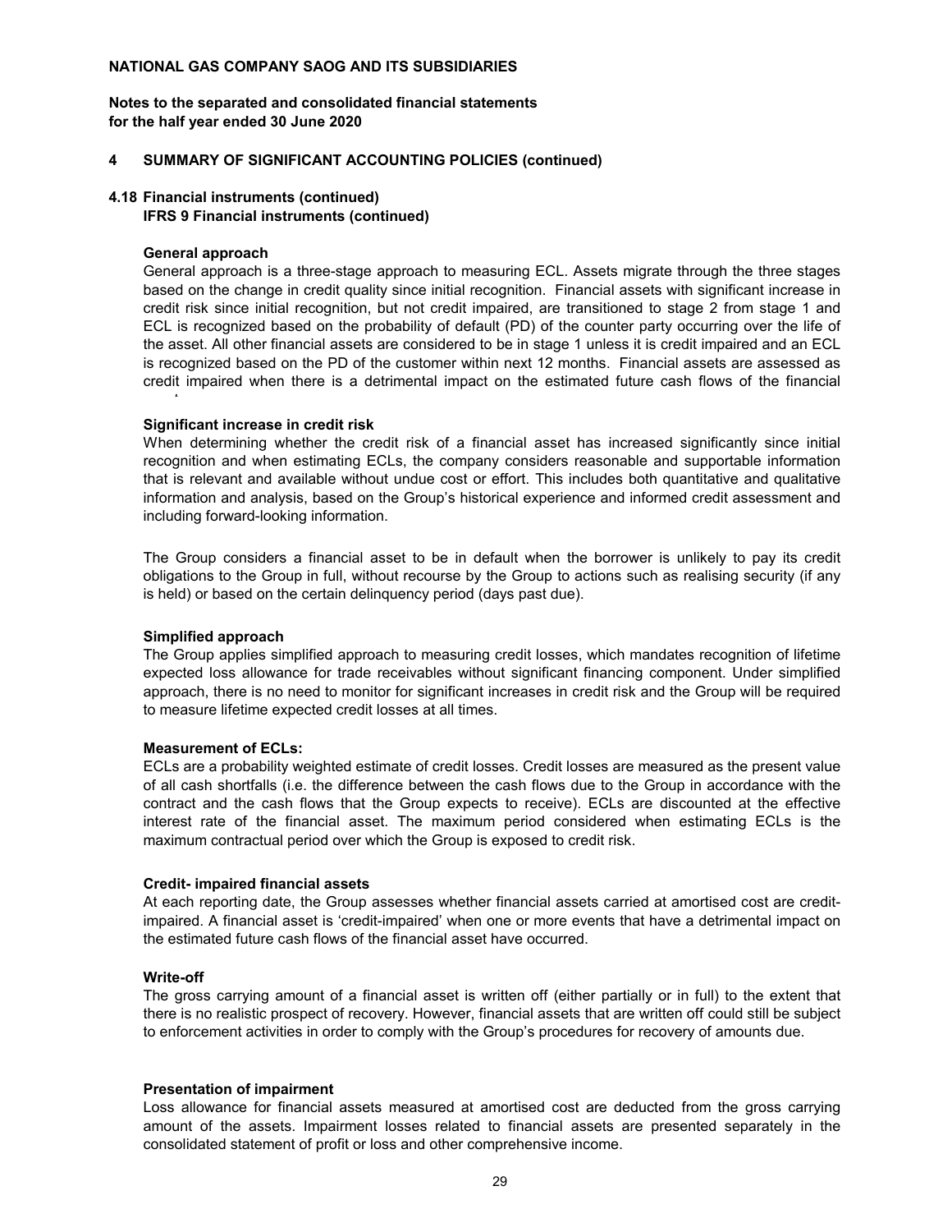**NATIONAL GAS COMPANY SAOG AND ITS SUBSIDIARIES**

**Notes to the separated and consolidated financial statements for the half year ended 30 June 2020**

## 4 SUMMARY OF SIGNIFICANT ACCOUNTING POLICIES (continued)

### 4.18 Financial instruments (continued)

**IFRS 9 Financial instruments (continued)**

**General approach**

General approach is a three-stage approach to measuring ECL. Assets migrate through the three stages based on the change in credit quality since initial recognition. Financial assets with significant increase in credit risk since initial recognition, but not credit impaired, are transitioned to stage 2 from stage 1 and ECL is recognized based on the probability of default (PD) of the counter party occurring over the life of the asset. All other financial assets are considered to be in stage 1 unless it is credit impaired and an ECL is recognized based on the PD of the customer within next 12 months. Financial assets are assessed as credit impaired when there is a detrimental impact on the estimated future cash flows of the financial asset.

**Significant increase in credit risk**

When determining whether the credit risk of a financial asset has increased significantly since initial recognition and when estimating ECLs, the company considers reasonable and supportable information that is relevant and available without undue cost or effort. This includes both quantitative and qualitative information and analysis, based on the Group's historical experience and informed credit assessment and including forward-looking information.

The Group considers a financial asset to be in default when the borrower is unlikely to pay its credit obligations to the Group in full, without recourse by the Group to actions such as realising security (if any is held) or based on the certain delinquency period (days past due).

**Simplified approach**

The Group applies simplified approach to measuring credit losses, which mandates recognition of lifetime expected loss allowance for trade receivables without significant financing component. Under simplified approach, there is no need to monitor for significant increases in credit risk and the Group will be required to measure lifetime expected credit losses at all times.

**Measurement of ECLs:**

ECLs are a probability weighted estimate of credit losses. Credit losses are measured as the present value of all cash shortfalls (i.e. the difference between the cash flows due to the Group in accordance with the contract and the cash flows that the Group expects to receive). ECLs are discounted at the effective interest rate of the financial asset. The maximum period considered when estimating ECLs is the maximum contractual period over which the Group is exposed to credit risk.

**Credit- impaired financial assets**

At each reporting date, the Group assesses whether financial assets carried at amortised cost are credit-impaired. A financial asset is 'credit-impaired' when one or more events that have a detrimental impact on the estimated future cash flows of the financial asset have occurred.

**Write-off**

The gross carrying amount of a financial asset is written off (either partially or in full) to the extent that there is no realistic prospect of recovery. However, financial assets that are written off could still be subject to enforcement activities in order to comply with the Group's procedures for recovery of amounts due.

**Presentation of impairment**

Loss allowance for financial assets measured at amortised cost are deducted from the gross carrying amount of the assets. Impairment losses related to financial assets are presented separately in the consolidated statement of profit or loss and other comprehensive income.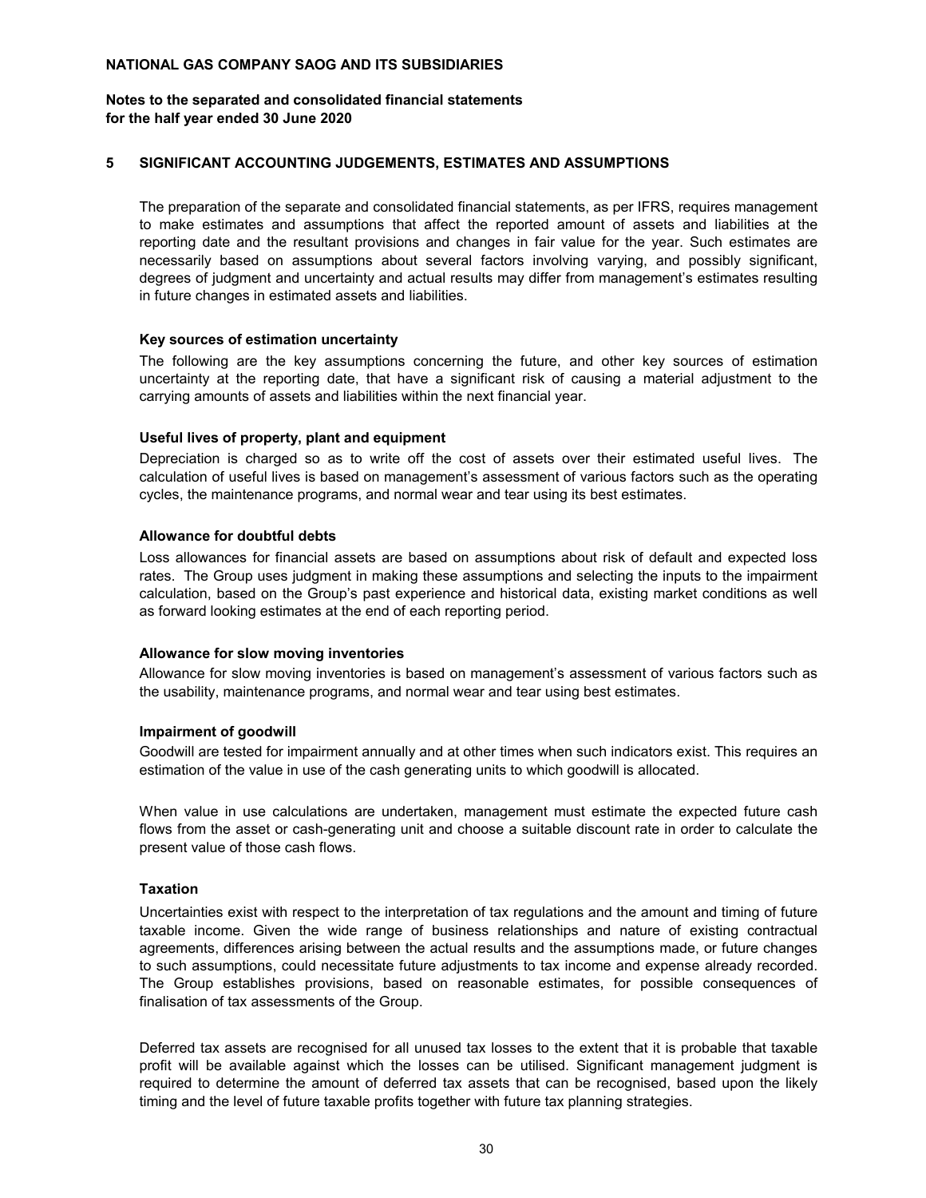## 5 SIGNIFICANT ACCOUNTING JUDGEMENTS, ESTIMATES AND ASSUMPTIONS

The preparation of the separate and consolidated financial statements, as per IFRS, requires management to make estimates and assumptions that affect the reported amount of assets and liabilities at the reporting date and the resultant provisions and changes in fair value for the year. Such estimates are necessarily based on assumptions about several factors involving varying, and possibly significant, degrees of judgment and uncertainty and actual results may differ from management's estimates resulting in future changes in estimated assets and liabilities.

**Key sources of estimation uncertainty**

The following are the key assumptions concerning the future, and other key sources of estimation uncertainty at the reporting date, that have a significant risk of causing a material adjustment to the carrying amounts of assets and liabilities within the next financial year.

**Useful lives of property, plant and equipment**

Depreciation is charged so as to write off the cost of assets over their estimated useful lives. The calculation of useful lives is based on management's assessment of various factors such as the operating cycles, the maintenance programs, and normal wear and tear using its best estimates.

**Allowance for doubtful debts**

Loss allowances for financial assets are based on assumptions about risk of default and expected loss rates. The Group uses judgment in making these assumptions and selecting the inputs to the impairment calculation, based on the Group's past experience and historical data, existing market conditions as well as forward looking estimates at the end of each reporting period.

**Allowance for slow moving inventories**

Allowance for slow moving inventories is based on management's assessment of various factors such as the usability, maintenance programs, and normal wear and tear using best estimates.

**Impairment of goodwill**

Goodwill are tested for impairment annually and at other times when such indicators exist. This requires an estimation of the value in use of the cash generating units to which goodwill is allocated.

When value in use calculations are undertaken, management must estimate the expected future cash flows from the asset or cash-generating unit and choose a suitable discount rate in order to calculate the present value of those cash flows.

**Taxation**

Uncertainties exist with respect to the interpretation of tax regulations and the amount and timing of future taxable income. Given the wide range of business relationships and nature of existing contractual agreements, differences arising between the actual results and the assumptions made, or future changes to such assumptions, could necessitate future adjustments to tax income and expense already recorded. The Group establishes provisions, based on reasonable estimates, for possible consequences of finalisation of tax assessments of the Group.

Deferred tax assets are recognised for all unused tax losses to the extent that it is probable that taxable profit will be available against which the losses can be utilised. Significant management judgment is required to determine the amount of deferred tax assets that can be recognised, based upon the likely timing and the level of future taxable profits together with future tax planning strategies.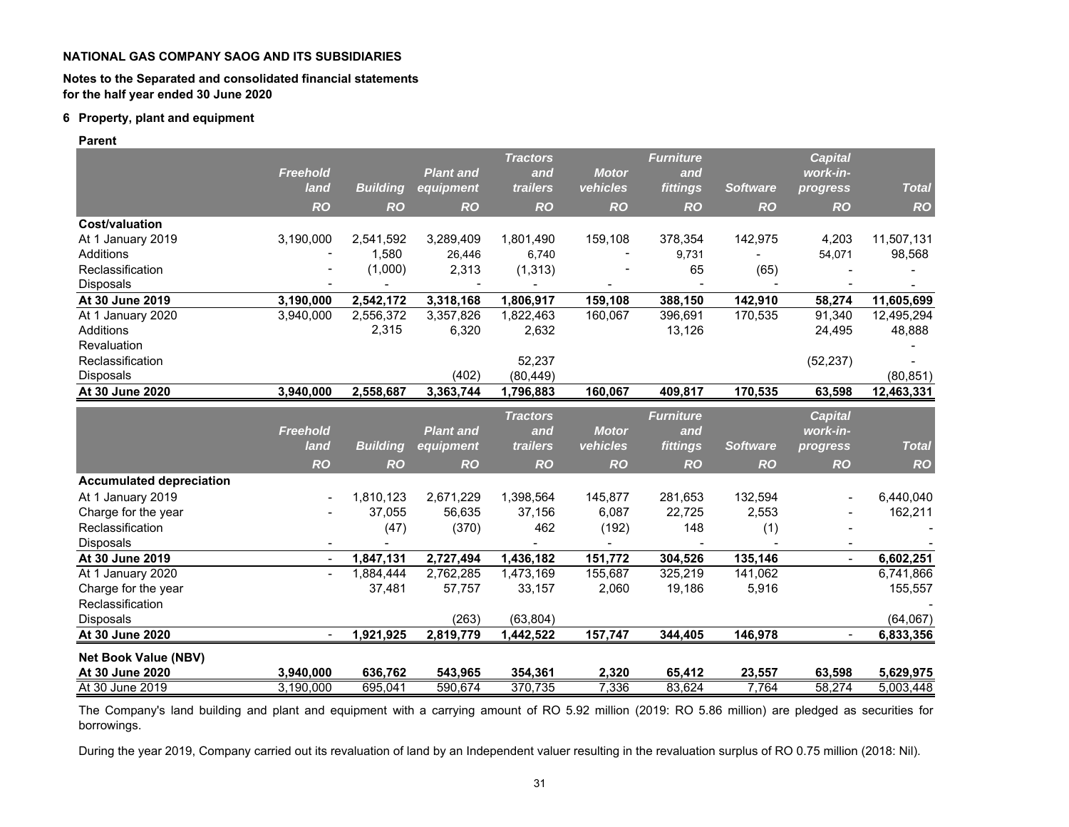**NATIONAL GAS COMPANY SAOG AND ITS SUBSIDIARIES**

**Notes to the Separated and consolidated financial statements**
**for the half year ended 30 June 2020**

**6 Property, plant and equipment**

**Parent**

| | Freehold land | Building | Plant and equipment | Tractors and trailers | Motor vehicles | Furniture and fittings | Software | Capital work-in-progress | Total |
|---|---|---|---|---|---|---|---|---|---|
| | RO | RO | RO | RO | RO | RO | RO | RO | RO |
| **Cost/valuation** | | | | | | | | | |
| At 1 January 2019 | 3,190,000 | 2,541,592 | 3,289,409 | 1,801,490 | 159,108 | 378,354 | 142,975 | 4,203 | 11,507,131 |
| Additions | - | 1,580 | 26,446 | 6,740 | - | 9,731 | - | 54,071 | 98,568 |
| Reclassification | - | (1,000) | 2,313 | (1,313) | - | 65 | (65) | - | - |
| Disposals | - | - | - | - | - | - | - | - | - |
| **At 30 June 2019** | **3,190,000** | **2,542,172** | **3,318,168** | **1,806,917** | **159,108** | **388,150** | **142,910** | **58,274** | **11,605,699** |
| At 1 January 2020 | 3,940,000 | 2,556,372 | 3,357,826 | 1,822,463 | 160,067 | 396,691 | 170,535 | 91,340 | 12,495,294 |
| Additions | | 2,315 | 6,320 | 2,632 | | 13,126 | | 24,495 | 48,888 |
| Revaluation | | | | | | | | | - |
| Reclassification | | | | 52,237 | | | | (52,237) | - |
| Disposals | | | (402) | (80,449) | | | | | (80,851) |
| **At 30 June 2020** | **3,940,000** | **2,558,687** | **3,363,744** | **1,796,883** | **160,067** | **409,817** | **170,535** | **63,598** | **12,463,331** |

| | Freehold land | Building | Plant and equipment | Tractors and trailers | Motor vehicles | Furniture and fittings | Software | Capital work-in-progress | Total |
|---|---|---|---|---|---|---|---|---|---|
| | RO | RO | RO | RO | RO | RO | RO | RO | RO |
| **Accumulated depreciation** | | | | | | | | | |
| At 1 January 2019 | - | 1,810,123 | 2,671,229 | 1,398,564 | 145,877 | 281,653 | 132,594 | - | 6,440,040 |
| Charge for the year | - | 37,055 | 56,635 | 37,156 | 6,087 | 22,725 | 2,553 | - | 162,211 |
| Reclassification | | (47) | (370) | 462 | (192) | 148 | (1) | - | - |
| Disposals | - | - | | - | - | - | - | - | - |
| **At 30 June 2019** | - | **1,847,131** | **2,727,494** | **1,436,182** | **151,772** | **304,526** | **135,146** | - | **6,602,251** |
| At 1 January 2020 | - | 1,884,444 | 2,762,285 | 1,473,169 | 155,687 | 325,219 | 141,062 | | 6,741,866 |
| Charge for the year | | 37,481 | 57,757 | 33,157 | 2,060 | 19,186 | 5,916 | | 155,557 |
| Reclassification | | | | | | | | | - |
| Disposals | | | (263) | (63,804) | | | | | (64,067) |
| **At 30 June 2020** | - | **1,921,925** | **2,819,779** | **1,442,522** | **157,747** | **344,405** | **146,978** | - | **6,833,356** |
| **Net Book Value (NBV)** | | | | | | | | | |
| **At 30 June 2020** | **3,940,000** | **636,762** | **543,965** | **354,361** | **2,320** | **65,412** | **23,557** | **63,598** | **5,629,975** |
| At 30 June 2019 | 3,190,000 | 695,041 | 590,674 | 370,735 | 7,336 | 83,624 | 7,764 | 58,274 | 5,003,448 |

The Company's land building and plant and equipment with a carrying amount of RO 5.92 million (2019: RO 5.86 million) are pledged as securities for borrowings.

During the year 2019, Company carried out its revaluation of land by an Independent valuer resulting in the revaluation surplus of RO 0.75 million (2018: Nil).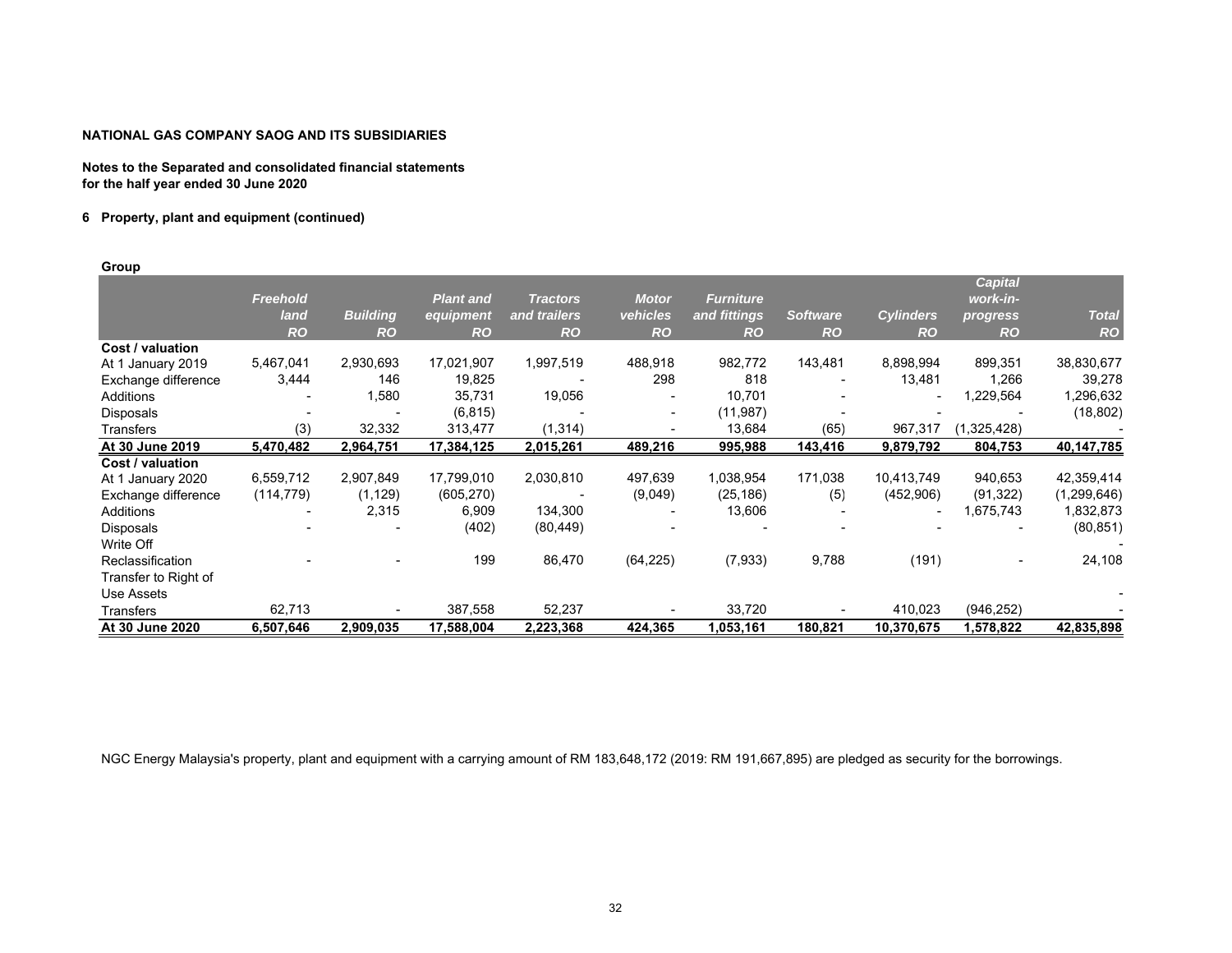**NATIONAL GAS COMPANY SAOG AND ITS SUBSIDIARIES**

**Notes to the Separated and consolidated financial statements for the half year ended 30 June 2020**

**6 Property, plant and equipment (continued)**

**Group**

| | *Freehold land* | *Building* | *Plant and equipment* | *Tractors and trailers* | *Motor vehicles* | *Furniture and fittings* | *Software* | *Cylinders* | *Capital work-in-progress* | *Total* |
|---|---|---|---|---|---|---|---|---|---|---|
| | *RO* | *RO* | *RO* | *RO* | *RO* | *RO* | *RO* | *RO* | *RO* | *RO* |
| **Cost / valuation** | | | | | | | | | | |
| At 1 January 2019 | 5,467,041 | 2,930,693 | 17,021,907 | 1,997,519 | 488,918 | 982,772 | 143,481 | 8,898,994 | 899,351 | 38,830,677 |
| Exchange difference | 3,444 | 146 | 19,825 | - | 298 | 818 | - | 13,481 | 1,266 | 39,278 |
| Additions | - | 1,580 | 35,731 | 19,056 | - | 10,701 | - | - | 1,229,564 | 1,296,632 |
| Disposals | - | - | (6,815) | - | - | (11,987) | - | - | - | (18,802) |
| Transfers | (3) | 32,332 | 313,477 | (1,314) | - | 13,684 | (65) | 967,317 | (1,325,428) | - |
| **At 30 June 2019** | **5,470,482** | **2,964,751** | **17,384,125** | **2,015,261** | **489,216** | **995,988** | **143,416** | **9,879,792** | **804,753** | **40,147,785** |
| **Cost / valuation** | | | | | | | | | | |
| At 1 January 2020 | 6,559,712 | 2,907,849 | 17,799,010 | 2,030,810 | 497,639 | 1,038,954 | 171,038 | 10,413,749 | 940,653 | 42,359,414 |
| Exchange difference | (114,779) | (1,129) | (605,270) | - | (9,049) | (25,186) | (5) | (452,906) | (91,322) | (1,299,646) |
| Additions | - | 2,315 | 6,909 | 134,300 | - | 13,606 | - | - | 1,675,743 | 1,832,873 |
| Disposals | - | - | (402) | (80,449) | - | - | - | - | - | (80,851) |
| Write Off | | | | | | | | | | - |
| Reclassification | - | - | 199 | 86,470 | (64,225) | (7,933) | 9,788 | (191) | - | 24,108 |
| Transfer to Right of Use Assets | | | | | | | | | | - |
| Transfers | 62,713 | - | 387,558 | 52,237 | - | 33,720 | - | 410,023 | (946,252) | - |
| **At 30 June 2020** | **6,507,646** | **2,909,035** | **17,588,004** | **2,223,368** | **424,365** | **1,053,161** | **180,821** | **10,370,675** | **1,578,822** | **42,835,898** |

NGC Energy Malaysia's property, plant and equipment with a carrying amount of RM 183,648,172 (2019: RM 191,667,895) are pledged as security for the borrowings.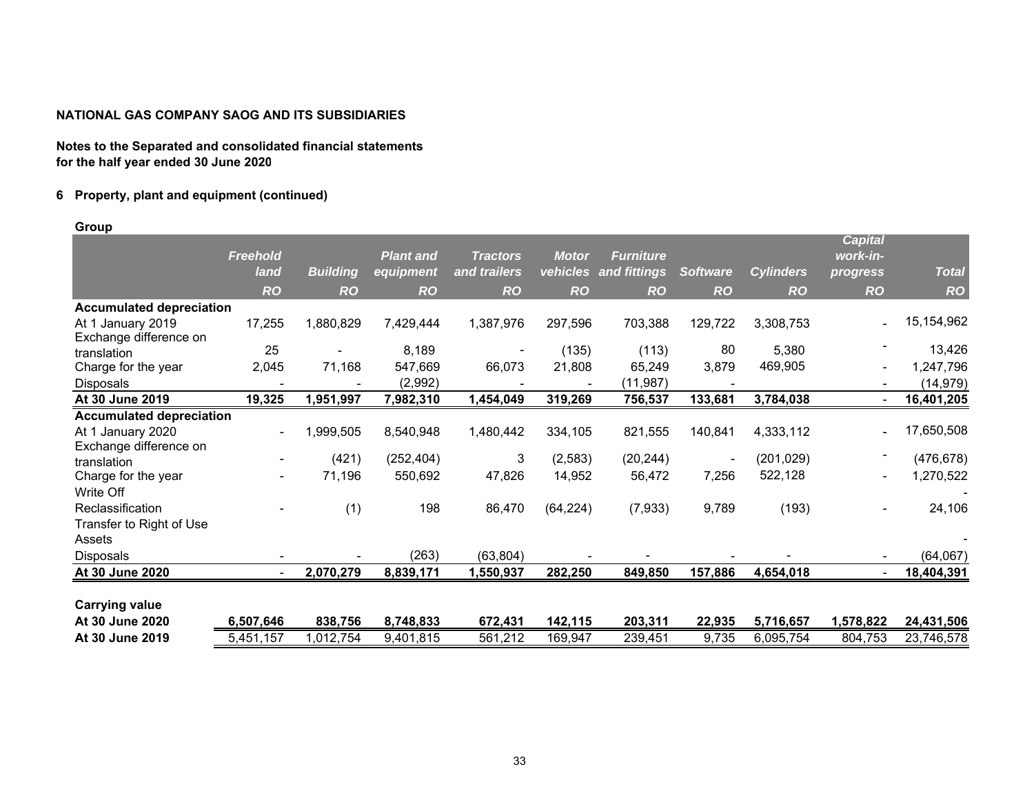**NATIONAL GAS COMPANY SAOG AND ITS SUBSIDIARIES**

**Notes to the Separated and consolidated financial statements for the half year ended 30 June 2020**

## 6 Property, plant and equipment (continued)

**Group**

| | *Freehold land* | *Building* | *Plant and equipment* | *Tractors and trailers* | *Motor vehicles* | *Furniture and fittings* | *Software* | *Cylinders* | *Capital work-in-progress* | *Total* |
|---|---|---|---|---|---|---|---|---|---|---|
| | *RO* | *RO* | *RO* | *RO* | *RO* | *RO* | *RO* | *RO* | *RO* | *RO* |
| **Accumulated depreciation** | | | | | | | | | | |
| At 1 January 2019 | 17,255 | 1,880,829 | 7,429,444 | 1,387,976 | 297,596 | 703,388 | 129,722 | 3,308,753 | - | 15,154,962 |
| Exchange difference on translation | 25 | - | 8,189 | - | (135) | (113) | 80 | 5,380 | - | 13,426 |
| Charge for the year | 2,045 | 71,168 | 547,669 | 66,073 | 21,808 | 65,249 | 3,879 | 469,905 | - | 1,247,796 |
| Disposals | - | - | (2,992) | - | - | (11,987) | - | | - | (14,979) |
| **At 30 June 2019** | **19,325** | **1,951,997** | **7,982,310** | **1,454,049** | **319,269** | **756,537** | **133,681** | **3,784,038** | - | **16,401,205** |
| **Accumulated depreciation** | | | | | | | | | | |
| At 1 January 2020 | - | 1,999,505 | 8,540,948 | 1,480,442 | 334,105 | 821,555 | 140,841 | 4,333,112 | - | 17,650,508 |
| Exchange difference on translation | - | (421) | (252,404) | 3 | (2,583) | (20,244) | - | (201,029) | - | (476,678) |
| Charge for the year | - | 71,196 | 550,692 | 47,826 | 14,952 | 56,472 | 7,256 | 522,128 | - | 1,270,522 |
| Write Off | | | | | | | | | | - |
| Reclassification | - | (1) | 198 | 86,470 | (64,224) | (7,933) | 9,789 | (193) | - | 24,106 |
| Transfer to Right of Use Assets | | | | | | | | | | - |
| Disposals | - | - | (263) | (63,804) | - | - | - | - | - | (64,067) |
| **At 30 June 2020** | - | **2,070,279** | **8,839,171** | **1,550,937** | **282,250** | **849,850** | **157,886** | **4,654,018** | - | **18,404,391** |
| | | | | | | | | | | |
| **Carrying value** | | | | | | | | | | |
| **At 30 June 2020** | **6,507,646** | **838,756** | **8,748,833** | **672,431** | **142,115** | **203,311** | **22,935** | **5,716,657** | **1,578,822** | **24,431,506** |
| **At 30 June 2019** | 5,451,157 | 1,012,754 | 9,401,815 | 561,212 | 169,947 | 239,451 | 9,735 | 6,095,754 | 804,753 | 23,746,578 |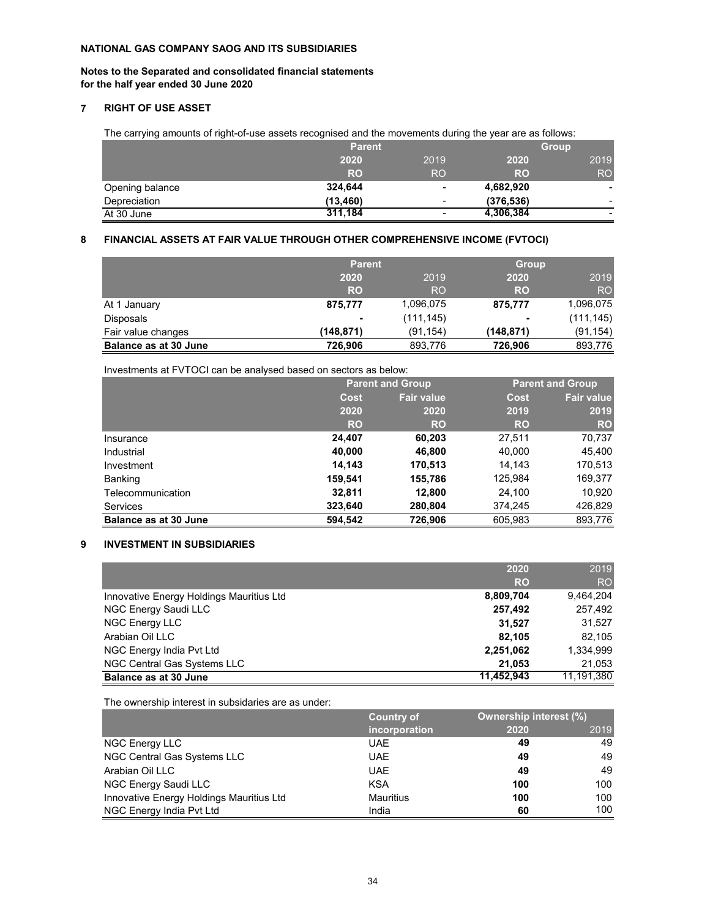**NATIONAL GAS COMPANY SAOG AND ITS SUBSIDIARIES**

**Notes to the Separated and consolidated financial statements for the half year ended 30 June 2020**

## 7 RIGHT OF USE ASSET

The carrying amounts of right-of-use assets recognised and the movements during the year are as follows:

| | Parent | | Group | |
|---|---|---|---|---|
| | **2020** | 2019 | **2020** | 2019 |
| | **RO** | RO | **RO** | RO |
| Opening balance | **324,644** | - | **4,682,920** | - |
| Depreciation | **(13,460)** | - | **(376,536)** | - |
| At 30 June | **311,184** | - | **4,306,384** | - |

## 8 FINANCIAL ASSETS AT FAIR VALUE THROUGH OTHER COMPREHENSIVE INCOME (FVTOCI)

| | Parent | | Group | |
|---|---|---|---|---|
| | **2020** | 2019 | **2020** | 2019 |
| | **RO** | RO | **RO** | RO |
| At 1 January | **875,777** | 1,096,075 | **875,777** | 1,096,075 |
| Disposals | **-** | (111,145) | **-** | (111,145) |
| Fair value changes | **(148,871)** | (91,154) | **(148,871)** | (91,154) |
| **Balance as at 30 June** | **726,906** | 893,776 | **726,906** | 893,776 |

Investments at FVTOCI can be analysed based on sectors as below:

| | Parent and Group | | Parent and Group | |
|---|---|---|---|---|
| | Cost | Fair value | Cost | Fair value |
| | **2020** | **2020** | **2019** | **2019** |
| | **RO** | **RO** | **RO** | **RO** |
| Insurance | **24,407** | **60,203** | 27,511 | 70,737 |
| Industrial | **40,000** | **46,800** | 40,000 | 45,400 |
| Investment | **14,143** | **170,513** | 14,143 | 170,513 |
| Banking | **159,541** | **155,786** | 125,984 | 169,377 |
| Telecommunication | **32,811** | **12,800** | 24,100 | 10,920 |
| Services | **323,640** | **280,804** | 374,245 | 426,829 |
| **Balance as at 30 June** | **594,542** | **726,906** | 605,983 | 893,776 |

## 9 INVESTMENT IN SUBSIDIARIES

| | **2020** | 2019 |
|---|---|---|
| | **RO** | RO |
| Innovative Energy Holdings Mauritius Ltd | **8,809,704** | 9,464,204 |
| NGC Energy Saudi LLC | **257,492** | 257,492 |
| NGC Energy LLC | **31,527** | 31,527 |
| Arabian Oil LLC | **82,105** | 82,105 |
| NGC Energy India Pvt Ltd | **2,251,062** | 1,334,999 |
| NGC Central Gas Systems LLC | **21,053** | 21,053 |
| **Balance as at 30 June** | **11,452,943** | 11,191,380 |

The ownership interest in subsidaries are as under:

| | Country of incorporation | Ownership interest (%) | |
|---|---|---|---|
| | | **2020** | 2019 |
| NGC Energy LLC | UAE | **49** | 49 |
| NGC Central Gas Systems LLC | UAE | **49** | 49 |
| Arabian Oil LLC | UAE | **49** | 49 |
| NGC Energy Saudi LLC | KSA | **100** | 100 |
| Innovative Energy Holdings Mauritius Ltd | Mauritius | **100** | 100 |
| NGC Energy India Pvt Ltd | India | **60** | 100 |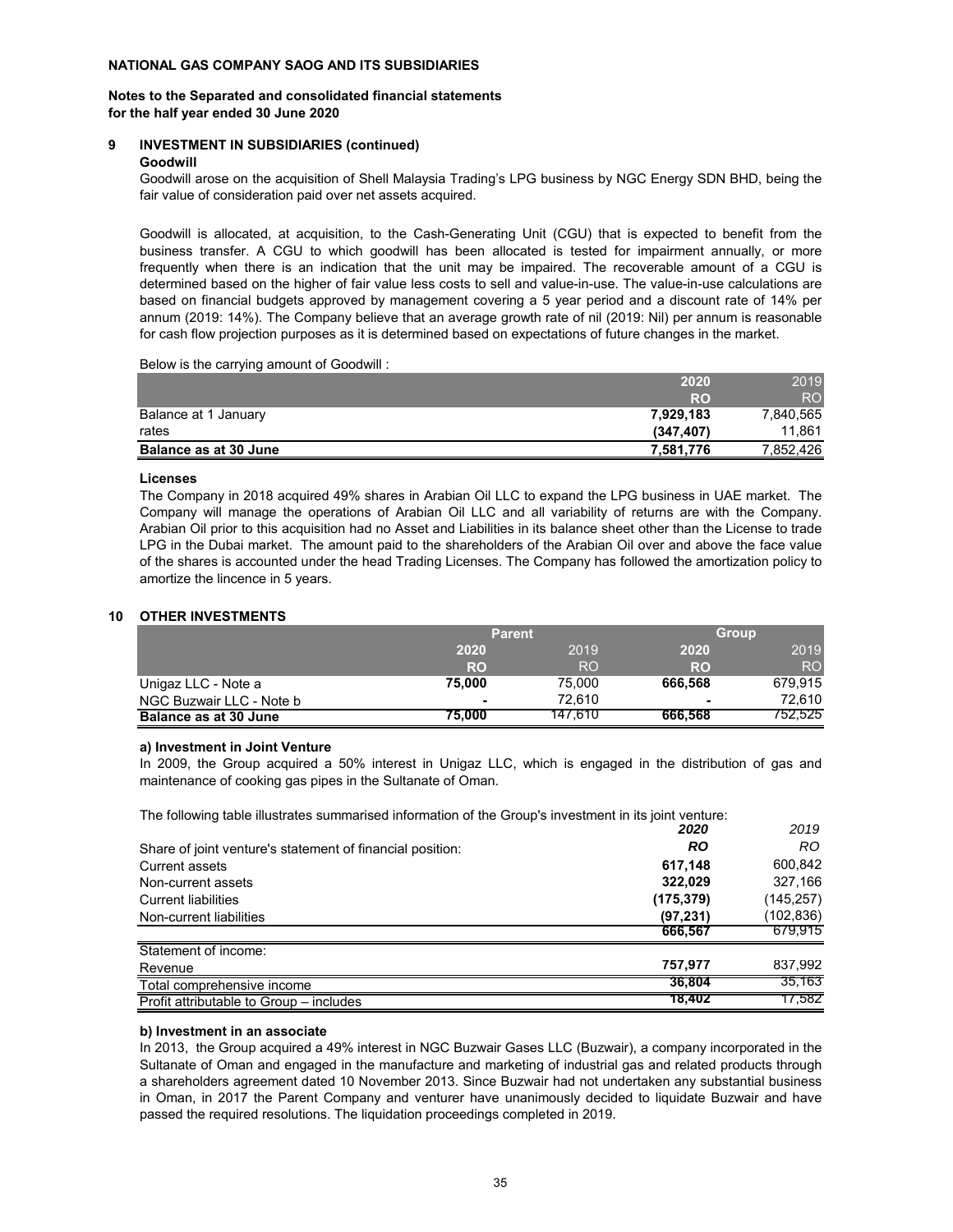**NATIONAL GAS COMPANY SAOG AND ITS SUBSIDIARIES**

**Notes to the Separated and consolidated financial statements for the half year ended 30 June 2020**

## 9 INVESTMENT IN SUBSIDIARIES (continued)

**Goodwill**

Goodwill arose on the acquisition of Shell Malaysia Trading's LPG business by NGC Energy SDN BHD, being the fair value of consideration paid over net assets acquired.

Goodwill is allocated, at acquisition, to the Cash-Generating Unit (CGU) that is expected to benefit from the business transfer. A CGU to which goodwill has been allocated is tested for impairment annually, or more frequently when there is an indication that the unit may be impaired. The recoverable amount of a CGU is determined based on the higher of fair value less costs to sell and value-in-use. The value-in-use calculations are based on financial budgets approved by management covering a 5 year period and a discount rate of 14% per annum (2019: 14%). The Company believe that an average growth rate of nil (2019: Nil) per annum is reasonable for cash flow projection purposes as it is determined based on expectations of future changes in the market.

Below is the carrying amount of Goodwill :

| | 2020 | 2019 |
|---|---|---|
| | RO | RO |
| Balance at 1 January | 7,929,183 | 7,840,565 |
| rates | (347,407) | 11,861 |
| **Balance as at 30 June** | **7,581,776** | 7,852,426 |

**Licenses**

The Company in 2018 acquired 49% shares in Arabian Oil LLC to expand the LPG business in UAE market. The Company will manage the operations of Arabian Oil LLC and all variability of returns are with the Company. Arabian Oil prior to this acquisition had no Asset and Liabilities in its balance sheet other than the License to trade LPG in the Dubai market. The amount paid to the shareholders of the Arabian Oil over and above the face value of the shares is accounted under the head Trading Licenses. The Company has followed the amortization policy to amortize the lincence in 5 years.

## 10 OTHER INVESTMENTS

| | Parent | | Group | |
|---|---|---|---|---|
| | 2020 | 2019 | 2020 | 2019 |
| | RO | RO | RO | RO |
| Unigaz LLC - Note a | 75,000 | 75,000 | 666,568 | 679,915 |
| NGC Buzwair LLC - Note b | - | 72,610 | - | 72,610 |
| **Balance as at 30 June** | **75,000** | 147,610 | **666,568** | 752,525 |

**a) Investment in Joint Venture**

In 2009, the Group acquired a 50% interest in Unigaz LLC, which is engaged in the distribution of gas and maintenance of cooking gas pipes in the Sultanate of Oman.

The following table illustrates summarised information of the Group's investment in its joint venture:

| | *2020* | *2019* |
|---|---|---|
| Share of joint venture's statement of financial position: | *RO* | *RO* |
| Current assets | 617,148 | 600,842 |
| Non-current assets | 322,029 | 327,166 |
| Current liabilities | (175,379) | (145,257) |
| Non-current liabilities | (97,231) | (102,836) |
| | 666,567 | 679,915 |
| Statement of income: | | |
| Revenue | 757,977 | 837,992 |
| Total comprehensive income | 36,804 | 35,163 |
| Profit attributable to Group – includes | 18,402 | 17,582 |

**b) Investment in an associate**

In 2013, the Group acquired a 49% interest in NGC Buzwair Gases LLC (Buzwair), a company incorporated in the Sultanate of Oman and engaged in the manufacture and marketing of industrial gas and related products through a shareholders agreement dated 10 November 2013. Since Buzwair had not undertaken any substantial business in Oman, in 2017 the Parent Company and venturer have unanimously decided to liquidate Buzwair and have passed the required resolutions. The liquidation proceedings completed in 2019.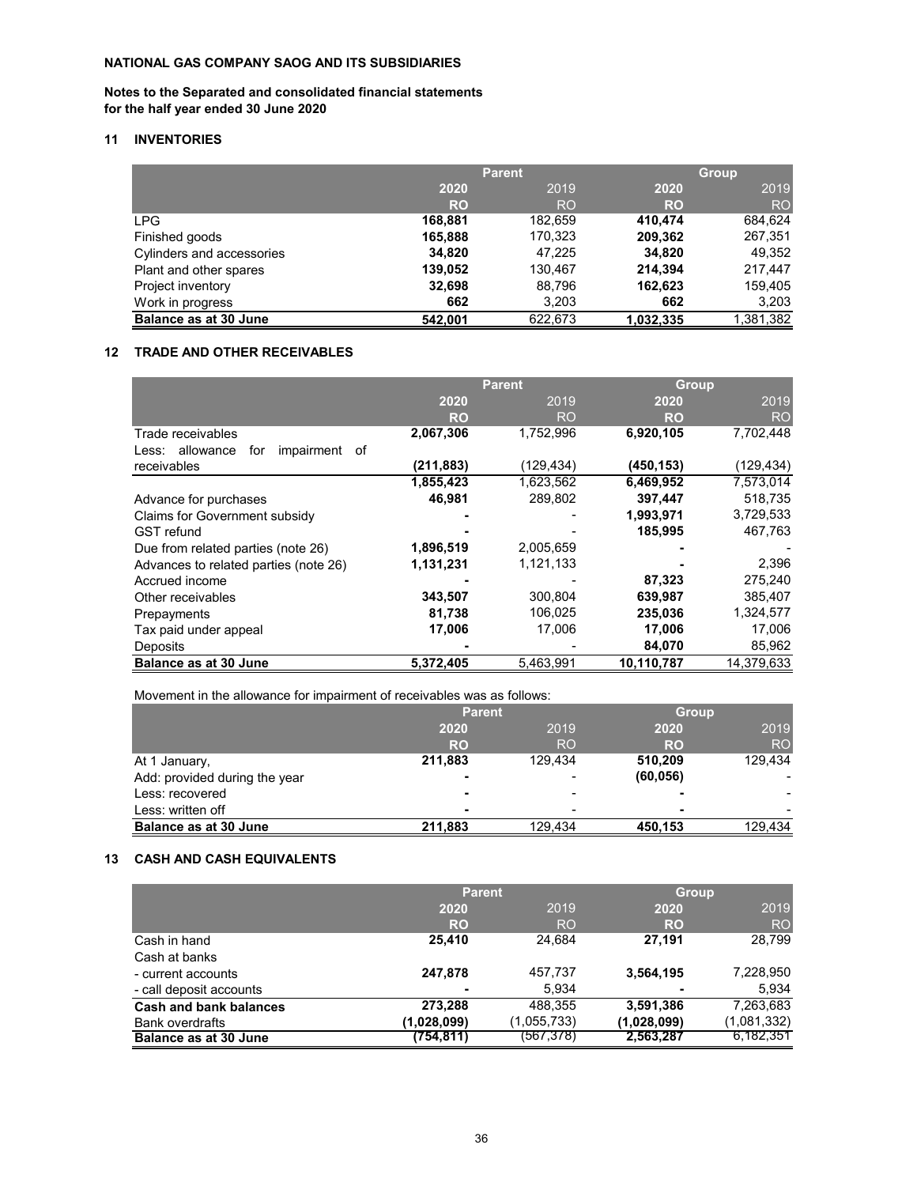**NATIONAL GAS COMPANY SAOG AND ITS SUBSIDIARIES**

**Notes to the Separated and consolidated financial statements for the half year ended 30 June 2020**

## 11 INVENTORIES

| | Parent | | Group | |
|---|---|---|---|---|
| | **2020** | 2019 | **2020** | 2019 |
| | **RO** | RO | **RO** | RO |
| LPG | **168,881** | 182,659 | **410,474** | 684,624 |
| Finished goods | **165,888** | 170,323 | **209,362** | 267,351 |
| Cylinders and accessories | **34,820** | 47,225 | **34,820** | 49,352 |
| Plant and other spares | **139,052** | 130,467 | **214,394** | 217,447 |
| Project inventory | **32,698** | 88,796 | **162,623** | 159,405 |
| Work in progress | **662** | 3,203 | **662** | 3,203 |
| **Balance as at 30 June** | **542,001** | 622,673 | **1,032,335** | 1,381,382 |

## 12 TRADE AND OTHER RECEIVABLES

| | Parent | | Group | |
|---|---|---|---|---|
| | **2020** | 2019 | **2020** | 2019 |
| | **RO** | RO | **RO** | RO |
| Trade receivables | **2,067,306** | 1,752,996 | **6,920,105** | 7,702,448 |
| Less: allowance for impairment of receivables | **(211,883)** | (129,434) | **(450,153)** | (129,434) |
| | **1,855,423** | 1,623,562 | **6,469,952** | 7,573,014 |
| Advance for purchases | **46,981** | 289,802 | **397,447** | 518,735 |
| Claims for Government subsidy | **-** | - | **1,993,971** | 3,729,533 |
| GST refund | **-** | - | **185,995** | 467,763 |
| Due from related parties (note 26) | **1,896,519** | 2,005,659 | **-** | - |
| Advances to related parties (note 26) | **1,131,231** | 1,121,133 | **-** | 2,396 |
| Accrued income | **-** | - | **87,323** | 275,240 |
| Other receivables | **343,507** | 300,804 | **639,987** | 385,407 |
| Prepayments | **81,738** | 106,025 | **235,036** | 1,324,577 |
| Tax paid under appeal | **17,006** | 17,006 | **17,006** | 17,006 |
| Deposits | **-** | - | **84,070** | 85,962 |
| **Balance as at 30 June** | **5,372,405** | 5,463,991 | **10,110,787** | 14,379,633 |

Movement in the allowance for impairment of receivables was as follows:

| | Parent | | Group | |
|---|---|---|---|---|
| | **2020** | 2019 | **2020** | 2019 |
| | **RO** | RO | **RO** | RO |
| At 1 January, | **211,883** | 129,434 | **510,209** | 129,434 |
| Add: provided during the year | **-** | - | **(60,056)** | - |
| Less: recovered | **-** | - | **-** | - |
| Less: written off | **-** | - | **-** | - |
| **Balance as at 30 June** | **211,883** | 129,434 | **450,153** | 129,434 |

## 13 CASH AND CASH EQUIVALENTS

| | Parent | | Group | |
|---|---|---|---|---|
| | **2020** | 2019 | **2020** | 2019 |
| | **RO** | RO | **RO** | RO |
| Cash in hand | **25,410** | 24,684 | **27,191** | 28,799 |
| Cash at banks | | | | |
| - current accounts | **247,878** | 457,737 | **3,564,195** | 7,228,950 |
| - call deposit accounts | **-** | 5,934 | **-** | 5,934 |
| **Cash and bank balances** | **273,288** | 488,355 | **3,591,386** | 7,263,683 |
| Bank overdrafts | **(1,028,099)** | (1,055,733) | **(1,028,099)** | (1,081,332) |
| **Balance as at 30 June** | **(754,811)** | (567,378) | **2,563,287** | 6,182,351 |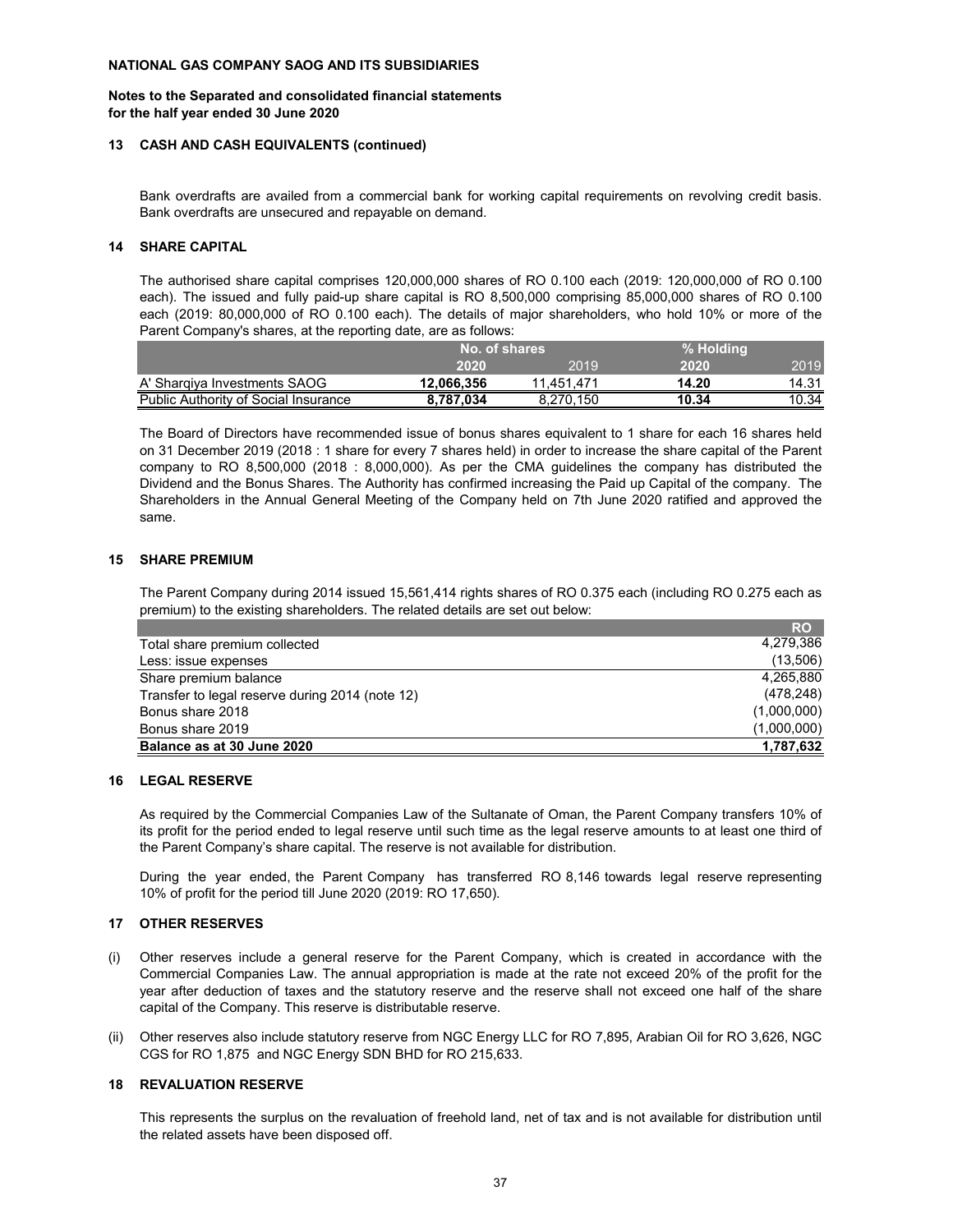**NATIONAL GAS COMPANY SAOG AND ITS SUBSIDIARIES**

**Notes to the Separated and consolidated financial statements for the half year ended 30 June 2020**

## 13 CASH AND CASH EQUIVALENTS (continued)

Bank overdrafts are availed from a commercial bank for working capital requirements on revolving credit basis. Bank overdrafts are unsecured and repayable on demand.

## 14 SHARE CAPITAL

The authorised share capital comprises 120,000,000 shares of RO 0.100 each (2019: 120,000,000 of RO 0.100 each). The issued and fully paid-up share capital is RO 8,500,000 comprising 85,000,000 shares of RO 0.100 each (2019: 80,000,000 of RO 0.100 each). The details of major shareholders, who hold 10% or more of the Parent Company's shares, at the reporting date, are as follows:

| | No. of shares | | % Holding | |
|---|---|---|---|---|
| | **2020** | 2019 | **2020** | 2019 |
| A' Sharqiya Investments SAOG | **12,066,356** | 11,451,471 | **14.20** | 14.31 |
| Public Authority of Social Insurance | **8,787,034** | 8,270,150 | **10.34** | 10.34 |

The Board of Directors have recommended issue of bonus shares equivalent to 1 share for each 16 shares held on 31 December 2019 (2018 : 1 share for every 7 shares held) in order to increase the share capital of the Parent company to RO 8,500,000 (2018 : 8,000,000). As per the CMA guidelines the company has distributed the Dividend and the Bonus Shares. The Authority has confirmed increasing the Paid up Capital of the company. The Shareholders in the Annual General Meeting of the Company held on 7th June 2020 ratified and approved the same.

## 15 SHARE PREMIUM

The Parent Company during 2014 issued 15,561,414 rights shares of RO 0.375 each (including RO 0.275 each as premium) to the existing shareholders. The related details are set out below:

| | RO |
|---|---|
| Total share premium collected | 4,279,386 |
| Less: issue expenses | (13,506) |
| Share premium balance | 4,265,880 |
| Transfer to legal reserve during 2014 (note 12) | (478,248) |
| Bonus share 2018 | (1,000,000) |
| Bonus share 2019 | (1,000,000) |
| **Balance as at 30 June 2020** | **1,787,632** |

## 16 LEGAL RESERVE

As required by the Commercial Companies Law of the Sultanate of Oman, the Parent Company transfers 10% of its profit for the period ended to legal reserve until such time as the legal reserve amounts to at least one third of the Parent Company's share capital. The reserve is not available for distribution.

During the year ended, the Parent Company has transferred RO 8,146 towards legal reserve representing 10% of profit for the period till June 2020 (2019: RO 17,650).

## 17 OTHER RESERVES

(i) Other reserves include a general reserve for the Parent Company, which is created in accordance with the Commercial Companies Law. The annual appropriation is made at the rate not exceed 20% of the profit for the year after deduction of taxes and the statutory reserve and the reserve shall not exceed one half of the share capital of the Company. This reserve is distributable reserve.

(ii) Other reserves also include statutory reserve from NGC Energy LLC for RO 7,895, Arabian Oil for RO 3,626, NGC CGS for RO 1,875 and NGC Energy SDN BHD for RO 215,633.

## 18 REVALUATION RESERVE

This represents the surplus on the revaluation of freehold land, net of tax and is not available for distribution until the related assets have been disposed off.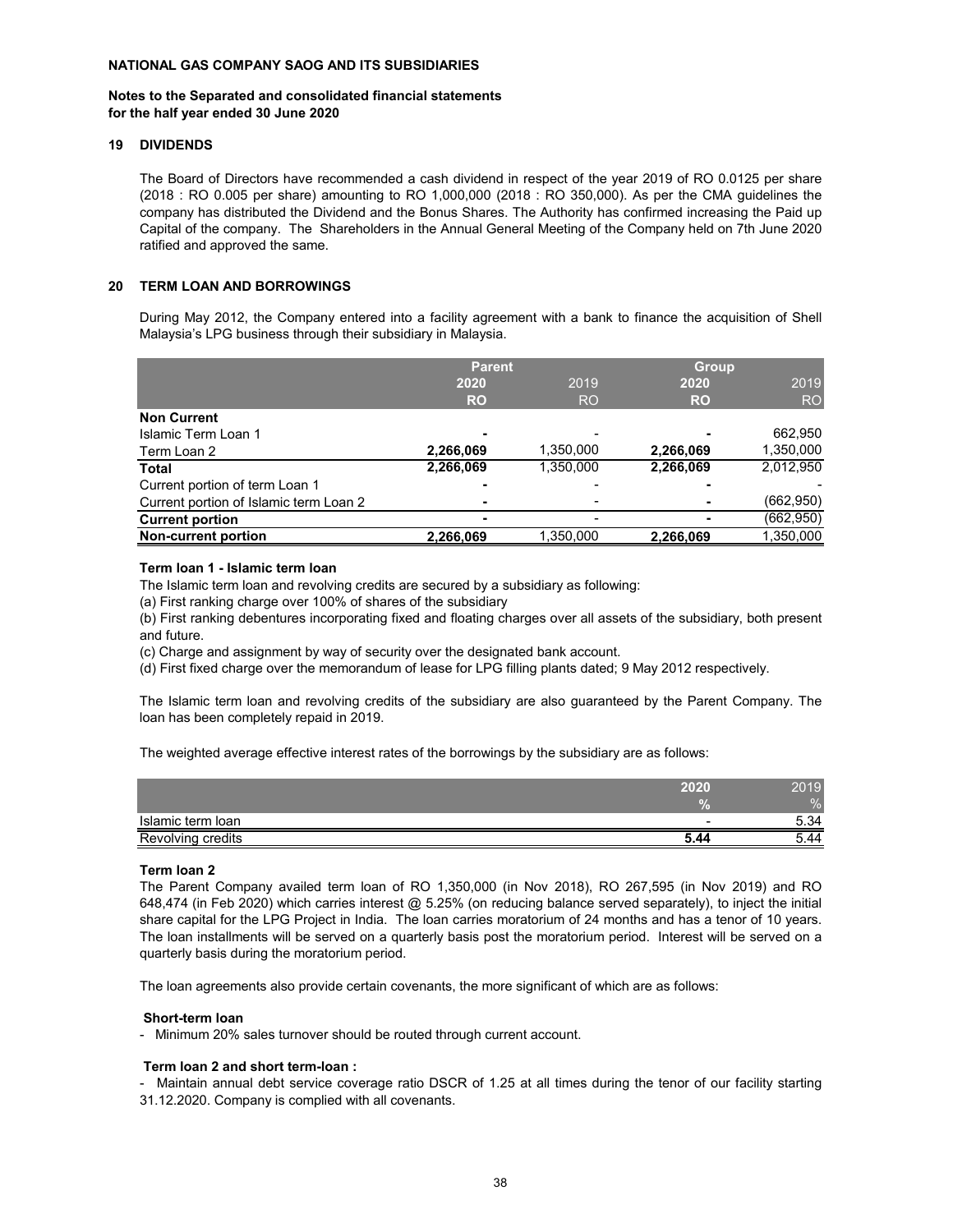**NATIONAL GAS COMPANY SAOG AND ITS SUBSIDIARIES**

**Notes to the Separated and consolidated financial statements for the half year ended 30 June 2020**

## 19 DIVIDENDS

The Board of Directors have recommended a cash dividend in respect of the year 2019 of RO 0.0125 per share (2018 : RO 0.005 per share) amounting to RO 1,000,000 (2018 : RO 350,000). As per the CMA guidelines the company has distributed the Dividend and the Bonus Shares. The Authority has confirmed increasing the Paid up Capital of the company. The Shareholders in the Annual General Meeting of the Company held on 7th June 2020 ratified and approved the same.

## 20 TERM LOAN AND BORROWINGS

During May 2012, the Company entered into a facility agreement with a bank to finance the acquisition of Shell Malaysia's LPG business through their subsidiary in Malaysia.

| | Parent | | Group | |
|---|---|---|---|---|
| | 2020 | 2019 | 2020 | 2019 |
| | RO | RO | RO | RO |
| **Non Current** | | | | |
| Islamic Term Loan 1 | - | - | - | 662,950 |
| Term Loan 2 | **2,266,069** | 1,350,000 | **2,266,069** | 1,350,000 |
| **Total** | **2,266,069** | 1,350,000 | **2,266,069** | 2,012,950 |
| Current portion of term Loan 1 | - | - | - | - |
| Current portion of Islamic term Loan 2 | - | - | - | (662,950) |
| **Current portion** | - | - | - | (662,950) |
| **Non-current portion** | **2,266,069** | 1,350,000 | **2,266,069** | 1,350,000 |

### Term loan 1 - Islamic term loan

The Islamic term loan and revolving credits are secured by a subsidiary as following:

(a) First ranking charge over 100% of shares of the subsidiary

(b) First ranking debentures incorporating fixed and floating charges over all assets of the subsidiary, both present and future.

(c) Charge and assignment by way of security over the designated bank account.

(d) First fixed charge over the memorandum of lease for LPG filling plants dated; 9 May 2012 respectively.

The Islamic term loan and revolving credits of the subsidiary are also guaranteed by the Parent Company. The loan has been completely repaid in 2019.

The weighted average effective interest rates of the borrowings by the subsidiary are as follows:

| | 2020 | 2019 |
|---|---|---|
| | % | % |
| Islamic term loan | - | 5.34 |
| Revolving credits | **5.44** | 5.44 |

### Term loan 2

The Parent Company availed term loan of RO 1,350,000 (in Nov 2018), RO 267,595 (in Nov 2019) and RO 648,474 (in Feb 2020) which carries interest @ 5.25% (on reducing balance served separately), to inject the initial share capital for the LPG Project in India. The loan carries moratorium of 24 months and has a tenor of 10 years. The loan installments will be served on a quarterly basis post the moratorium period. Interest will be served on a quarterly basis during the moratorium period.

The loan agreements also provide certain covenants, the more significant of which are as follows:

**Short-term loan**

- Minimum 20% sales turnover should be routed through current account.

**Term loan 2 and short term-loan :**

- Maintain annual debt service coverage ratio DSCR of 1.25 at all times during the tenor of our facility starting 31.12.2020. Company is complied with all covenants.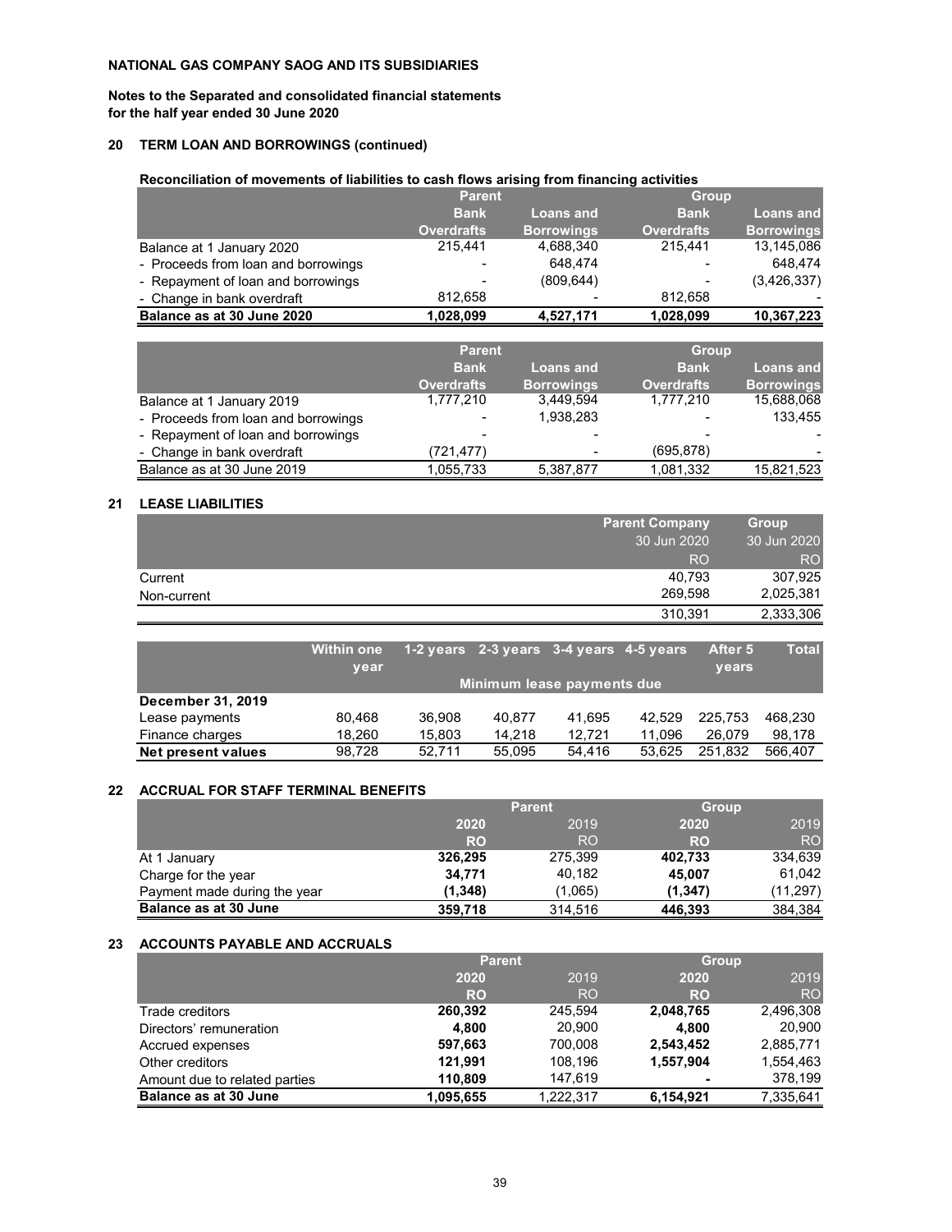**NATIONAL GAS COMPANY SAOG AND ITS SUBSIDIARIES**

**Notes to the Separated and consolidated financial statements for the half year ended 30 June 2020**

## 20 TERM LOAN AND BORROWINGS (continued)

**Reconciliation of movements of liabilities to cash flows arising from financing activities**

| | Parent | | Group | |
|---|---|---|---|---|
| | Bank Overdrafts | Loans and Borrowings | Bank Overdrafts | Loans and Borrowings |
| Balance at 1 January 2020 | 215,441 | 4,688,340 | 215,441 | 13,145,086 |
| - Proceeds from loan and borrowings | - | 648,474 | - | 648,474 |
| - Repayment of loan and borrowings | - | (809,644) | - | (3,426,337) |
| - Change in bank overdraft | 812,658 | - | 812,658 | - |
| **Balance as at 30 June 2020** | **1,028,099** | **4,527,171** | **1,028,099** | **10,367,223** |

| | Parent | | Group | |
|---|---|---|---|---|
| | Bank Overdrafts | Loans and Borrowings | Bank Overdrafts | Loans and Borrowings |
| Balance at 1 January 2019 | 1,777,210 | 3,449,594 | 1,777,210 | 15,688,068 |
| - Proceeds from loan and borrowings | - | 1,938,283 | - | 133,455 |
| - Repayment of loan and borrowings | - | - | - | - |
| - Change in bank overdraft | (721,477) | - | (695,878) | - |
| Balance as at 30 June 2019 | 1,055,733 | 5,387,877 | 1,081,332 | 15,821,523 |

## 21 LEASE LIABILITIES

| | Parent Company | Group |
|---|---|---|
| | 30 Jun 2020 | 30 Jun 2020 |
| | RO | RO |
| Current | 40,793 | 307,925 |
| Non-current | 269,598 | 2,025,381 |
| | 310,391 | 2,333,306 |

| | Within one year | 1-2 years | 2-3 years | 3-4 years | 4-5 years | After 5 years | Total |
|---|---|---|---|---|---|---|---|
| | Minimum lease payments due | | | | | | |
| **December 31, 2019** | | | | | | | |
| Lease payments | 80,468 | 36,908 | 40,877 | 41,695 | 42,529 | 225,753 | 468,230 |
| Finance charges | 18,260 | 15,803 | 14,218 | 12,721 | 11,096 | 26,079 | 98,178 |
| **Net present values** | 98,728 | 52,711 | 55,095 | 54,416 | 53,625 | 251,832 | 566,407 |

## 22 ACCRUAL FOR STAFF TERMINAL BENEFITS

| | Parent | | Group | |
|---|---|---|---|---|
| | **2020** | 2019 | **2020** | 2019 |
| | **RO** | RO | **RO** | RO |
| At 1 January | **326,295** | 275,399 | **402,733** | 334,639 |
| Charge for the year | **34,771** | 40,182 | **45,007** | 61,042 |
| Payment made during the year | **(1,348)** | (1,065) | **(1,347)** | (11,297) |
| **Balance as at 30 June** | **359,718** | 314,516 | **446,393** | 384,384 |

## 23 ACCOUNTS PAYABLE AND ACCRUALS

| | Parent | | Group | |
|---|---|---|---|---|
| | **2020** | 2019 | **2020** | 2019 |
| | **RO** | RO | **RO** | RO |
| Trade creditors | **260,392** | 245,594 | **2,048,765** | 2,496,308 |
| Directors' remuneration | **4,800** | 20,900 | **4,800** | 20,900 |
| Accrued expenses | **597,663** | 700,008 | **2,543,452** | 2,885,771 |
| Other creditors | **121,991** | 108,196 | **1,557,904** | 1,554,463 |
| Amount due to related parties | **110,809** | 147,619 | **-** | 378,199 |
| **Balance as at 30 June** | **1,095,655** | 1,222,317 | **6,154,921** | 7,335,641 |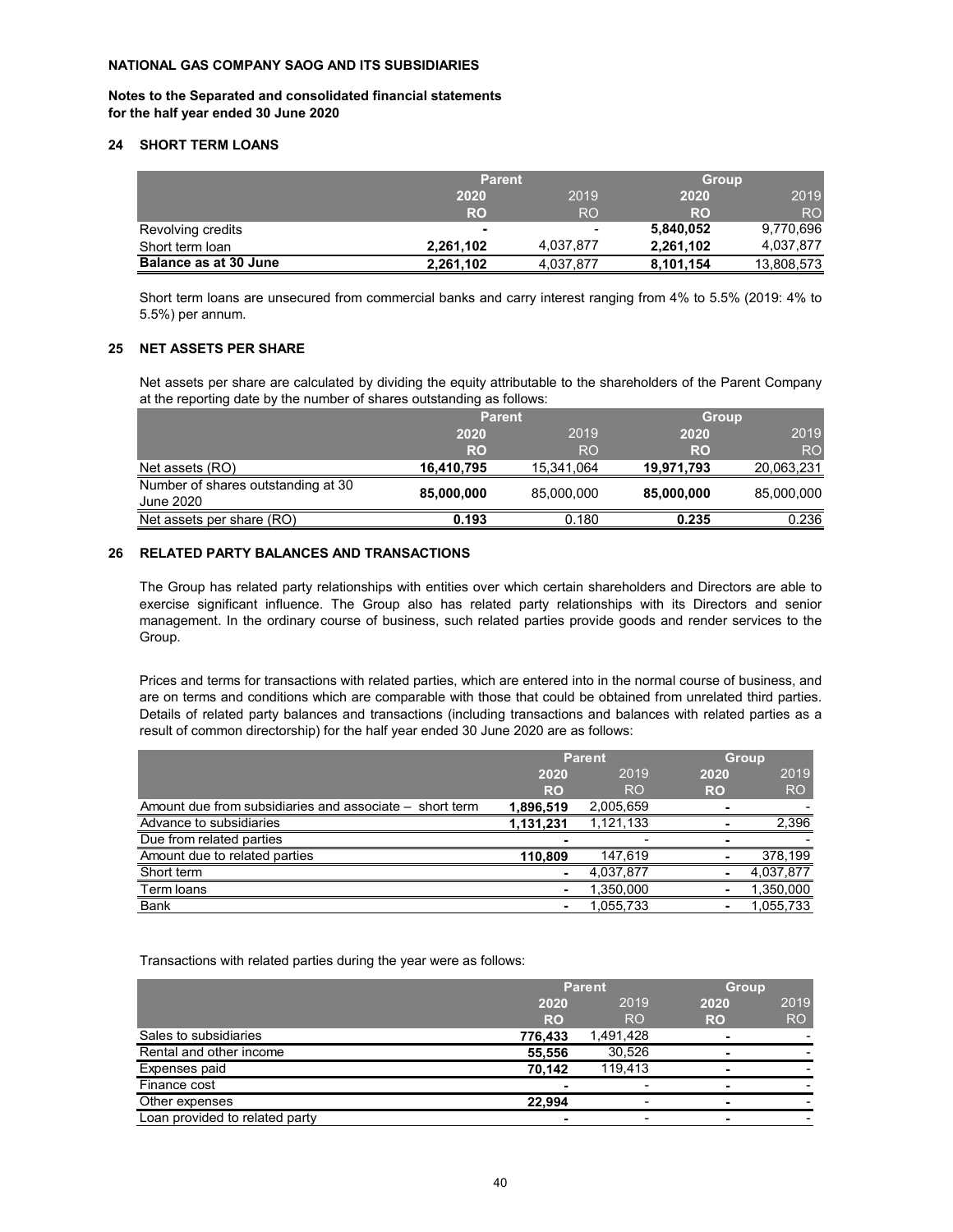**NATIONAL GAS COMPANY SAOG AND ITS SUBSIDIARIES**

**Notes to the Separated and consolidated financial statements for the half year ended 30 June 2020**

## 24 SHORT TERM LOANS

| | Parent | | Group | |
|---|---|---|---|---|
| | **2020** | 2019 | **2020** | 2019 |
| | **RO** | RO | **RO** | RO |
| Revolving credits | **-** | - | **5,840,052** | 9,770,696 |
| Short term loan | **2,261,102** | 4,037,877 | **2,261,102** | 4,037,877 |
| **Balance as at 30 June** | **2,261,102** | 4,037,877 | **8,101,154** | 13,808,573 |

Short term loans are unsecured from commercial banks and carry interest ranging from 4% to 5.5% (2019: 4% to 5.5%) per annum.

## 25 NET ASSETS PER SHARE

Net assets per share are calculated by dividing the equity attributable to the shareholders of the Parent Company at the reporting date by the number of shares outstanding as follows:

| | Parent | | Group | |
|---|---|---|---|---|
| | **2020** | 2019 | **2020** | 2019 |
| | **RO** | RO | **RO** | RO |
| Net assets (RO) | **16,410,795** | 15,341,064 | **19,971,793** | 20,063,231 |
| Number of shares outstanding at 30 June 2020 | **85,000,000** | 85,000,000 | **85,000,000** | 85,000,000 |
| Net assets per share (RO) | **0.193** | 0.180 | **0.235** | 0.236 |

## 26 RELATED PARTY BALANCES AND TRANSACTIONS

The Group has related party relationships with entities over which certain shareholders and Directors are able to exercise significant influence. The Group also has related party relationships with its Directors and senior management. In the ordinary course of business, such related parties provide goods and render services to the Group.

Prices and terms for transactions with related parties, which are entered into in the normal course of business, and are on terms and conditions which are comparable with those that could be obtained from unrelated third parties. Details of related party balances and transactions (including transactions and balances with related parties as a result of common directorship) for the half year ended 30 June 2020 are as follows:

| | Parent | | Group | |
|---|---|---|---|---|
| | **2020** | 2019 | **2020** | 2019 |
| | **RO** | RO | **RO** | RO |
| Amount due from subsidiaries and associate – short term | **1,896,519** | 2,005,659 | **-** | - |
| Advance to subsidiaries | **1,131,231** | 1,121,133 | **-** | 2,396 |
| Due from related parties | **-** | - | **-** | - |
| Amount due to related parties | **110,809** | 147,619 | **-** | 378,199 |
| Short term | **-** | 4,037,877 | **-** | 4,037,877 |
| Term loans | **-** | 1,350,000 | **-** | 1,350,000 |
| Bank | **-** | 1,055,733 | **-** | 1,055,733 |

Transactions with related parties during the year were as follows:

| | Parent | | Group | |
|---|---|---|---|---|
| | **2020** | 2019 | **2020** | 2019 |
| | **RO** | RO | **RO** | RO |
| Sales to subsidiaries | **776,433** | 1,491,428 | **-** | - |
| Rental and other income | **55,556** | 30,526 | **-** | - |
| Expenses paid | **70,142** | 119,413 | **-** | - |
| Finance cost | **-** | - | **-** | - |
| Other expenses | **22,994** | - | **-** | - |
| Loan provided to related party | **-** | - | **-** | - |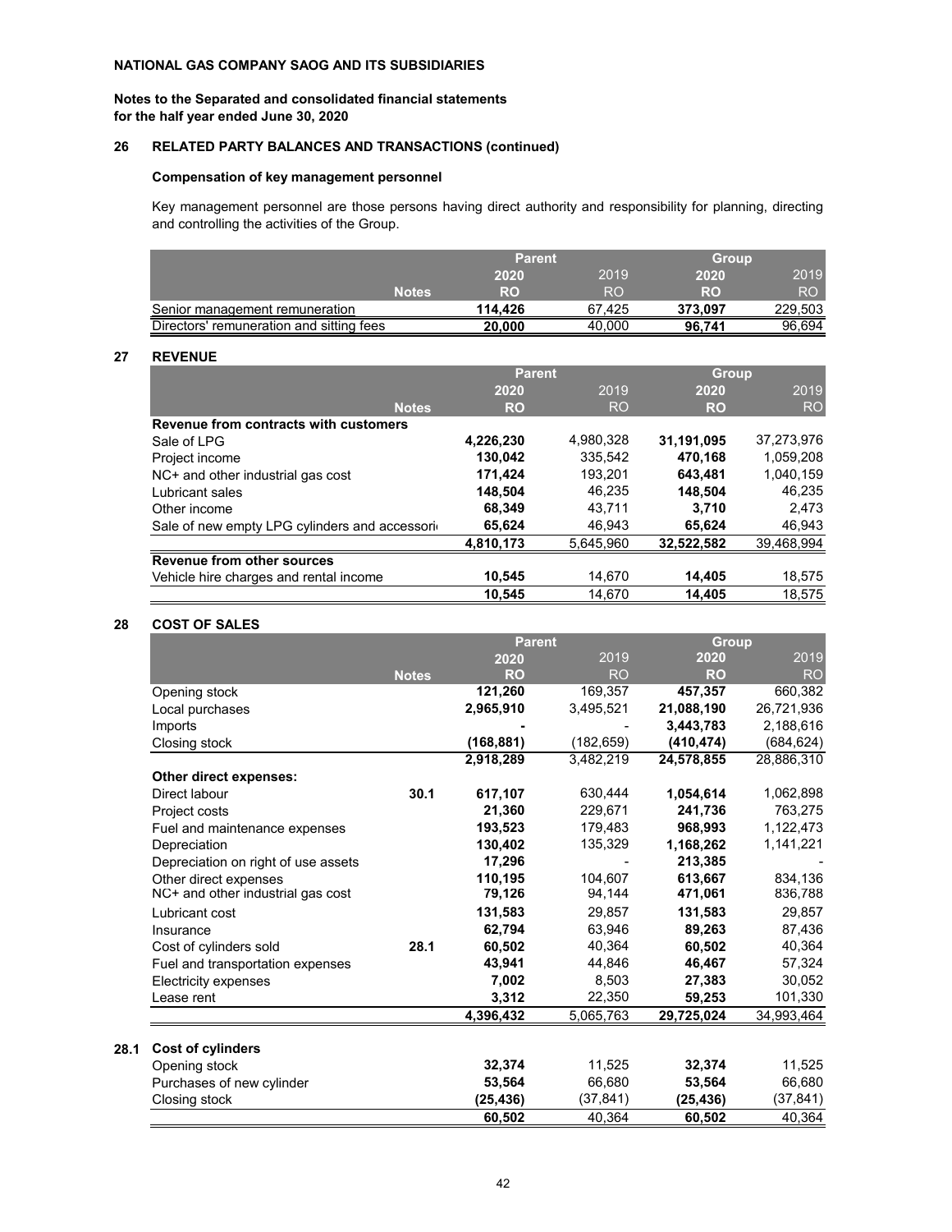**NATIONAL GAS COMPANY SAOG AND ITS SUBSIDIARIES**

**Notes to the Separated and consolidated financial statements for the half year ended June 30, 2020**

## 26 RELATED PARTY BALANCES AND TRANSACTIONS (continued)

### Compensation of key management personnel

Key management personnel are those persons having direct authority and responsibility for planning, directing and controlling the activities of the Group.

| | Notes | Parent 2020 RO | Parent 2019 RO | Group 2020 RO | Group 2019 RO |
|---|---|---|---|---|---|
| Senior management remuneration | | **114,426** | 67,425 | **373,097** | 229,503 |
| Directors' remuneration and sitting fees | | **20,000** | 40,000 | **96,741** | 96,694 |

## 27 REVENUE

| | Notes | Parent 2020 RO | Parent 2019 RO | Group 2020 RO | Group 2019 RO |
|---|---|---|---|---|---|
| **Revenue from contracts with customers** | | | | | |
| Sale of LPG | | **4,226,230** | 4,980,328 | **31,191,095** | 37,273,976 |
| Project income | | **130,042** | 335,542 | **470,168** | 1,059,208 |
| NC+ and other industrial gas cost | | **171,424** | 193,201 | **643,481** | 1,040,159 |
| Lubricant sales | | **148,504** | 46,235 | **148,504** | 46,235 |
| Other income | | **68,349** | 43,711 | **3,710** | 2,473 |
| Sale of new empty LPG cylinders and accessori | | **65,624** | 46,943 | **65,624** | 46,943 |
| | | **4,810,173** | 5,645,960 | **32,522,582** | 39,468,994 |
| **Revenue from other sources** | | | | | |
| Vehicle hire charges and rental income | | **10,545** | 14,670 | **14,405** | 18,575 |
| | | **10,545** | 14,670 | **14,405** | 18,575 |

## 28 COST OF SALES

| | Notes | Parent 2020 RO | Parent 2019 RO | Group 2020 RO | Group 2019 RO |
|---|---|---|---|---|---|
| Opening stock | | **121,260** | 169,357 | **457,357** | 660,382 |
| Local purchases | | **2,965,910** | 3,495,521 | **21,088,190** | 26,721,936 |
| Imports | | **-** | - | **3,443,783** | 2,188,616 |
| Closing stock | | **(168,881)** | (182,659) | **(410,474)** | (684,624) |
| | | **2,918,289** | 3,482,219 | **24,578,855** | 28,886,310 |
| **Other direct expenses:** | | | | | |
| Direct labour | 30.1 | **617,107** | 630,444 | **1,054,614** | 1,062,898 |
| Project costs | | **21,360** | 229,671 | **241,736** | 763,275 |
| Fuel and maintenance expenses | | **193,523** | 179,483 | **968,993** | 1,122,473 |
| Depreciation | | **130,402** | 135,329 | **1,168,262** | 1,141,221 |
| Depreciation on right of use assets | | **17,296** | - | **213,385** | - |
| Other direct expenses | | **110,195** | 104,607 | **613,667** | 834,136 |
| NC+ and other industrial gas cost | | **79,126** | 94,144 | **471,061** | 836,788 |
| Lubricant cost | | **131,583** | 29,857 | **131,583** | 29,857 |
| Insurance | | **62,794** | 63,946 | **89,263** | 87,436 |
| Cost of cylinders sold | 28.1 | **60,502** | 40,364 | **60,502** | 40,364 |
| Fuel and transportation expenses | | **43,941** | 44,846 | **46,467** | 57,324 |
| Electricity expenses | | **7,002** | 8,503 | **27,383** | 30,052 |
| Lease rent | | **3,312** | 22,350 | **59,253** | 101,330 |
| | | **4,396,432** | 5,065,763 | **29,725,024** | 34,993,464 |

### 28.1 Cost of cylinders

| | Parent 2020 RO | Parent 2019 RO | Group 2020 RO | Group 2019 RO |
|---|---|---|---|---|
| Opening stock | **32,374** | 11,525 | **32,374** | 11,525 |
| Purchases of new cylinder | **53,564** | 66,680 | **53,564** | 66,680 |
| Closing stock | **(25,436)** | (37,841) | **(25,436)** | (37,841) |
| | **60,502** | 40,364 | **60,502** | 40,364 |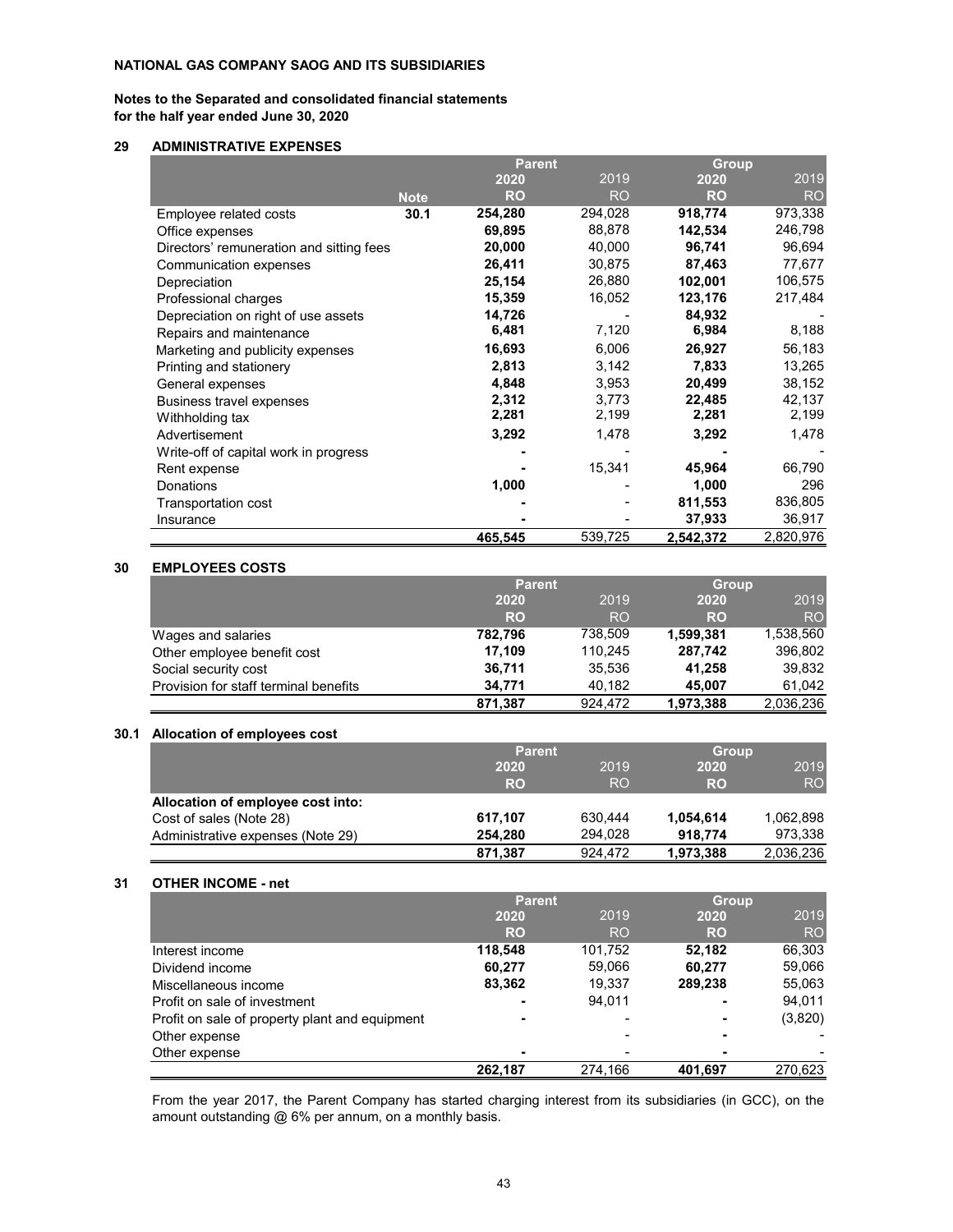**NATIONAL GAS COMPANY SAOG AND ITS SUBSIDIARIES**

**Notes to the Separated and consolidated financial statements for the half year ended June 30, 2020**

## 29 ADMINISTRATIVE EXPENSES

| | Note | Parent 2020 RO | Parent 2019 RO | Group 2020 RO | Group 2019 RO |
|---|---|---|---|---|---|
| Employee related costs | 30.1 | **254,280** | 294,028 | **918,774** | 973,338 |
| Office expenses | | **69,895** | 88,878 | **142,534** | 246,798 |
| Directors' remuneration and sitting fees | | **20,000** | 40,000 | **96,741** | 96,694 |
| Communication expenses | | **26,411** | 30,875 | **87,463** | 77,677 |
| Depreciation | | **25,154** | 26,880 | **102,001** | 106,575 |
| Professional charges | | **15,359** | 16,052 | **123,176** | 217,484 |
| Depreciation on right of use assets | | **14,726** | - | **84,932** | - |
| Repairs and maintenance | | **6,481** | 7,120 | **6,984** | 8,188 |
| Marketing and publicity expenses | | **16,693** | 6,006 | **26,927** | 56,183 |
| Printing and stationery | | **2,813** | 3,142 | **7,833** | 13,265 |
| General expenses | | **4,848** | 3,953 | **20,499** | 38,152 |
| Business travel expenses | | **2,312** | 3,773 | **22,485** | 42,137 |
| Withholding tax | | **2,281** | 2,199 | **2,281** | 2,199 |
| Advertisement | | **3,292** | 1,478 | **3,292** | 1,478 |
| Write-off of capital work in progress | | **-** | - | **-** | - |
| Rent expense | | **-** | 15,341 | **45,964** | 66,790 |
| Donations | | **1,000** | - | **1,000** | 296 |
| Transportation cost | | **-** | - | **811,553** | 836,805 |
| Insurance | | **-** | - | **37,933** | 36,917 |
| | | **465,545** | 539,725 | **2,542,372** | 2,820,976 |

## 30 EMPLOYEES COSTS

| | Parent 2020 RO | Parent 2019 RO | Group 2020 RO | Group 2019 RO |
|---|---|---|---|---|
| Wages and salaries | **782,796** | 738,509 | **1,599,381** | 1,538,560 |
| Other employee benefit cost | **17,109** | 110,245 | **287,742** | 396,802 |
| Social security cost | **36,711** | 35,536 | **41,258** | 39,832 |
| Provision for staff terminal benefits | **34,771** | 40,182 | **45,007** | 61,042 |
| | **871,387** | 924,472 | **1,973,388** | 2,036,236 |

## 30.1 Allocation of employees cost

| | Parent 2020 RO | Parent 2019 RO | Group 2020 RO | Group 2019 RO |
|---|---|---|---|---|
| **Allocation of employee cost into:** | | | | |
| Cost of sales (Note 28) | **617,107** | 630,444 | **1,054,614** | 1,062,898 |
| Administrative expenses (Note 29) | **254,280** | 294,028 | **918,774** | 973,338 |
| | **871,387** | 924,472 | **1,973,388** | 2,036,236 |

## 31 OTHER INCOME - net

| | Parent 2020 RO | Parent 2019 RO | Group 2020 RO | Group 2019 RO |
|---|---|---|---|---|
| Interest income | **118,548** | 101,752 | **52,182** | 66,303 |
| Dividend income | **60,277** | 59,066 | **60,277** | 59,066 |
| Miscellaneous income | **83,362** | 19,337 | **289,238** | 55,063 |
| Profit on sale of investment | **-** | 94,011 | **-** | 94,011 |
| Profit on sale of property plant and equipment | **-** | - | **-** | (3,820) |
| Other expense | | - | **-** | - |
| Other expense | **-** | - | **-** | - |
| | **262,187** | 274,166 | **401,697** | 270,623 |

From the year 2017, the Parent Company has started charging interest from its subsidiaries (in GCC), on the amount outstanding @ 6% per annum, on a monthly basis.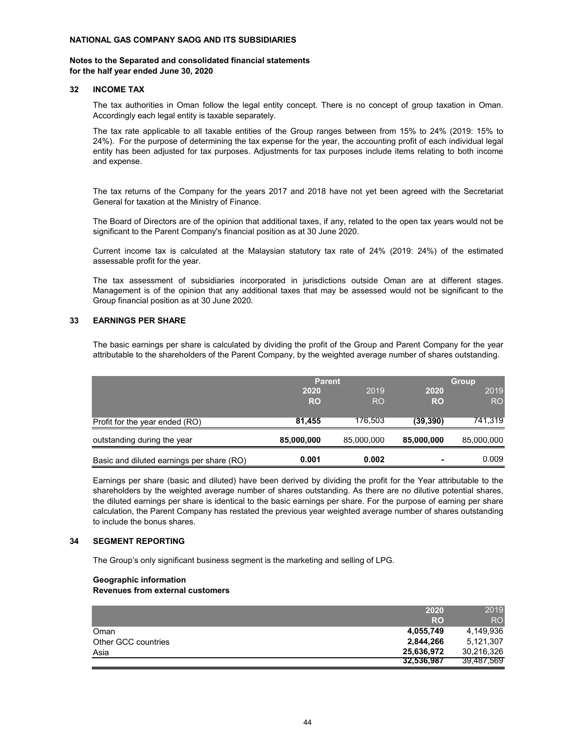**NATIONAL GAS COMPANY SAOG AND ITS SUBSIDIARIES**

**Notes to the Separated and consolidated financial statements**
**for the half year ended June 30, 2020**

## 32 INCOME TAX

The tax authorities in Oman follow the legal entity concept. There is no concept of group taxation in Oman. Accordingly each legal entity is taxable separately.

The tax rate applicable to all taxable entities of the Group ranges between from 15% to 24% (2019: 15% to 24%). For the purpose of determining the tax expense for the year, the accounting profit of each individual legal entity has been adjusted for tax purposes. Adjustments for tax purposes include items relating to both income and expense.

The tax returns of the Company for the years 2017 and 2018 have not yet been agreed with the Secretariat General for taxation at the Ministry of Finance.

The Board of Directors are of the opinion that additional taxes, if any, related to the open tax years would not be significant to the Parent Company's financial position as at 30 June 2020.

Current income tax is calculated at the Malaysian statutory tax rate of 24% (2019: 24%) of the estimated assessable profit for the year.

The tax assessment of subsidiaries incorporated in jurisdictions outside Oman are at different stages. Management is of the opinion that any additional taxes that may be assessed would not be significant to the Group financial position as at 30 June 2020.

## 33 EARNINGS PER SHARE

The basic earnings per share is calculated by dividing the profit of the Group and Parent Company for the year attributable to the shareholders of the Parent Company, by the weighted average number of shares outstanding.

| | Parent | | Group | |
|---|---|---|---|---|
| | **2020** | 2019 | **2020** | 2019 |
| | **RO** | RO | **RO** | RO |
| Profit for the year ended (RO) | **81,455** | 176,503 | **(39,390)** | 741,319 |
| outstanding during the year | **85,000,000** | 85,000,000 | **85,000,000** | 85,000,000 |
| Basic and diluted earnings per share (RO) | **0.001** | **0.002** | **-** | 0.009 |

Earnings per share (basic and diluted) have been derived by dividing the profit for the Year attributable to the shareholders by the weighted average number of shares outstanding. As there are no dilutive potential shares, the diluted earnings per share is identical to the basic earnings per share. For the purpose of earning per share calculation, the Parent Company has restated the previous year weighted average number of shares outstanding to include the bonus shares.

## 34 SEGMENT REPORTING

The Group's only significant business segment is the marketing and selling of LPG.

**Geographic information**
**Revenues from external customers**

| | 2020 | 2019 |
|---|---|---|
| | RO | RO |
| Oman | **4,055,749** | 4,149,936 |
| Other GCC countries | **2,844,266** | 5,121,307 |
| Asia | **25,636,972** | 30,216,326 |
| | **32,536,987** | 39,487,569 |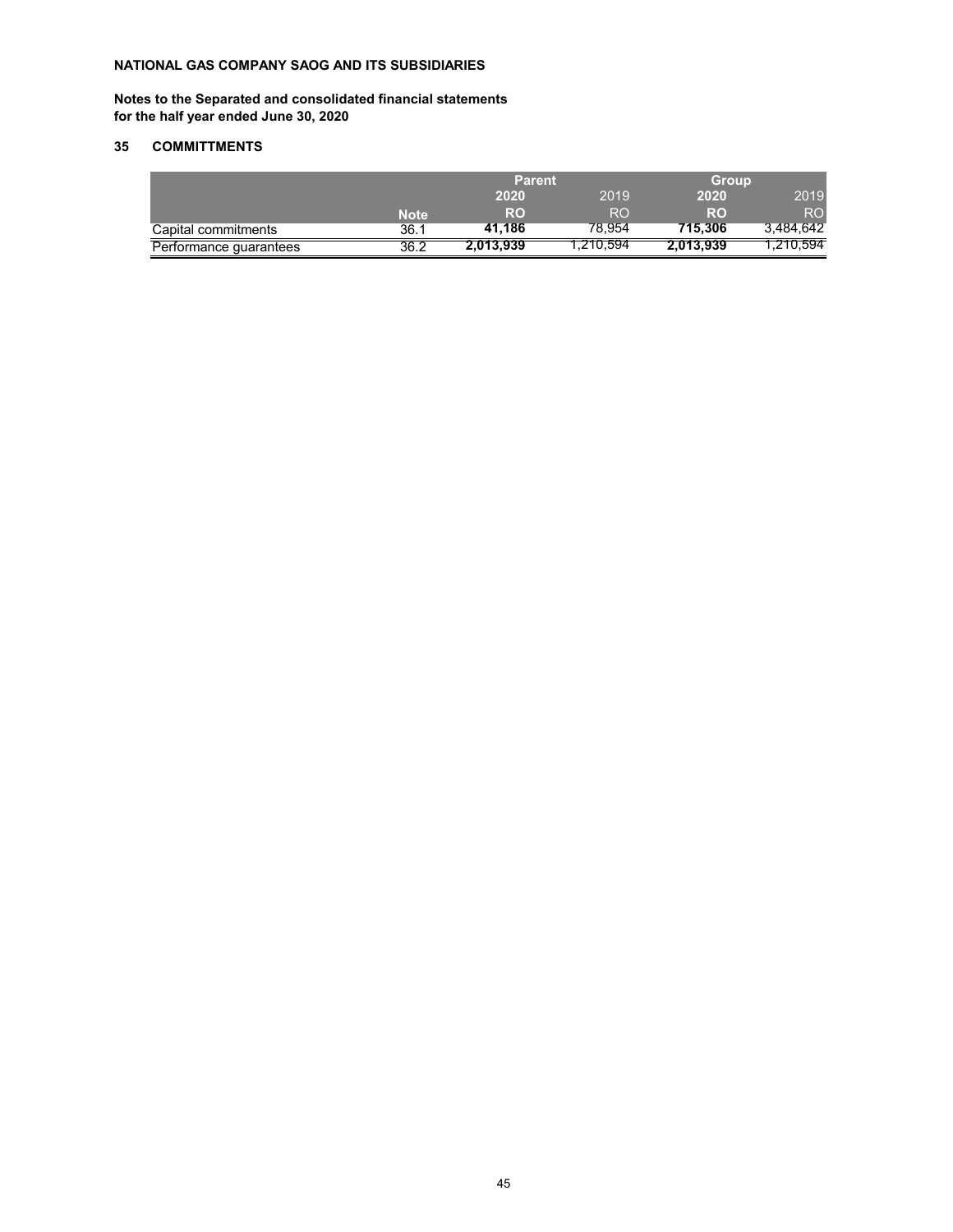**NATIONAL GAS COMPANY SAOG AND ITS SUBSIDIARIES**

**Notes to the Separated and consolidated financial statements for the half year ended June 30, 2020**

## 35 COMMITTMENTS

| | | Parent | | Group | |
|---|---|---|---|---|---|
| | | **2020** | 2019 | **2020** | 2019 |
| | Note | **RO** | RO | **RO** | RO |
| Capital commitments | 36.1 | **41,186** | 78,954 | **715,306** | 3,484,642 |
| Performance guarantees | 36.2 | **2,013,939** | 1,210,594 | **2,013,939** | 1,210,594 |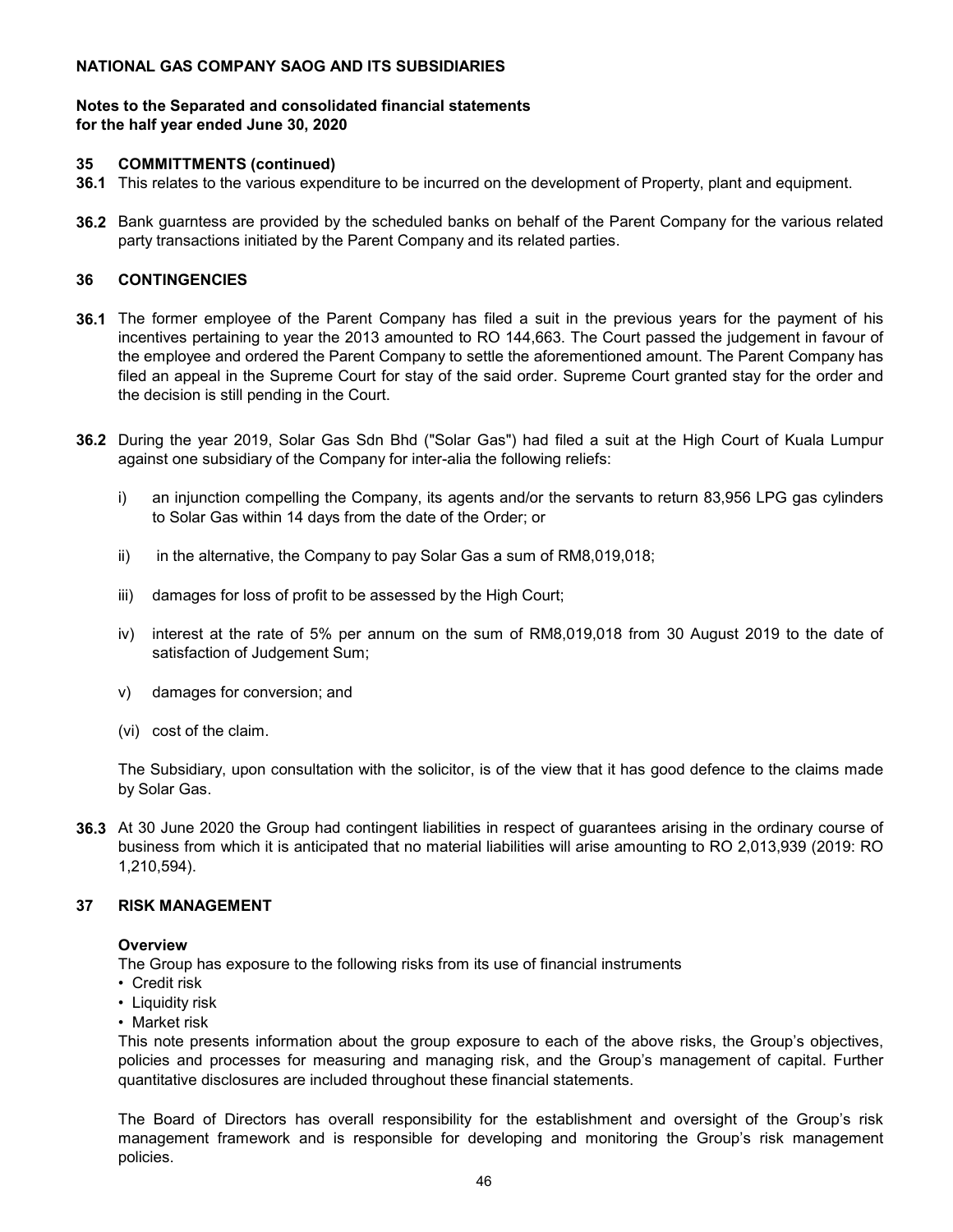**NATIONAL GAS COMPANY SAOG AND ITS SUBSIDIARIES**

**Notes to the Separated and consolidated financial statements for the half year ended June 30, 2020**

**35 COMMITTMENTS (continued)**

**36.1** This relates to the various expenditure to be incurred on the development of Property, plant and equipment.

**36.2** Bank guarntess are provided by the scheduled banks on behalf of the Parent Company for the various related party transactions initiated by the Parent Company and its related parties.

**36 CONTINGENCIES**

**36.1** The former employee of the Parent Company has filed a suit in the previous years for the payment of his incentives pertaining to year the 2013 amounted to RO 144,663. The Court passed the judgement in favour of the employee and ordered the Parent Company to settle the aforementioned amount. The Parent Company has filed an appeal in the Supreme Court for stay of the said order. Supreme Court granted stay for the order and the decision is still pending in the Court.

**36.2** During the year 2019, Solar Gas Sdn Bhd ("Solar Gas") had filed a suit at the High Court of Kuala Lumpur against one subsidiary of the Company for inter-alia the following reliefs:

i) an injunction compelling the Company, its agents and/or the servants to return 83,956 LPG gas cylinders to Solar Gas within 14 days from the date of the Order; or

ii) in the alternative, the Company to pay Solar Gas a sum of RM8,019,018;

iii) damages for loss of profit to be assessed by the High Court;

iv) interest at the rate of 5% per annum on the sum of RM8,019,018 from 30 August 2019 to the date of satisfaction of Judgement Sum;

v) damages for conversion; and

(vi) cost of the claim.

The Subsidiary, upon consultation with the solicitor, is of the view that it has good defence to the claims made by Solar Gas.

**36.3** At 30 June 2020 the Group had contingent liabilities in respect of guarantees arising in the ordinary course of business from which it is anticipated that no material liabilities will arise amounting to RO 2,013,939 (2019: RO 1,210,594).

**37 RISK MANAGEMENT**

**Overview**

The Group has exposure to the following risks from its use of financial instruments

- Credit risk
- Liquidity risk
- Market risk

This note presents information about the group exposure to each of the above risks, the Group's objectives, policies and processes for measuring and managing risk, and the Group's management of capital. Further quantitative disclosures are included throughout these financial statements.

The Board of Directors has overall responsibility for the establishment and oversight of the Group's risk management framework and is responsible for developing and monitoring the Group's risk management policies.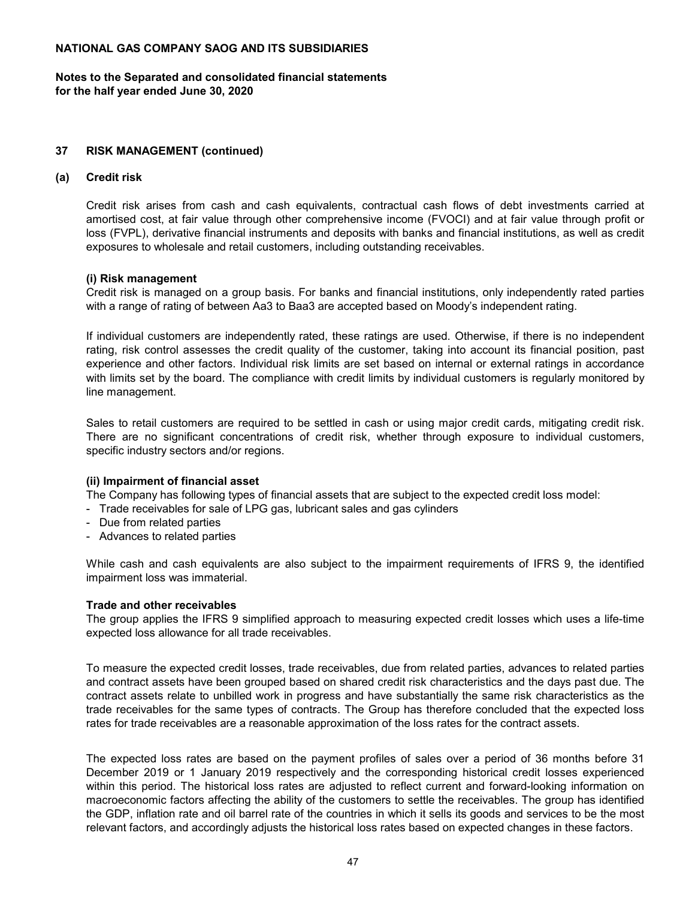**NATIONAL GAS COMPANY SAOG AND ITS SUBSIDIARIES**

**Notes to the Separated and consolidated financial statements for the half year ended June 30, 2020**

## 37 RISK MANAGEMENT (continued)

### (a) Credit risk

Credit risk arises from cash and cash equivalents, contractual cash flows of debt investments carried at amortised cost, at fair value through other comprehensive income (FVOCI) and at fair value through profit or loss (FVPL), derivative financial instruments and deposits with banks and financial institutions, as well as credit exposures to wholesale and retail customers, including outstanding receivables.

**(i) Risk management**

Credit risk is managed on a group basis. For banks and financial institutions, only independently rated parties with a range of rating of between Aa3 to Baa3 are accepted based on Moody's independent rating.

If individual customers are independently rated, these ratings are used. Otherwise, if there is no independent rating, risk control assesses the credit quality of the customer, taking into account its financial position, past experience and other factors. Individual risk limits are set based on internal or external ratings in accordance with limits set by the board. The compliance with credit limits by individual customers is regularly monitored by line management.

Sales to retail customers are required to be settled in cash or using major credit cards, mitigating credit risk. There are no significant concentrations of credit risk, whether through exposure to individual customers, specific industry sectors and/or regions.

**(ii) Impairment of financial asset**

The Company has following types of financial assets that are subject to the expected credit loss model:

- Trade receivables for sale of LPG gas, lubricant sales and gas cylinders
- Due from related parties
- Advances to related parties

While cash and cash equivalents are also subject to the impairment requirements of IFRS 9, the identified impairment loss was immaterial.

**Trade and other receivables**

The group applies the IFRS 9 simplified approach to measuring expected credit losses which uses a life-time expected loss allowance for all trade receivables.

To measure the expected credit losses, trade receivables, due from related parties, advances to related parties and contract assets have been grouped based on shared credit risk characteristics and the days past due. The contract assets relate to unbilled work in progress and have substantially the same risk characteristics as the trade receivables for the same types of contracts. The Group has therefore concluded that the expected loss rates for trade receivables are a reasonable approximation of the loss rates for the contract assets.

The expected loss rates are based on the payment profiles of sales over a period of 36 months before 31 December 2019 or 1 January 2019 respectively and the corresponding historical credit losses experienced within this period. The historical loss rates are adjusted to reflect current and forward-looking information on macroeconomic factors affecting the ability of the customers to settle the receivables. The group has identified the GDP, inflation rate and oil barrel rate of the countries in which it sells its goods and services to be the most relevant factors, and accordingly adjusts the historical loss rates based on expected changes in these factors.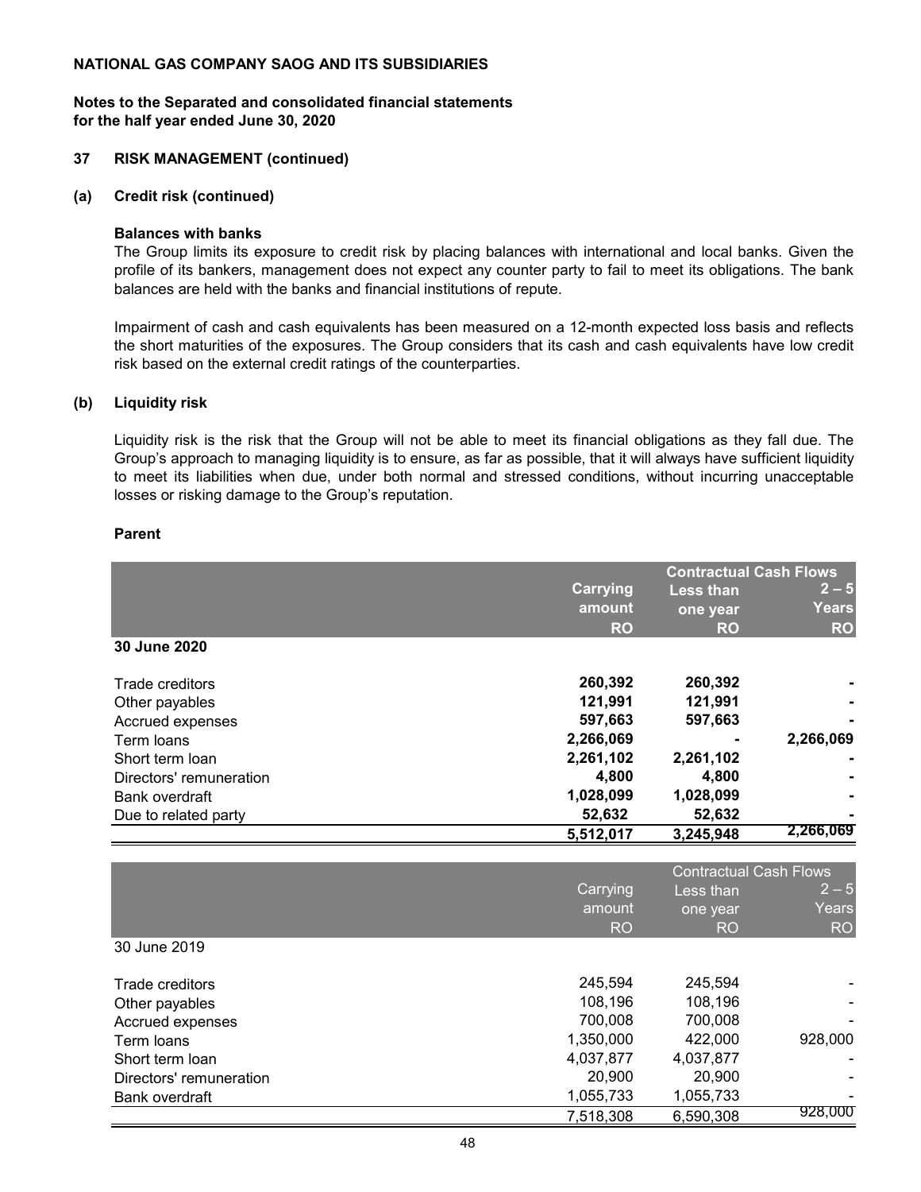**NATIONAL GAS COMPANY SAOG AND ITS SUBSIDIARIES**

**Notes to the Separated and consolidated financial statements for the half year ended June 30, 2020**

## 37 RISK MANAGEMENT (continued)

### (a) Credit risk (continued)

**Balances with banks**

The Group limits its exposure to credit risk by placing balances with international and local banks. Given the profile of its bankers, management does not expect any counter party to fail to meet its obligations. The bank balances are held with the banks and financial institutions of repute.

Impairment of cash and cash equivalents has been measured on a 12-month expected loss basis and reflects the short maturities of the exposures. The Group considers that its cash and cash equivalents have low credit risk based on the external credit ratings of the counterparties.

### (b) Liquidity risk

Liquidity risk is the risk that the Group will not be able to meet its financial obligations as they fall due. The Group's approach to managing liquidity is to ensure, as far as possible, that it will always have sufficient liquidity to meet its liabilities when due, under both normal and stressed conditions, without incurring unacceptable losses or risking damage to the Group's reputation.

**Parent**

| | Carrying amount RO | Contractual Cash Flows Less than one year RO | 2 – 5 Years RO |
|---|---|---|---|
| **30 June 2020** | | | |
| Trade creditors | **260,392** | **260,392** | **-** |
| Other payables | **121,991** | **121,991** | **-** |
| Accrued expenses | **597,663** | **597,663** | **-** |
| Term loans | **2,266,069** | **-** | **2,266,069** |
| Short term loan | **2,261,102** | **2,261,102** | **-** |
| Directors' remuneration | **4,800** | **4,800** | **-** |
| Bank overdraft | **1,028,099** | **1,028,099** | **-** |
| Due to related party | **52,632** | **52,632** | **-** |
| | **5,512,017** | **3,245,948** | **2,266,069** |

| | Carrying amount RO | Contractual Cash Flows Less than one year RO | 2 – 5 Years RO |
|---|---|---|---|
| 30 June 2019 | | | |
| Trade creditors | 245,594 | 245,594 | - |
| Other payables | 108,196 | 108,196 | - |
| Accrued expenses | 700,008 | 700,008 | - |
| Term loans | 1,350,000 | 422,000 | 928,000 |
| Short term loan | 4,037,877 | 4,037,877 | - |
| Directors' remuneration | 20,900 | 20,900 | - |
| Bank overdraft | 1,055,733 | 1,055,733 | - |
| | 7,518,308 | 6,590,308 | 928,000 |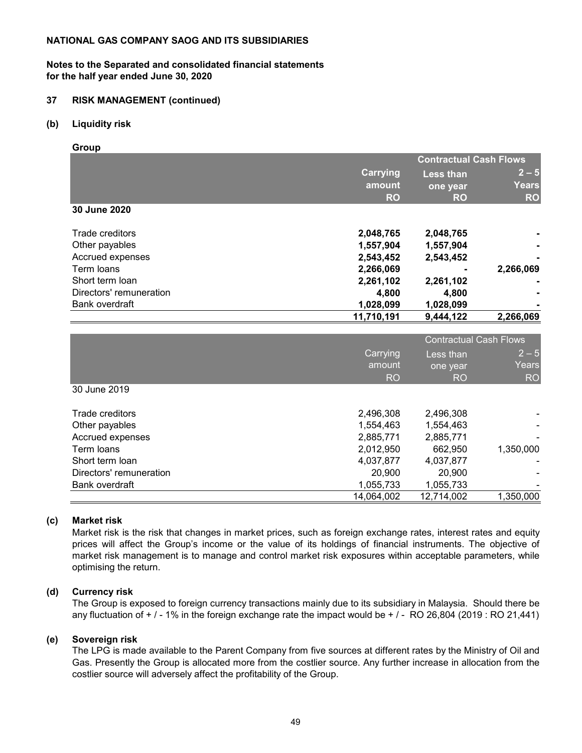**NATIONAL GAS COMPANY SAOG AND ITS SUBSIDIARIES**

**Notes to the Separated and consolidated financial statements for the half year ended June 30, 2020**

## 37 RISK MANAGEMENT (continued)

### (b) Liquidity risk

**Group**

| | | Contractual Cash Flows | |
|---|---|---|---|
| | **Carrying amount RO** | **Less than one year RO** | **2 – 5 Years RO** |
| **30 June 2020** | | | |
| Trade creditors | **2,048,765** | **2,048,765** | **-** |
| Other payables | **1,557,904** | **1,557,904** | **-** |
| Accrued expenses | **2,543,452** | **2,543,452** | **-** |
| Term loans | **2,266,069** | **-** | **2,266,069** |
| Short term loan | **2,261,102** | **2,261,102** | **-** |
| Directors' remuneration | **4,800** | **4,800** | **-** |
| Bank overdraft | **1,028,099** | **1,028,099** | **-** |
| | **11,710,191** | **9,444,122** | **2,266,069** |

| | | Contractual Cash Flows | |
|---|---|---|---|
| | Carrying amount RO | Less than one year RO | 2 – 5 Years RO |
| 30 June 2019 | | | |
| Trade creditors | 2,496,308 | 2,496,308 | - |
| Other payables | 1,554,463 | 1,554,463 | - |
| Accrued expenses | 2,885,771 | 2,885,771 | - |
| Term loans | 2,012,950 | 662,950 | 1,350,000 |
| Short term loan | 4,037,877 | 4,037,877 | - |
| Directors' remuneration | 20,900 | 20,900 | - |
| Bank overdraft | 1,055,733 | 1,055,733 | - |
| | 14,064,002 | 12,714,002 | 1,350,000 |

### (c) Market risk

Market risk is the risk that changes in market prices, such as foreign exchange rates, interest rates and equity prices will affect the Group's income or the value of its holdings of financial instruments. The objective of market risk management is to manage and control market risk exposures within acceptable parameters, while optimising the return.

### (d) Currency risk

The Group is exposed to foreign currency transactions mainly due to its subsidiary in Malaysia. Should there be any fluctuation of + / - 1% in the foreign exchange rate the impact would be + / - RO 26,804 (2019 : RO 21,441)

### (e) Sovereign risk

The LPG is made available to the Parent Company from five sources at different rates by the Ministry of Oil and Gas. Presently the Group is allocated more from the costlier source. Any further increase in allocation from the costlier source will adversely affect the profitability of the Group.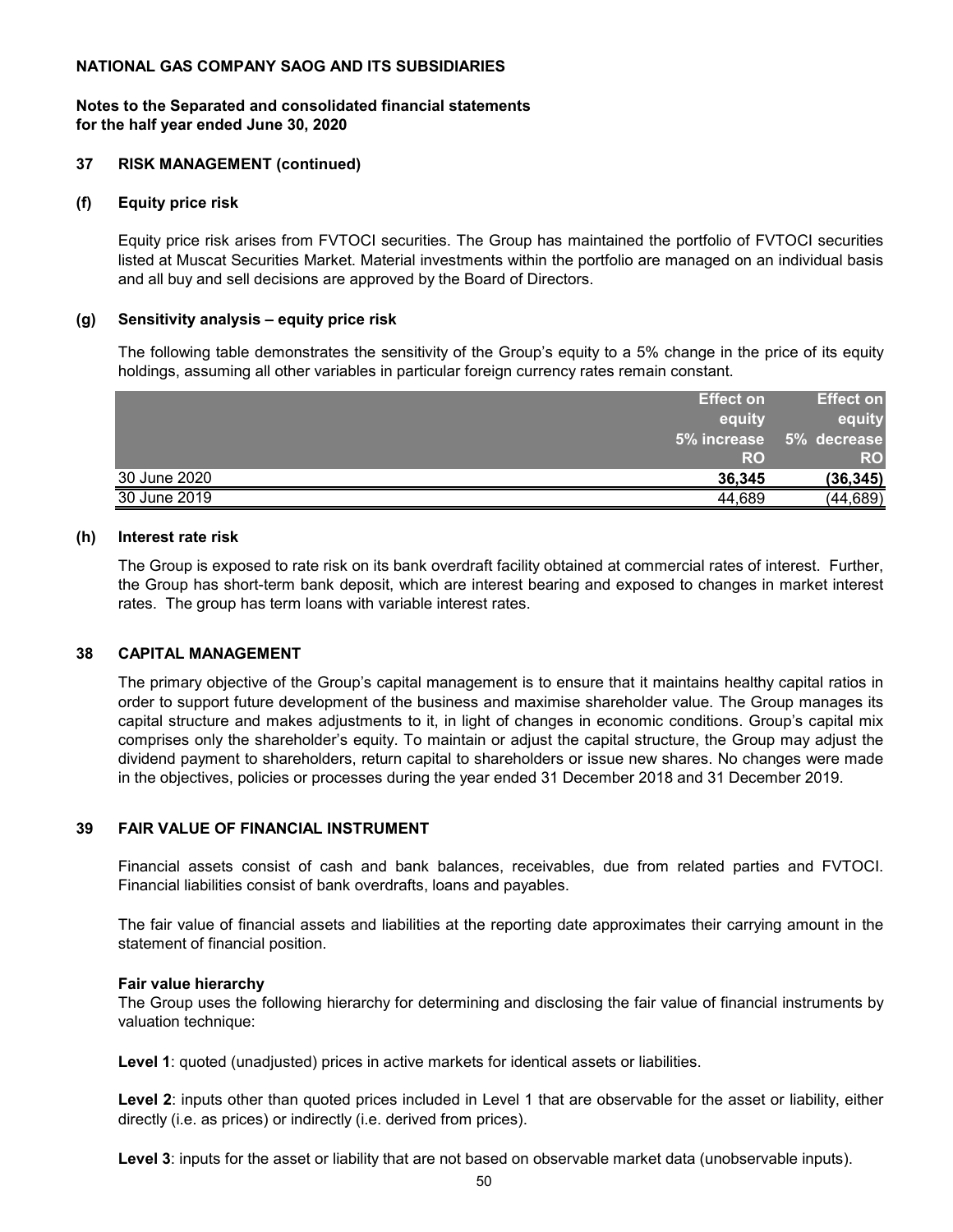**NATIONAL GAS COMPANY SAOG AND ITS SUBSIDIARIES**

**Notes to the Separated and consolidated financial statements for the half year ended June 30, 2020**

## 37 RISK MANAGEMENT (continued)

### (f) Equity price risk

Equity price risk arises from FVTOCI securities. The Group has maintained the portfolio of FVTOCI securities listed at Muscat Securities Market. Material investments within the portfolio are managed on an individual basis and all buy and sell decisions are approved by the Board of Directors.

### (g) Sensitivity analysis – equity price risk

The following table demonstrates the sensitivity of the Group's equity to a 5% change in the price of its equity holdings, assuming all other variables in particular foreign currency rates remain constant.

| | Effect on equity 5% increase RO | Effect on equity 5% decrease RO |
|---|---|---|
| 30 June 2020 | **36,345** | **(36,345)** |
| 30 June 2019 | 44,689 | (44,689) |

### (h) Interest rate risk

The Group is exposed to rate risk on its bank overdraft facility obtained at commercial rates of interest. Further, the Group has short-term bank deposit, which are interest bearing and exposed to changes in market interest rates. The group has term loans with variable interest rates.

## 38 CAPITAL MANAGEMENT

The primary objective of the Group's capital management is to ensure that it maintains healthy capital ratios in order to support future development of the business and maximise shareholder value. The Group manages its capital structure and makes adjustments to it, in light of changes in economic conditions. Group's capital mix comprises only the shareholder's equity. To maintain or adjust the capital structure, the Group may adjust the dividend payment to shareholders, return capital to shareholders or issue new shares. No changes were made in the objectives, policies or processes during the year ended 31 December 2018 and 31 December 2019.

## 39 FAIR VALUE OF FINANCIAL INSTRUMENT

Financial assets consist of cash and bank balances, receivables, due from related parties and FVTOCI. Financial liabilities consist of bank overdrafts, loans and payables.

The fair value of financial assets and liabilities at the reporting date approximates their carrying amount in the statement of financial position.

**Fair value hierarchy**

The Group uses the following hierarchy for determining and disclosing the fair value of financial instruments by valuation technique:

**Level 1**: quoted (unadjusted) prices in active markets for identical assets or liabilities.

**Level 2**: inputs other than quoted prices included in Level 1 that are observable for the asset or liability, either directly (i.e. as prices) or indirectly (i.e. derived from prices).

**Level 3**: inputs for the asset or liability that are not based on observable market data (unobservable inputs).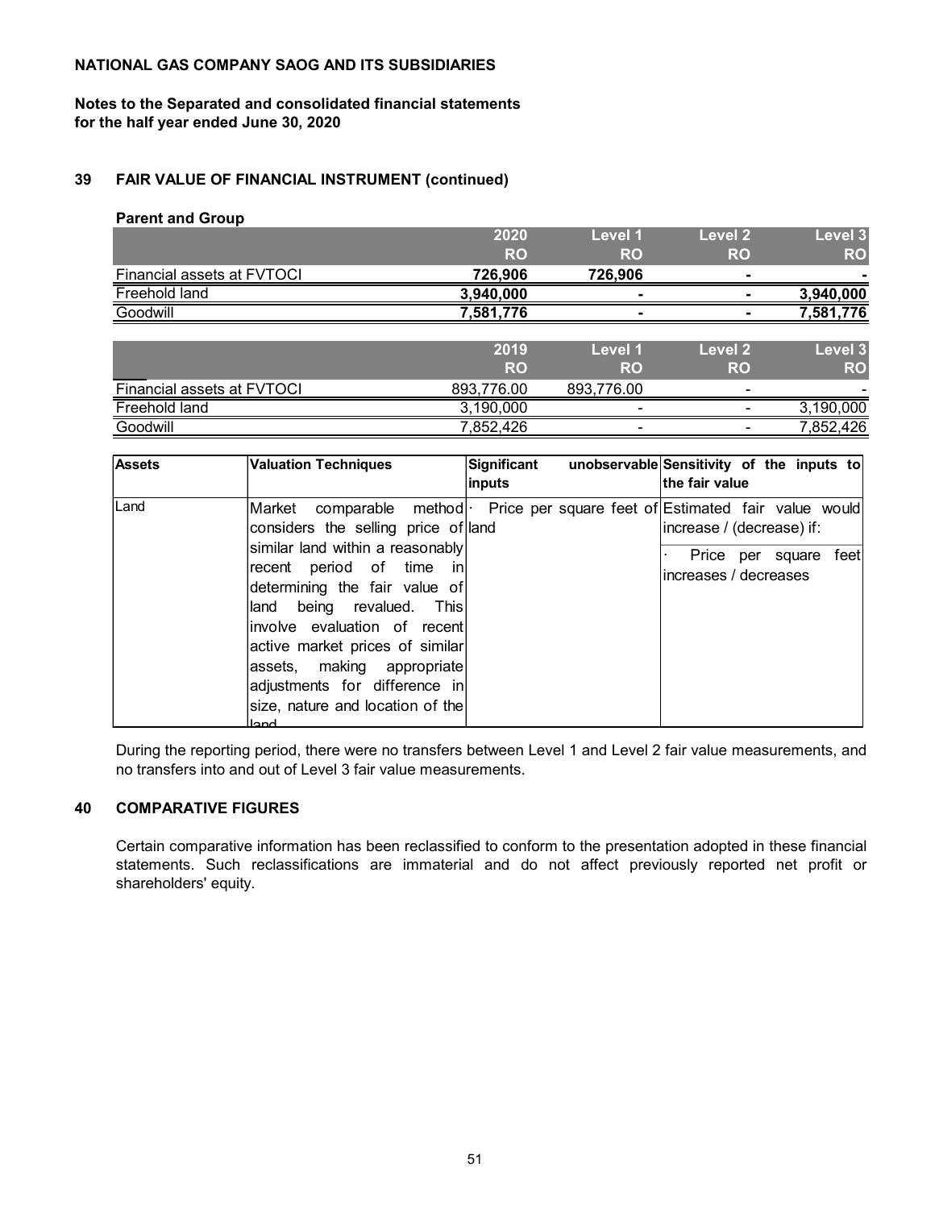**NATIONAL GAS COMPANY SAOG AND ITS SUBSIDIARIES**

**Notes to the Separated and consolidated financial statements for the half year ended June 30, 2020**

## 39 FAIR VALUE OF FINANCIAL INSTRUMENT (continued)

**Parent and Group**

| | 2020 RO | Level 1 RO | Level 2 RO | Level 3 RO |
|---|---|---|---|---|
| Financial assets at FVTOCI | **726,906** | **726,906** | **-** | **-** |
| Freehold land | **3,940,000** | **-** | **-** | **3,940,000** |
| Goodwill | **7,581,776** | **-** | **-** | **7,581,776** |

| | 2019 RO | Level 1 RO | Level 2 RO | Level 3 RO |
|---|---|---|---|---|
| Financial assets at FVTOCI | 893,776.00 | 893,776.00 | - | - |
| Freehold land | 3,190,000 | - | - | 3,190,000 |
| Goodwill | 7,852,426 | - | - | 7,852,426 |

| Assets | Valuation Techniques | Significant unobservable inputs | Sensitivity of the inputs to the fair value |
|---|---|---|---|
| Land | Market comparable method considers the selling price of similar land within a reasonably recent period of time in determining the fair value of land being revalued. This involve evaluation of recent active market prices of similar assets, making appropriate adjustments for difference in size, nature and location of the land | · Price per square feet of land | Estimated fair value would increase / (decrease) if: · Price per square feet increases / decreases |

During the reporting period, there were no transfers between Level 1 and Level 2 fair value measurements, and no transfers into and out of Level 3 fair value measurements.

## 40 COMPARATIVE FIGURES

Certain comparative information has been reclassified to conform to the presentation adopted in these financial statements. Such reclassifications are immaterial and do not affect previously reported net profit or shareholders' equity.